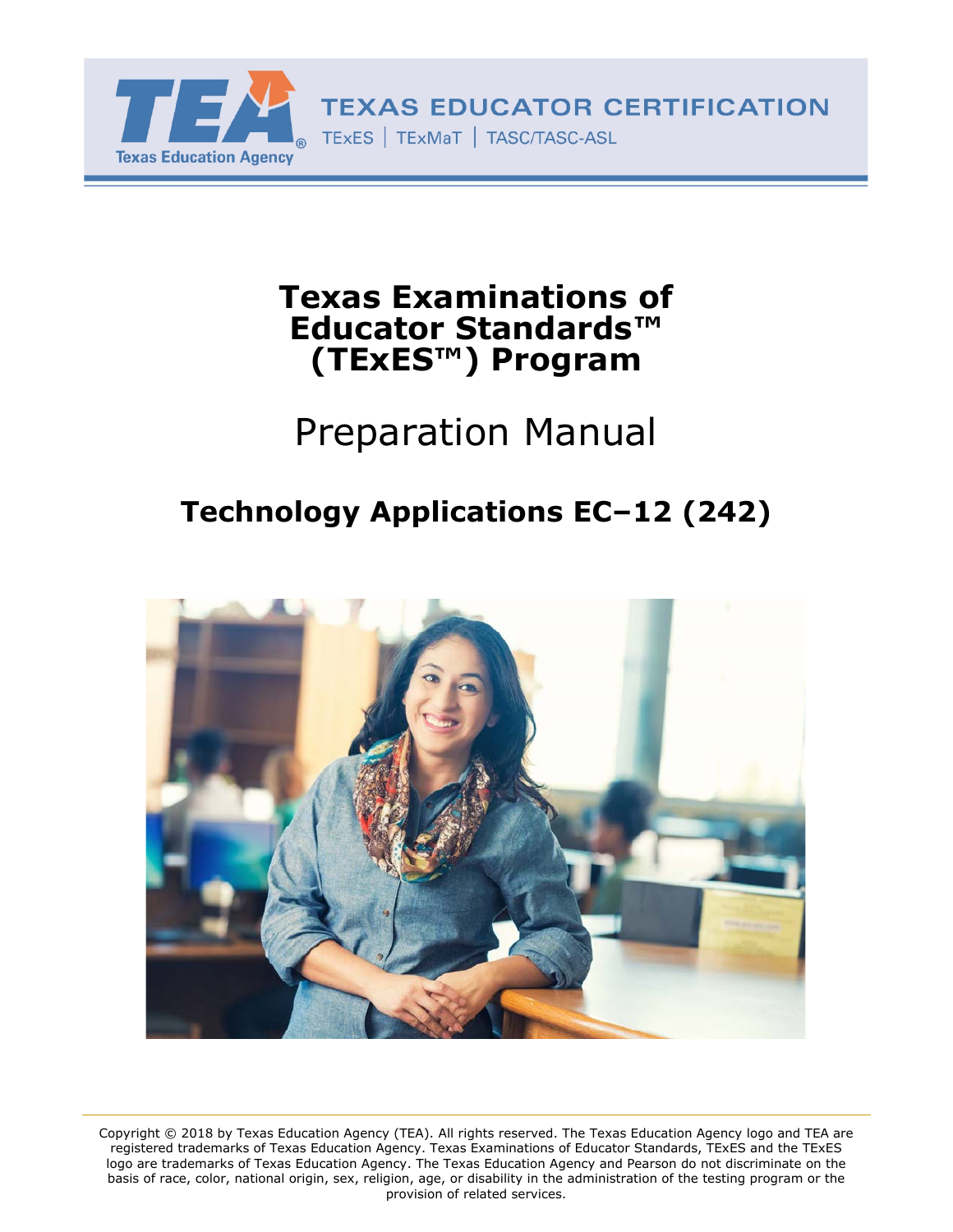TEXAS EDUCATOR CERTIFICATION

TExES | TExMaT | TASC/TASC-ASL

# Texas Examinations of Educator Standards™ (TExES™) Program

## Preparation Manual

## Technology Applications EC–12 (242)

Copyright © 2018 by Texas Education Agency (TEA). All rights reserved. The Texas Education Agency logo and TEA are registered trademarks of Texas Education Agency. Texas Examinations of Educator Standards, TExES and the TExES logo are trademarks of Texas Education Agency. The Texas Education Agency and Pearson do not discriminate on the basis of race, color, national origin, sex, religion, age, or disability in the administration of the testing program or the provision of related services.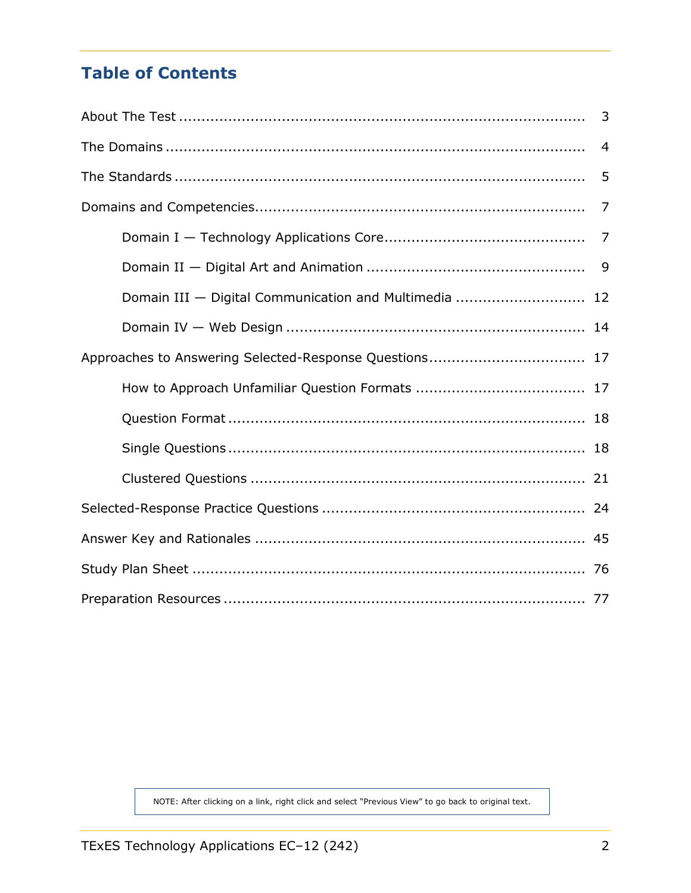## Table of Contents

- About The Test ........ 3
- The Domains ........ 4
- The Standards ........ 5
- Domains and Competencies ........ 7
  - Domain I — Technology Applications Core ........ 7
  - Domain II — Digital Art and Animation ........ 9
  - Domain III — Digital Communication and Multimedia ........ 12
  - Domain IV — Web Design ........ 14
- Approaches to Answering Selected-Response Questions ........ 17
  - How to Approach Unfamiliar Question Formats ........ 17
  - Question Format ........ 18
  - Single Questions ........ 18
  - Clustered Questions ........ 21
- Selected-Response Practice Questions ........ 24
- Answer Key and Rationales ........ 45
- Study Plan Sheet ........ 76
- Preparation Resources ........ 77

NOTE: After clicking on a link, right click and select "Previous View" to go back to original text.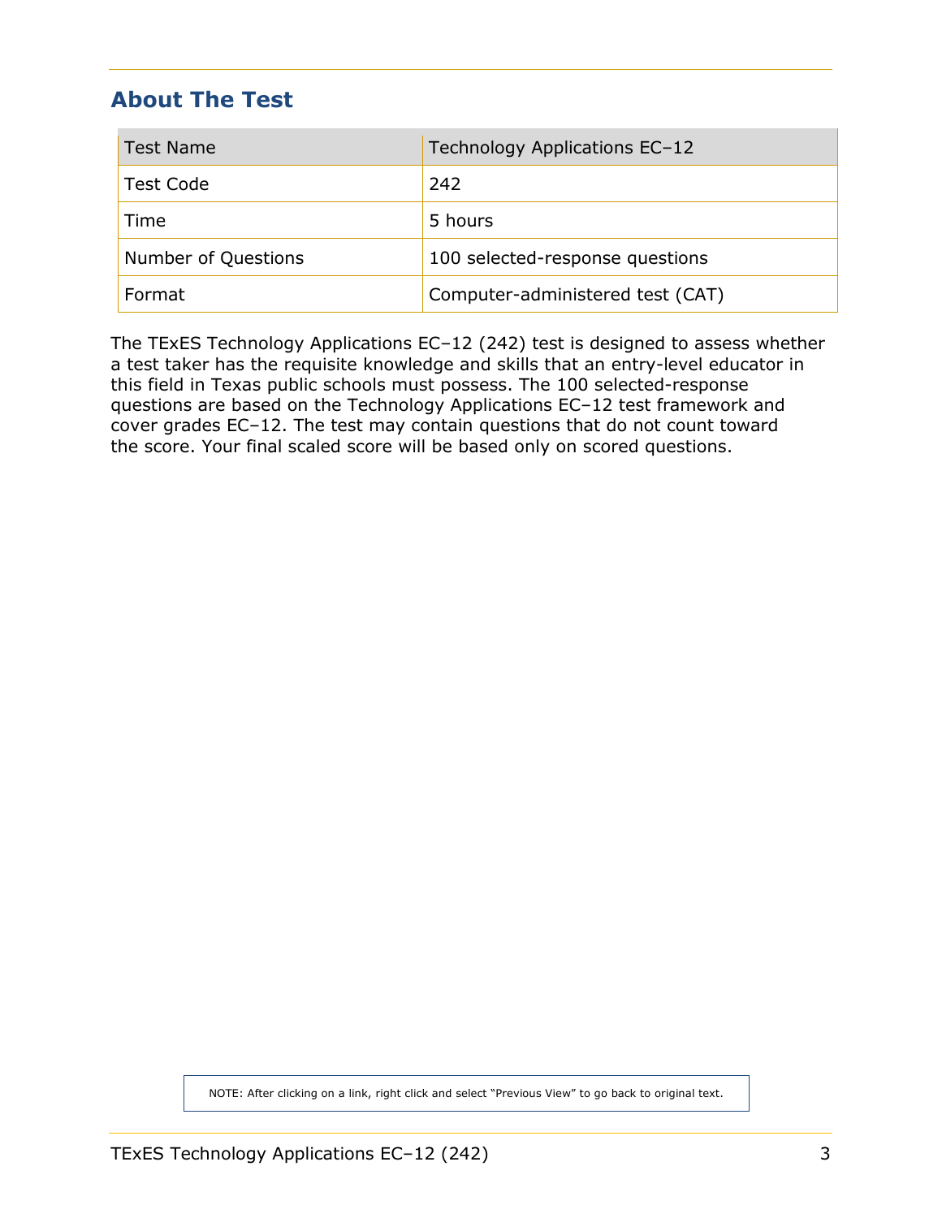## About The Test

| Test Name | Technology Applications EC–12 |
|---|---|
| Test Code | 242 |
| Time | 5 hours |
| Number of Questions | 100 selected-response questions |
| Format | Computer-administered test (CAT) |

The TExES Technology Applications EC–12 (242) test is designed to assess whether a test taker has the requisite knowledge and skills that an entry-level educator in this field in Texas public schools must possess. The 100 selected-response questions are based on the Technology Applications EC–12 test framework and cover grades EC–12. The test may contain questions that do not count toward the score. Your final scaled score will be based only on scored questions.

NOTE: After clicking on a link, right click and select "Previous View" to go back to original text.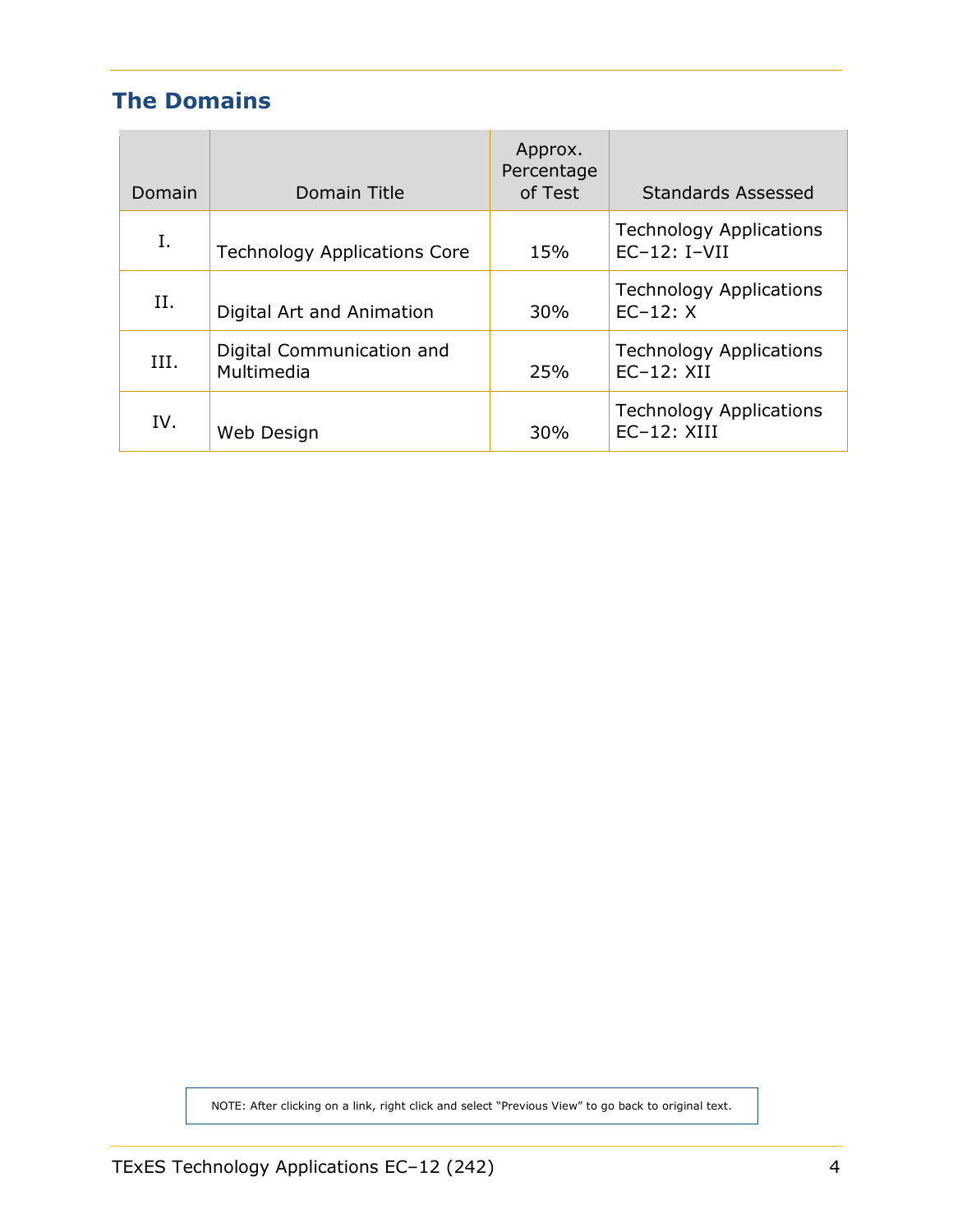## The Domains

| Domain | Domain Title | Approx. Percentage of Test | Standards Assessed |
|---|---|---|---|
| I. | Technology Applications Core | 15% | Technology Applications EC–12: I–VII |
| II. | Digital Art and Animation | 30% | Technology Applications EC–12: X |
| III. | Digital Communication and Multimedia | 25% | Technology Applications EC–12: XII |
| IV. | Web Design | 30% | Technology Applications EC–12: XIII |

NOTE: After clicking on a link, right click and select "Previous View" to go back to original text.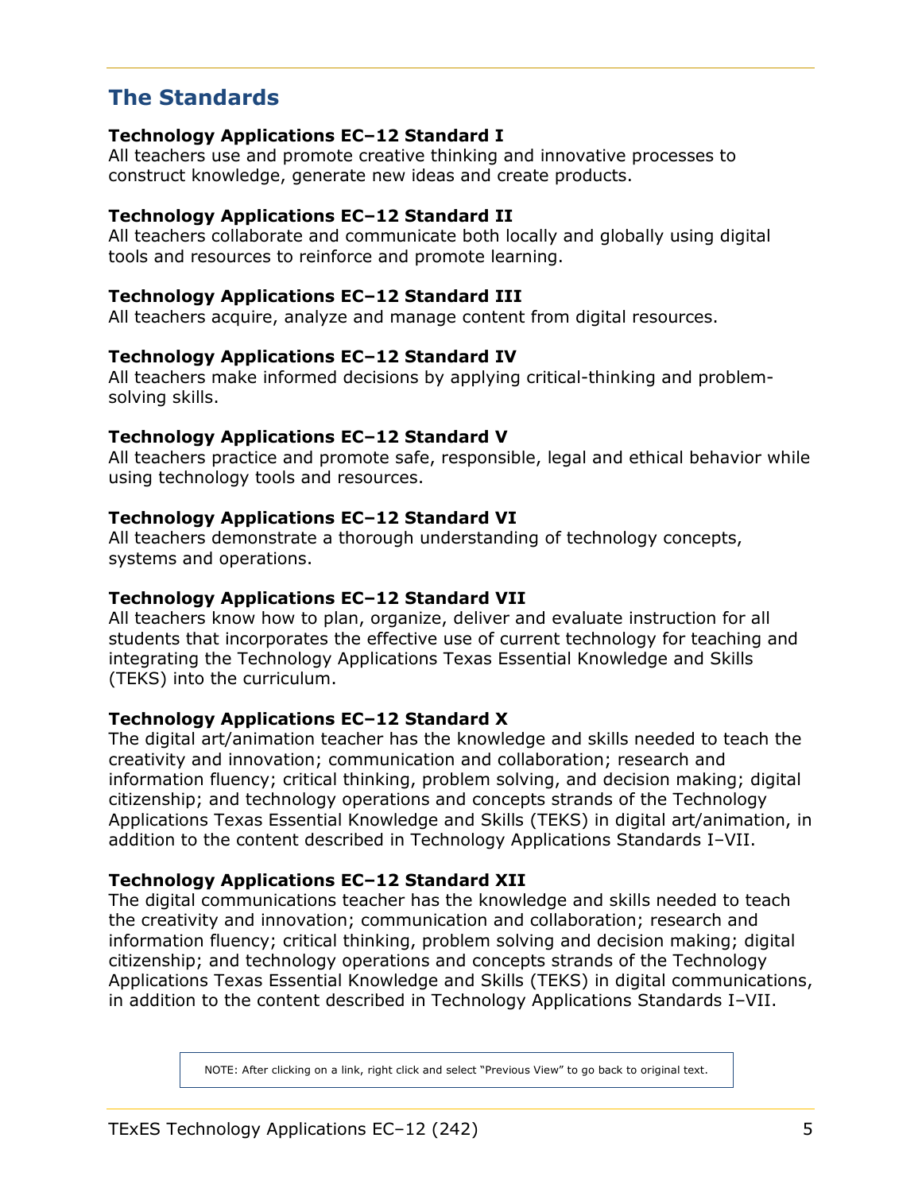## The Standards

**Technology Applications EC–12 Standard I**
All teachers use and promote creative thinking and innovative processes to construct knowledge, generate new ideas and create products.

**Technology Applications EC–12 Standard II**
All teachers collaborate and communicate both locally and globally using digital tools and resources to reinforce and promote learning.

**Technology Applications EC–12 Standard III**
All teachers acquire, analyze and manage content from digital resources.

**Technology Applications EC–12 Standard IV**
All teachers make informed decisions by applying critical-thinking and problem-solving skills.

**Technology Applications EC–12 Standard V**
All teachers practice and promote safe, responsible, legal and ethical behavior while using technology tools and resources.

**Technology Applications EC–12 Standard VI**
All teachers demonstrate a thorough understanding of technology concepts, systems and operations.

**Technology Applications EC–12 Standard VII**
All teachers know how to plan, organize, deliver and evaluate instruction for all students that incorporates the effective use of current technology for teaching and integrating the Technology Applications Texas Essential Knowledge and Skills (TEKS) into the curriculum.

**Technology Applications EC–12 Standard X**
The digital art/animation teacher has the knowledge and skills needed to teach the creativity and innovation; communication and collaboration; research and information fluency; critical thinking, problem solving, and decision making; digital citizenship; and technology operations and concepts strands of the Technology Applications Texas Essential Knowledge and Skills (TEKS) in digital art/animation, in addition to the content described in Technology Applications Standards I–VII.

**Technology Applications EC–12 Standard XII**
The digital communications teacher has the knowledge and skills needed to teach the creativity and innovation; communication and collaboration; research and information fluency; critical thinking, problem solving and decision making; digital citizenship; and technology operations and concepts strands of the Technology Applications Texas Essential Knowledge and Skills (TEKS) in digital communications, in addition to the content described in Technology Applications Standards I–VII.

NOTE: After clicking on a link, right click and select "Previous View" to go back to original text.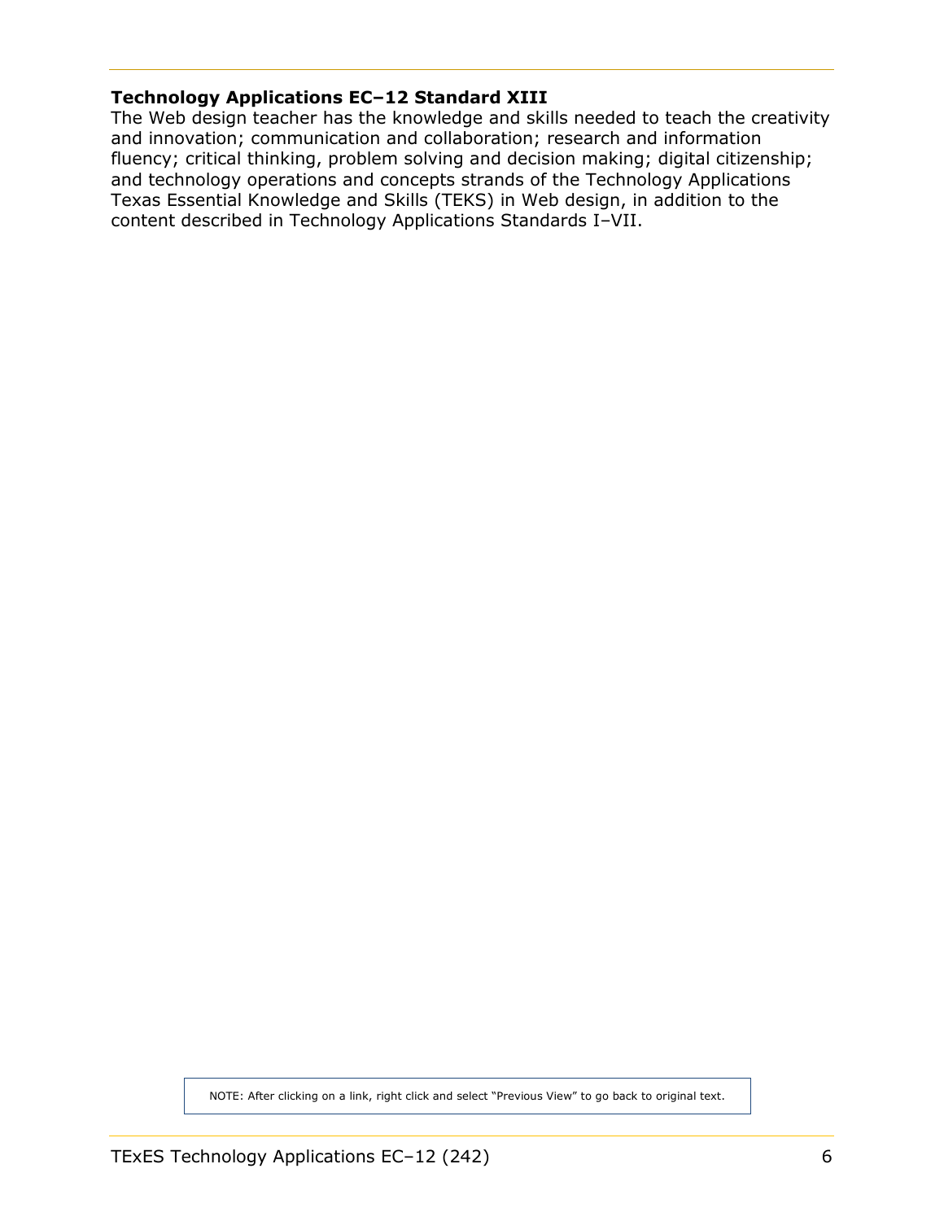**Technology Applications EC–12 Standard XIII**
The Web design teacher has the knowledge and skills needed to teach the creativity and innovation; communication and collaboration; research and information fluency; critical thinking, problem solving and decision making; digital citizenship; and technology operations and concepts strands of the Technology Applications Texas Essential Knowledge and Skills (TEKS) in Web design, in addition to the content described in Technology Applications Standards I–VII.

NOTE: After clicking on a link, right click and select "Previous View" to go back to original text.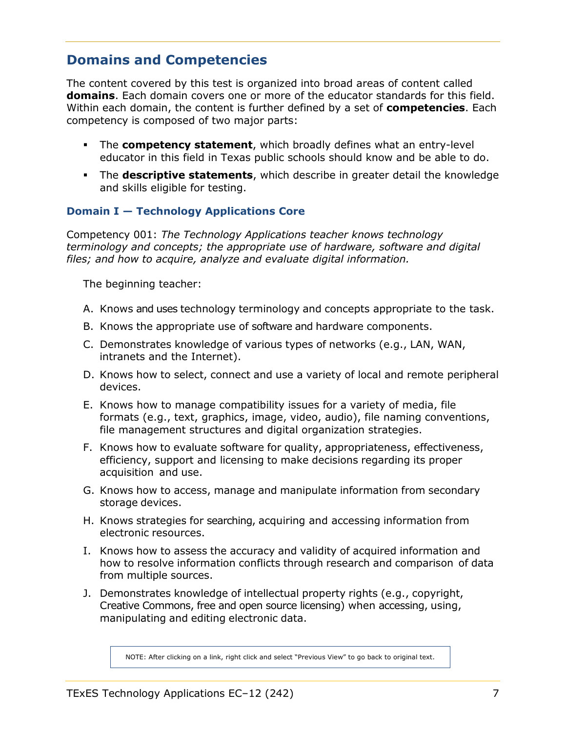## Domains and Competencies

The content covered by this test is organized into broad areas of content called **domains**. Each domain covers one or more of the educator standards for this field. Within each domain, the content is further defined by a set of **competencies**. Each competency is composed of two major parts:

- The **competency statement**, which broadly defines what an entry-level educator in this field in Texas public schools should know and be able to do.
- The **descriptive statements**, which describe in greater detail the knowledge and skills eligible for testing.

### Domain I — Technology Applications Core

Competency 001: *The Technology Applications teacher knows technology terminology and concepts; the appropriate use of hardware, software and digital files; and how to acquire, analyze and evaluate digital information.*

The beginning teacher:

A. Knows and uses technology terminology and concepts appropriate to the task.

B. Knows the appropriate use of software and hardware components.

C. Demonstrates knowledge of various types of networks (e.g., LAN, WAN, intranets and the Internet).

D. Knows how to select, connect and use a variety of local and remote peripheral devices.

E. Knows how to manage compatibility issues for a variety of media, file formats (e.g., text, graphics, image, video, audio), file naming conventions, file management structures and digital organization strategies.

F. Knows how to evaluate software for quality, appropriateness, effectiveness, efficiency, support and licensing to make decisions regarding its proper acquisition and use.

G. Knows how to access, manage and manipulate information from secondary storage devices.

H. Knows strategies for searching, acquiring and accessing information from electronic resources.

I. Knows how to assess the accuracy and validity of acquired information and how to resolve information conflicts through research and comparison of data from multiple sources.

J. Demonstrates knowledge of intellectual property rights (e.g., copyright, Creative Commons, free and open source licensing) when accessing, using, manipulating and editing electronic data.

NOTE: After clicking on a link, right click and select "Previous View" to go back to original text.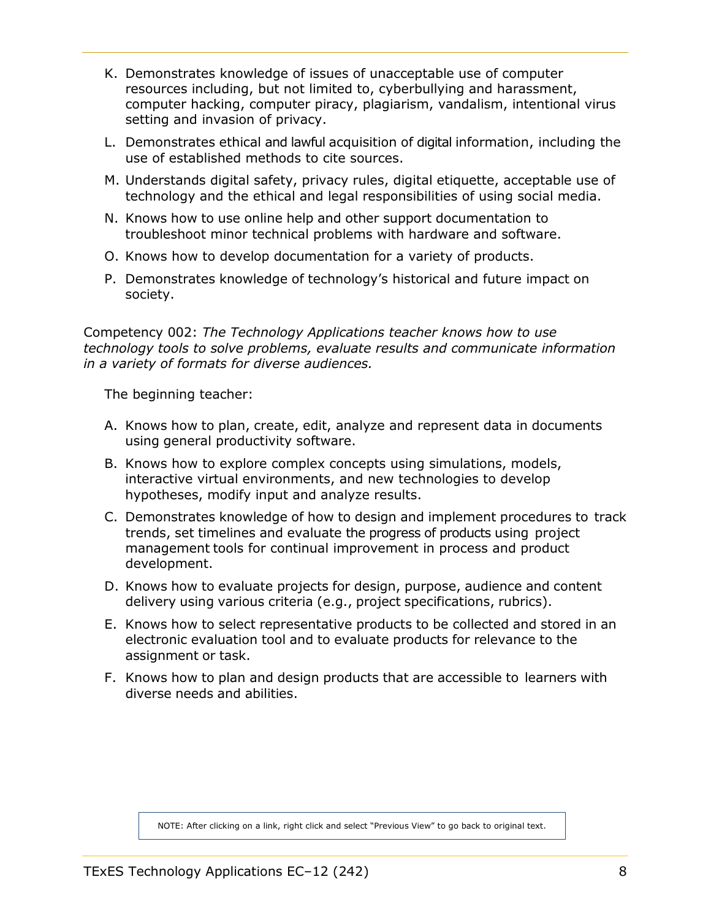K. Demonstrates knowledge of issues of unacceptable use of computer resources including, but not limited to, cyberbullying and harassment, computer hacking, computer piracy, plagiarism, vandalism, intentional virus setting and invasion of privacy.

L. Demonstrates ethical and lawful acquisition of digital information, including the use of established methods to cite sources.

M. Understands digital safety, privacy rules, digital etiquette, acceptable use of technology and the ethical and legal responsibilities of using social media.

N. Knows how to use online help and other support documentation to troubleshoot minor technical problems with hardware and software.

O. Knows how to develop documentation for a variety of products.

P. Demonstrates knowledge of technology's historical and future impact on society.

Competency 002: *The Technology Applications teacher knows how to use technology tools to solve problems, evaluate results and communicate information in a variety of formats for diverse audiences.*

The beginning teacher:

A. Knows how to plan, create, edit, analyze and represent data in documents using general productivity software.

B. Knows how to explore complex concepts using simulations, models, interactive virtual environments, and new technologies to develop hypotheses, modify input and analyze results.

C. Demonstrates knowledge of how to design and implement procedures to track trends, set timelines and evaluate the progress of products using project management tools for continual improvement in process and product development.

D. Knows how to evaluate projects for design, purpose, audience and content delivery using various criteria (e.g., project specifications, rubrics).

E. Knows how to select representative products to be collected and stored in an electronic evaluation tool and to evaluate products for relevance to the assignment or task.

F. Knows how to plan and design products that are accessible to learners with diverse needs and abilities.

NOTE: After clicking on a link, right click and select "Previous View" to go back to original text.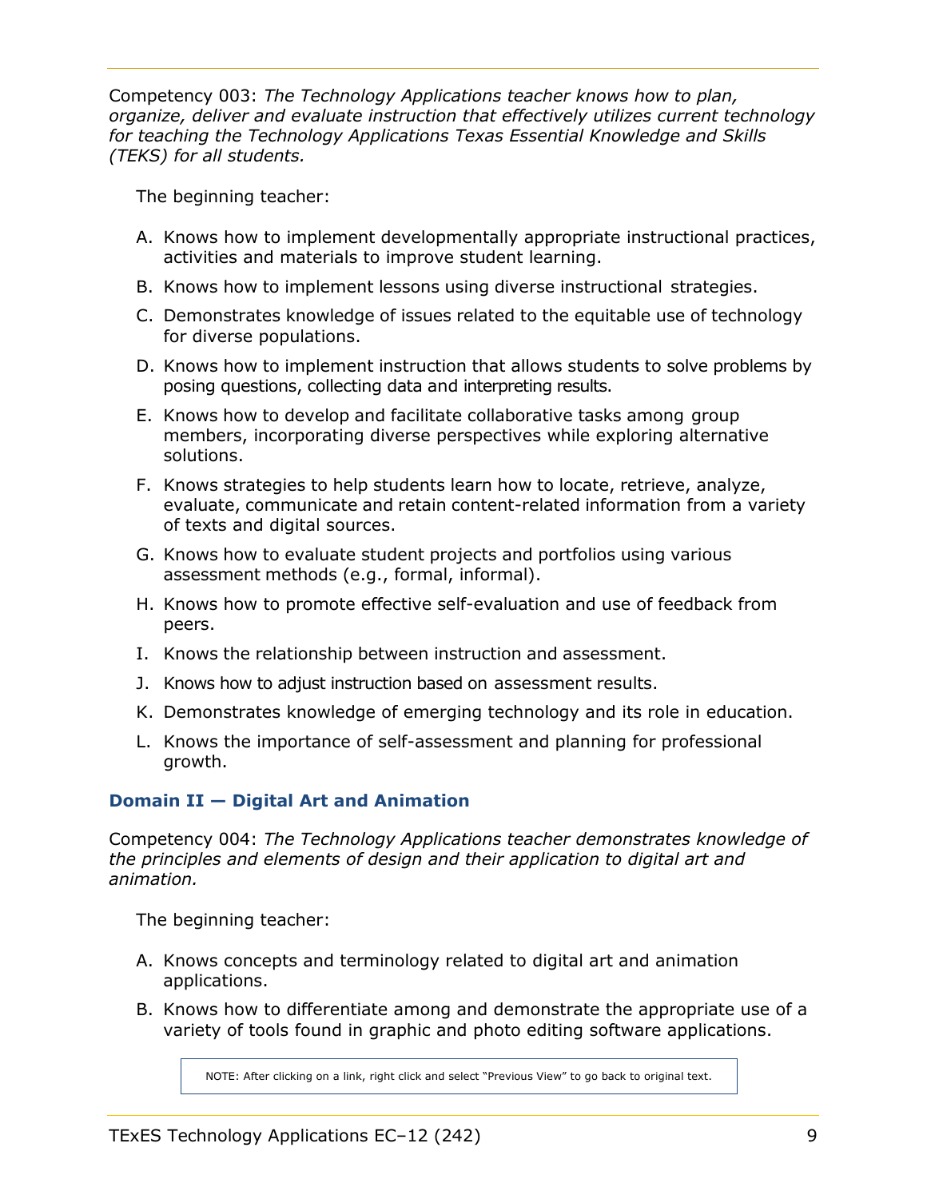Competency 003: *The Technology Applications teacher knows how to plan, organize, deliver and evaluate instruction that effectively utilizes current technology for teaching the Technology Applications Texas Essential Knowledge and Skills (TEKS) for all students.*

The beginning teacher:

A. Knows how to implement developmentally appropriate instructional practices, activities and materials to improve student learning.

B. Knows how to implement lessons using diverse instructional strategies.

C. Demonstrates knowledge of issues related to the equitable use of technology for diverse populations.

D. Knows how to implement instruction that allows students to solve problems by posing questions, collecting data and interpreting results.

E. Knows how to develop and facilitate collaborative tasks among group members, incorporating diverse perspectives while exploring alternative solutions.

F. Knows strategies to help students learn how to locate, retrieve, analyze, evaluate, communicate and retain content-related information from a variety of texts and digital sources.

G. Knows how to evaluate student projects and portfolios using various assessment methods (e.g., formal, informal).

H. Knows how to promote effective self-evaluation and use of feedback from peers.

I. Knows the relationship between instruction and assessment.

J. Knows how to adjust instruction based on assessment results.

K. Demonstrates knowledge of emerging technology and its role in education.

L. Knows the importance of self-assessment and planning for professional growth.

## Domain II — Digital Art and Animation

Competency 004: *The Technology Applications teacher demonstrates knowledge of the principles and elements of design and their application to digital art and animation.*

The beginning teacher:

A. Knows concepts and terminology related to digital art and animation applications.

B. Knows how to differentiate among and demonstrate the appropriate use of a variety of tools found in graphic and photo editing software applications.

NOTE: After clicking on a link, right click and select "Previous View" to go back to original text.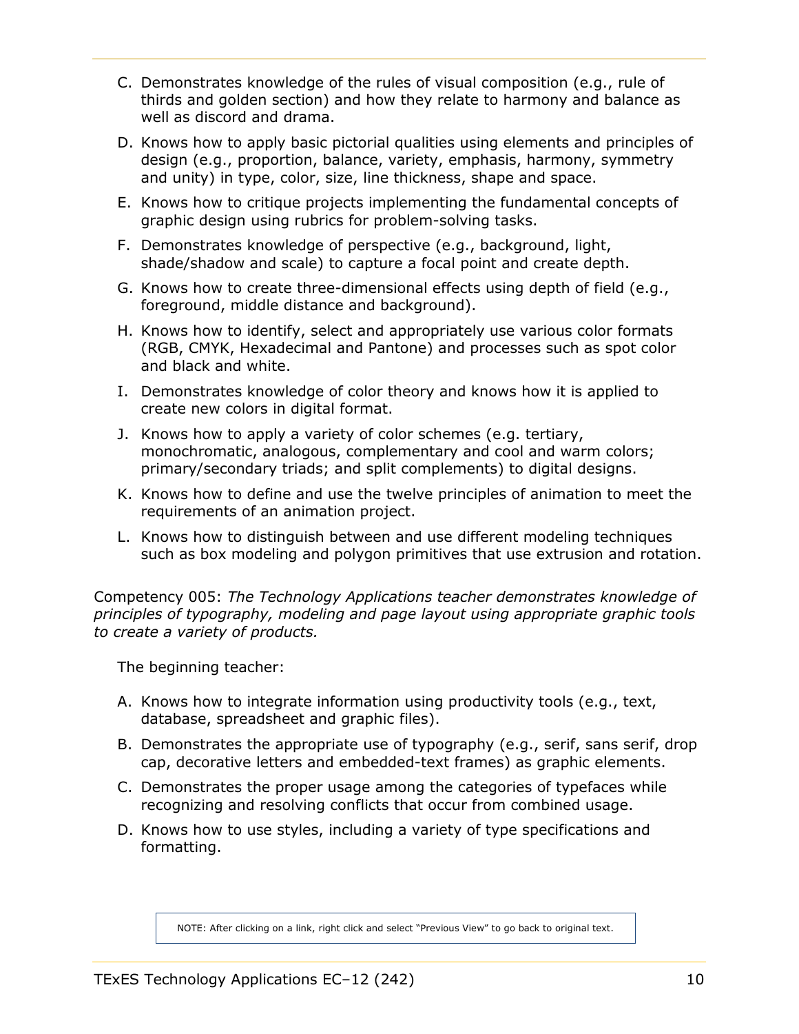C. Demonstrates knowledge of the rules of visual composition (e.g., rule of thirds and golden section) and how they relate to harmony and balance as well as discord and drama.

D. Knows how to apply basic pictorial qualities using elements and principles of design (e.g., proportion, balance, variety, emphasis, harmony, symmetry and unity) in type, color, size, line thickness, shape and space.

E. Knows how to critique projects implementing the fundamental concepts of graphic design using rubrics for problem-solving tasks.

F. Demonstrates knowledge of perspective (e.g., background, light, shade/shadow and scale) to capture a focal point and create depth.

G. Knows how to create three-dimensional effects using depth of field (e.g., foreground, middle distance and background).

H. Knows how to identify, select and appropriately use various color formats (RGB, CMYK, Hexadecimal and Pantone) and processes such as spot color and black and white.

I. Demonstrates knowledge of color theory and knows how it is applied to create new colors in digital format.

J. Knows how to apply a variety of color schemes (e.g. tertiary, monochromatic, analogous, complementary and cool and warm colors; primary/secondary triads; and split complements) to digital designs.

K. Knows how to define and use the twelve principles of animation to meet the requirements of an animation project.

L. Knows how to distinguish between and use different modeling techniques such as box modeling and polygon primitives that use extrusion and rotation.

Competency 005: *The Technology Applications teacher demonstrates knowledge of principles of typography, modeling and page layout using appropriate graphic tools to create a variety of products.*

The beginning teacher:

A. Knows how to integrate information using productivity tools (e.g., text, database, spreadsheet and graphic files).

B. Demonstrates the appropriate use of typography (e.g., serif, sans serif, drop cap, decorative letters and embedded-text frames) as graphic elements.

C. Demonstrates the proper usage among the categories of typefaces while recognizing and resolving conflicts that occur from combined usage.

D. Knows how to use styles, including a variety of type specifications and formatting.

NOTE: After clicking on a link, right click and select "Previous View" to go back to original text.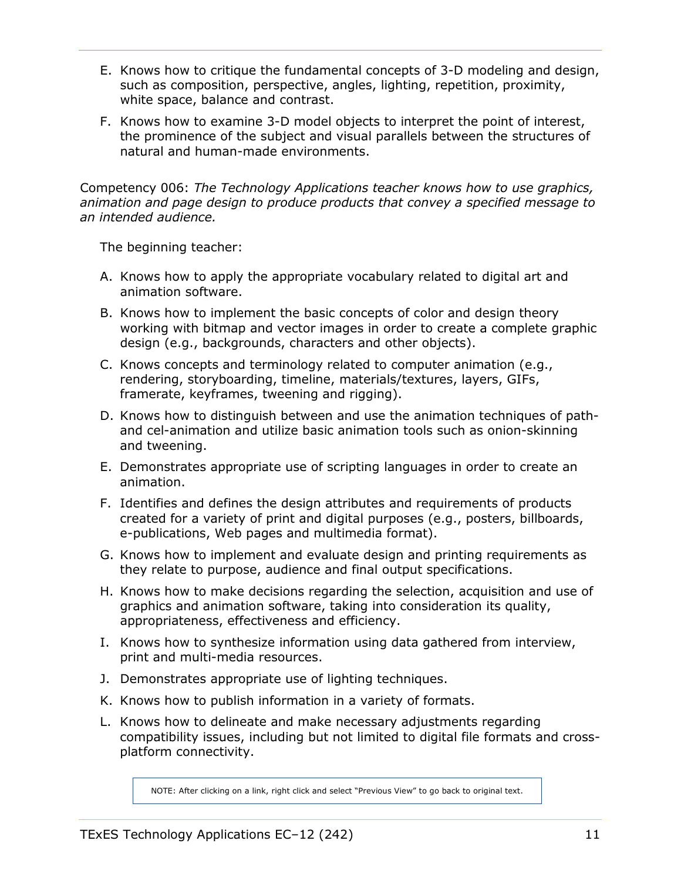E. Knows how to critique the fundamental concepts of 3-D modeling and design, such as composition, perspective, angles, lighting, repetition, proximity, white space, balance and contrast.

F. Knows how to examine 3-D model objects to interpret the point of interest, the prominence of the subject and visual parallels between the structures of natural and human-made environments.

Competency 006: *The Technology Applications teacher knows how to use graphics, animation and page design to produce products that convey a specified message to an intended audience.*

The beginning teacher:

A. Knows how to apply the appropriate vocabulary related to digital art and animation software.

B. Knows how to implement the basic concepts of color and design theory working with bitmap and vector images in order to create a complete graphic design (e.g., backgrounds, characters and other objects).

C. Knows concepts and terminology related to computer animation (e.g., rendering, storyboarding, timeline, materials/textures, layers, GIFs, framerate, keyframes, tweening and rigging).

D. Knows how to distinguish between and use the animation techniques of path- and cel-animation and utilize basic animation tools such as onion-skinning and tweening.

E. Demonstrates appropriate use of scripting languages in order to create an animation.

F. Identifies and defines the design attributes and requirements of products created for a variety of print and digital purposes (e.g., posters, billboards, e-publications, Web pages and multimedia format).

G. Knows how to implement and evaluate design and printing requirements as they relate to purpose, audience and final output specifications.

H. Knows how to make decisions regarding the selection, acquisition and use of graphics and animation software, taking into consideration its quality, appropriateness, effectiveness and efficiency.

I. Knows how to synthesize information using data gathered from interview, print and multi-media resources.

J. Demonstrates appropriate use of lighting techniques.

K. Knows how to publish information in a variety of formats.

L. Knows how to delineate and make necessary adjustments regarding compatibility issues, including but not limited to digital file formats and cross-platform connectivity.

NOTE: After clicking on a link, right click and select "Previous View" to go back to original text.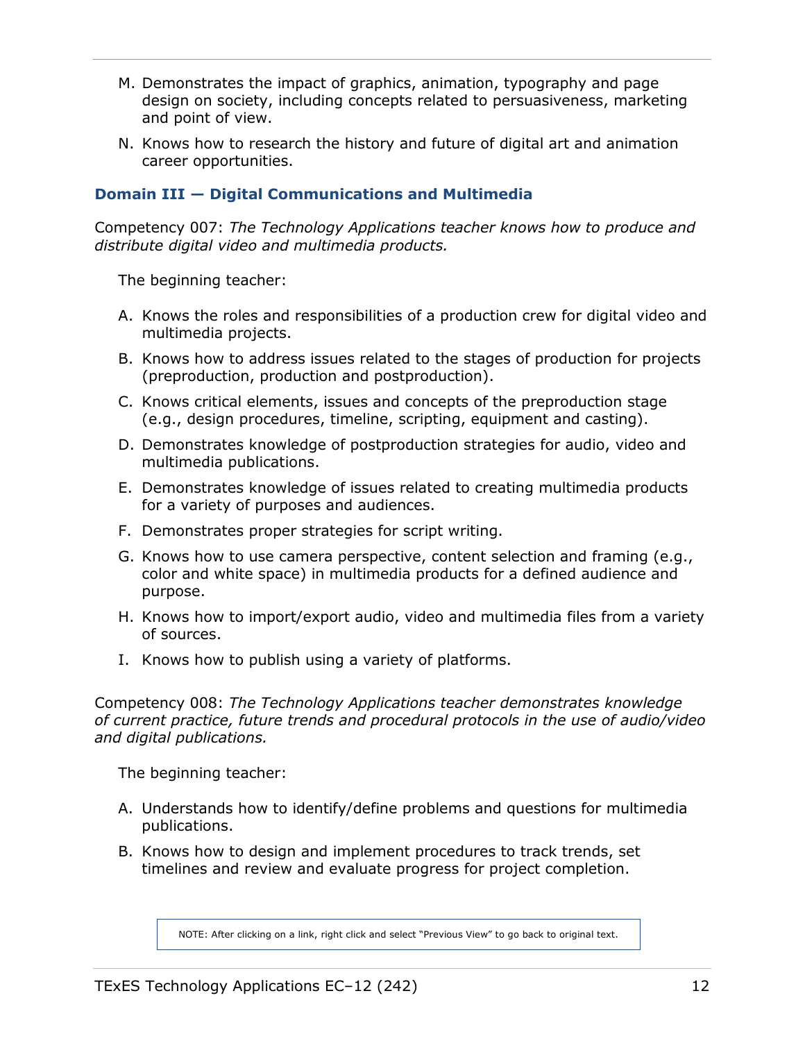M. Demonstrates the impact of graphics, animation, typography and page design on society, including concepts related to persuasiveness, marketing and point of view.

N. Knows how to research the history and future of digital art and animation career opportunities.

### Domain III — Digital Communications and Multimedia

Competency 007: *The Technology Applications teacher knows how to produce and distribute digital video and multimedia products.*

The beginning teacher:

A. Knows the roles and responsibilities of a production crew for digital video and multimedia projects.

B. Knows how to address issues related to the stages of production for projects (preproduction, production and postproduction).

C. Knows critical elements, issues and concepts of the preproduction stage (e.g., design procedures, timeline, scripting, equipment and casting).

D. Demonstrates knowledge of postproduction strategies for audio, video and multimedia publications.

E. Demonstrates knowledge of issues related to creating multimedia products for a variety of purposes and audiences.

F. Demonstrates proper strategies for script writing.

G. Knows how to use camera perspective, content selection and framing (e.g., color and white space) in multimedia products for a defined audience and purpose.

H. Knows how to import/export audio, video and multimedia files from a variety of sources.

I. Knows how to publish using a variety of platforms.

Competency 008: *The Technology Applications teacher demonstrates knowledge of current practice, future trends and procedural protocols in the use of audio/video and digital publications.*

The beginning teacher:

A. Understands how to identify/define problems and questions for multimedia publications.

B. Knows how to design and implement procedures to track trends, set timelines and review and evaluate progress for project completion.

NOTE: After clicking on a link, right click and select "Previous View" to go back to original text.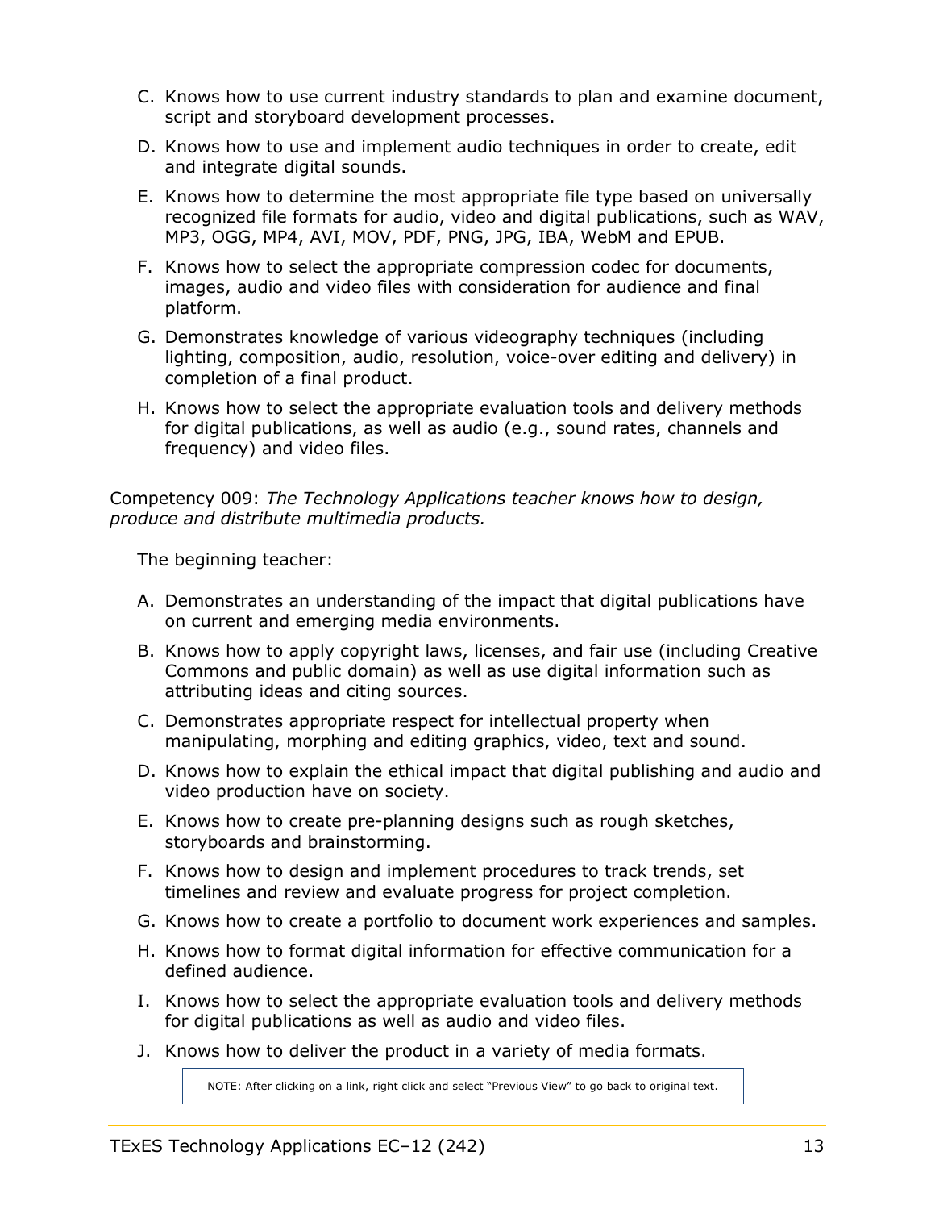C. Knows how to use current industry standards to plan and examine document, script and storyboard development processes.

D. Knows how to use and implement audio techniques in order to create, edit and integrate digital sounds.

E. Knows how to determine the most appropriate file type based on universally recognized file formats for audio, video and digital publications, such as WAV, MP3, OGG, MP4, AVI, MOV, PDF, PNG, JPG, IBA, WebM and EPUB.

F. Knows how to select the appropriate compression codec for documents, images, audio and video files with consideration for audience and final platform.

G. Demonstrates knowledge of various videography techniques (including lighting, composition, audio, resolution, voice-over editing and delivery) in completion of a final product.

H. Knows how to select the appropriate evaluation tools and delivery methods for digital publications, as well as audio (e.g., sound rates, channels and frequency) and video files.

Competency 009: *The Technology Applications teacher knows how to design, produce and distribute multimedia products.*

The beginning teacher:

A. Demonstrates an understanding of the impact that digital publications have on current and emerging media environments.

B. Knows how to apply copyright laws, licenses, and fair use (including Creative Commons and public domain) as well as use digital information such as attributing ideas and citing sources.

C. Demonstrates appropriate respect for intellectual property when manipulating, morphing and editing graphics, video, text and sound.

D. Knows how to explain the ethical impact that digital publishing and audio and video production have on society.

E. Knows how to create pre-planning designs such as rough sketches, storyboards and brainstorming.

F. Knows how to design and implement procedures to track trends, set timelines and review and evaluate progress for project completion.

G. Knows how to create a portfolio to document work experiences and samples.

H. Knows how to format digital information for effective communication for a defined audience.

I. Knows how to select the appropriate evaluation tools and delivery methods for digital publications as well as audio and video files.

J. Knows how to deliver the product in a variety of media formats.

NOTE: After clicking on a link, right click and select "Previous View" to go back to original text.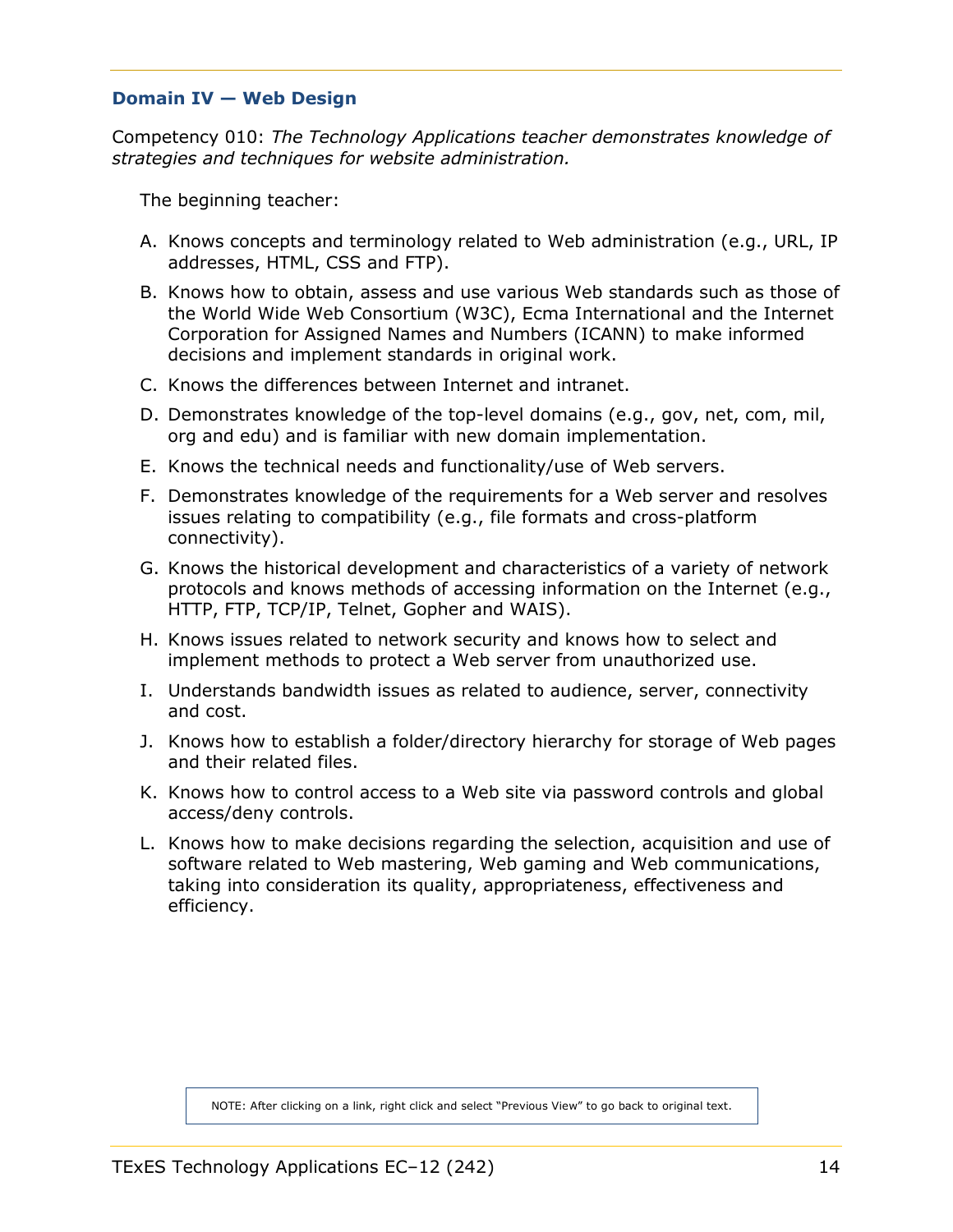## Domain IV — Web Design

Competency 010: *The Technology Applications teacher demonstrates knowledge of strategies and techniques for website administration.*

The beginning teacher:

A. Knows concepts and terminology related to Web administration (e.g., URL, IP addresses, HTML, CSS and FTP).

B. Knows how to obtain, assess and use various Web standards such as those of the World Wide Web Consortium (W3C), Ecma International and the Internet Corporation for Assigned Names and Numbers (ICANN) to make informed decisions and implement standards in original work.

C. Knows the differences between Internet and intranet.

D. Demonstrates knowledge of the top-level domains (e.g., gov, net, com, mil, org and edu) and is familiar with new domain implementation.

E. Knows the technical needs and functionality/use of Web servers.

F. Demonstrates knowledge of the requirements for a Web server and resolves issues relating to compatibility (e.g., file formats and cross-platform connectivity).

G. Knows the historical development and characteristics of a variety of network protocols and knows methods of accessing information on the Internet (e.g., HTTP, FTP, TCP/IP, Telnet, Gopher and WAIS).

H. Knows issues related to network security and knows how to select and implement methods to protect a Web server from unauthorized use.

I. Understands bandwidth issues as related to audience, server, connectivity and cost.

J. Knows how to establish a folder/directory hierarchy for storage of Web pages and their related files.

K. Knows how to control access to a Web site via password controls and global access/deny controls.

L. Knows how to make decisions regarding the selection, acquisition and use of software related to Web mastering, Web gaming and Web communications, taking into consideration its quality, appropriateness, effectiveness and efficiency.

NOTE: After clicking on a link, right click and select "Previous View" to go back to original text.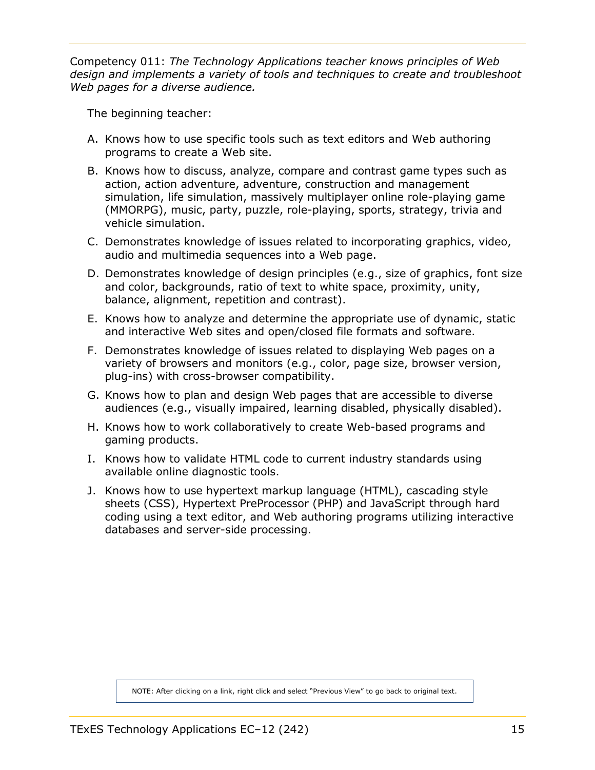Competency 011: *The Technology Applications teacher knows principles of Web design and implements a variety of tools and techniques to create and troubleshoot Web pages for a diverse audience.*

The beginning teacher:

A. Knows how to use specific tools such as text editors and Web authoring programs to create a Web site.

B. Knows how to discuss, analyze, compare and contrast game types such as action, action adventure, adventure, construction and management simulation, life simulation, massively multiplayer online role-playing game (MMORPG), music, party, puzzle, role-playing, sports, strategy, trivia and vehicle simulation.

C. Demonstrates knowledge of issues related to incorporating graphics, video, audio and multimedia sequences into a Web page.

D. Demonstrates knowledge of design principles (e.g., size of graphics, font size and color, backgrounds, ratio of text to white space, proximity, unity, balance, alignment, repetition and contrast).

E. Knows how to analyze and determine the appropriate use of dynamic, static and interactive Web sites and open/closed file formats and software.

F. Demonstrates knowledge of issues related to displaying Web pages on a variety of browsers and monitors (e.g., color, page size, browser version, plug-ins) with cross-browser compatibility.

G. Knows how to plan and design Web pages that are accessible to diverse audiences (e.g., visually impaired, learning disabled, physically disabled).

H. Knows how to work collaboratively to create Web-based programs and gaming products.

I. Knows how to validate HTML code to current industry standards using available online diagnostic tools.

J. Knows how to use hypertext markup language (HTML), cascading style sheets (CSS), Hypertext PreProcessor (PHP) and JavaScript through hard coding using a text editor, and Web authoring programs utilizing interactive databases and server-side processing.

NOTE: After clicking on a link, right click and select "Previous View" to go back to original text.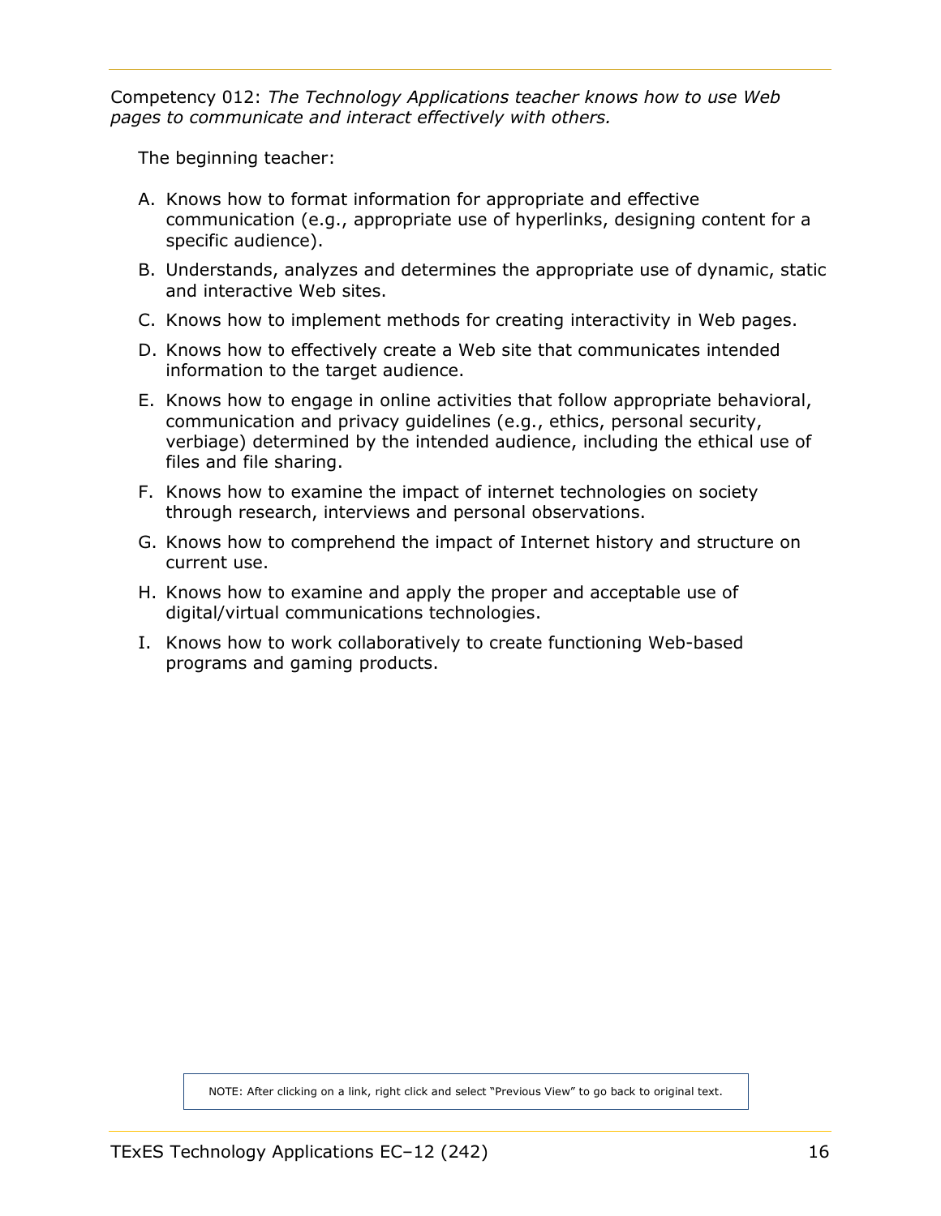Competency 012: *The Technology Applications teacher knows how to use Web pages to communicate and interact effectively with others.*

The beginning teacher:

A. Knows how to format information for appropriate and effective communication (e.g., appropriate use of hyperlinks, designing content for a specific audience).

B. Understands, analyzes and determines the appropriate use of dynamic, static and interactive Web sites.

C. Knows how to implement methods for creating interactivity in Web pages.

D. Knows how to effectively create a Web site that communicates intended information to the target audience.

E. Knows how to engage in online activities that follow appropriate behavioral, communication and privacy guidelines (e.g., ethics, personal security, verbiage) determined by the intended audience, including the ethical use of files and file sharing.

F. Knows how to examine the impact of internet technologies on society through research, interviews and personal observations.

G. Knows how to comprehend the impact of Internet history and structure on current use.

H. Knows how to examine and apply the proper and acceptable use of digital/virtual communications technologies.

I. Knows how to work collaboratively to create functioning Web-based programs and gaming products.

NOTE: After clicking on a link, right click and select "Previous View" to go back to original text.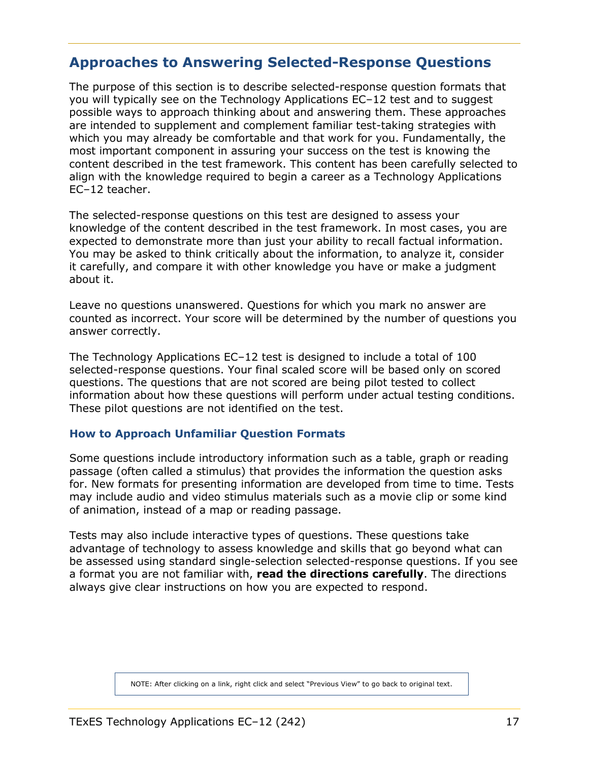## Approaches to Answering Selected-Response Questions

The purpose of this section is to describe selected-response question formats that you will typically see on the Technology Applications EC–12 test and to suggest possible ways to approach thinking about and answering them. These approaches are intended to supplement and complement familiar test-taking strategies with which you may already be comfortable and that work for you. Fundamentally, the most important component in assuring your success on the test is knowing the content described in the test framework. This content has been carefully selected to align with the knowledge required to begin a career as a Technology Applications EC–12 teacher.

The selected-response questions on this test are designed to assess your knowledge of the content described in the test framework. In most cases, you are expected to demonstrate more than just your ability to recall factual information. You may be asked to think critically about the information, to analyze it, consider it carefully, and compare it with other knowledge you have or make a judgment about it.

Leave no questions unanswered. Questions for which you mark no answer are counted as incorrect. Your score will be determined by the number of questions you answer correctly.

The Technology Applications EC–12 test is designed to include a total of 100 selected-response questions. Your final scaled score will be based only on scored questions. The questions that are not scored are being pilot tested to collect information about how these questions will perform under actual testing conditions. These pilot questions are not identified on the test.

### How to Approach Unfamiliar Question Formats

Some questions include introductory information such as a table, graph or reading passage (often called a stimulus) that provides the information the question asks for. New formats for presenting information are developed from time to time. Tests may include audio and video stimulus materials such as a movie clip or some kind of animation, instead of a map or reading passage.

Tests may also include interactive types of questions. These questions take advantage of technology to assess knowledge and skills that go beyond what can be assessed using standard single-selection selected-response questions. If you see a format you are not familiar with, **read the directions carefully**. The directions always give clear instructions on how you are expected to respond.

NOTE: After clicking on a link, right click and select "Previous View" to go back to original text.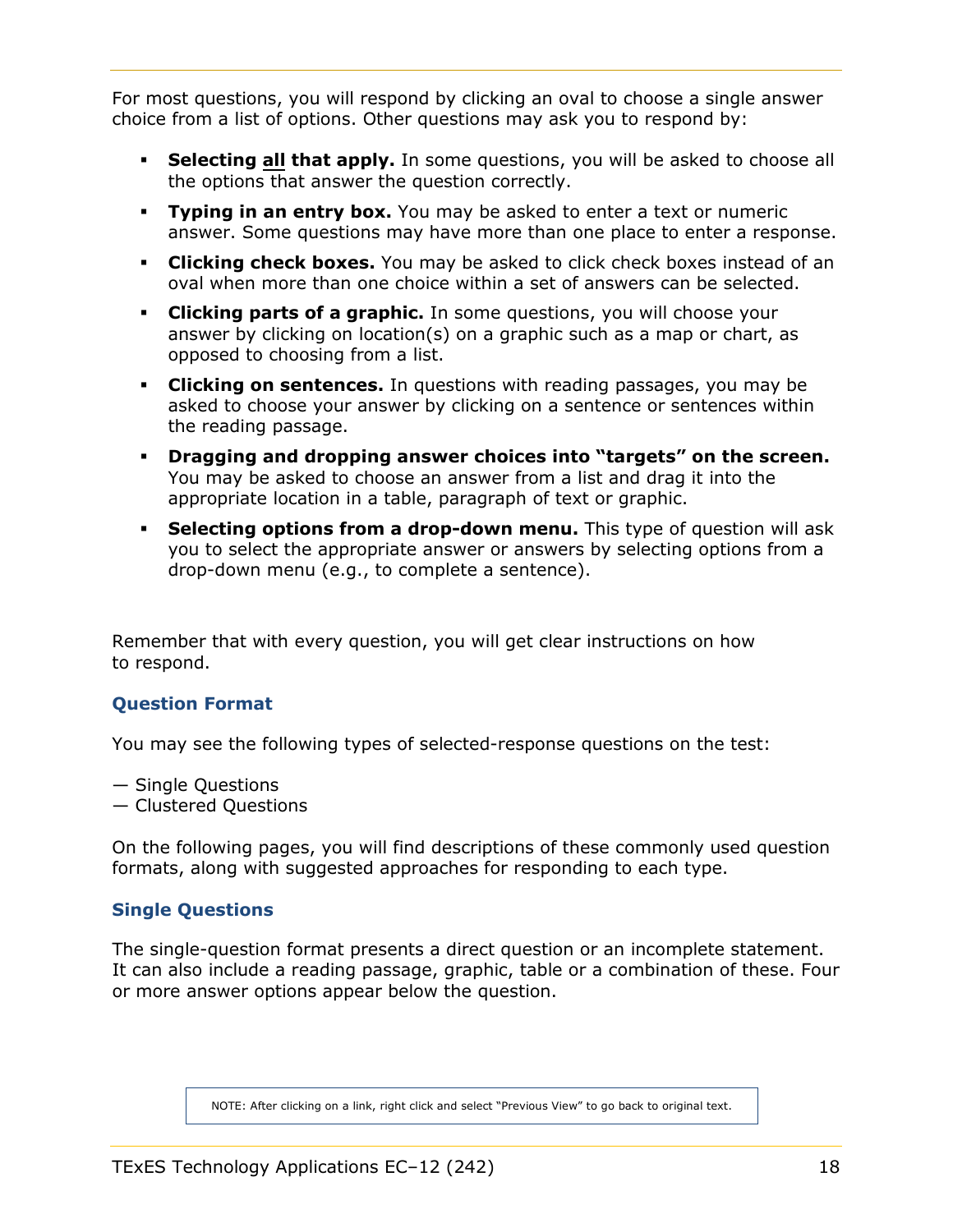For most questions, you will respond by clicking an oval to choose a single answer choice from a list of options. Other questions may ask you to respond by:

- **Selecting <u>all</u> that apply.** In some questions, you will be asked to choose all the options that answer the question correctly.
- **Typing in an entry box.** You may be asked to enter a text or numeric answer. Some questions may have more than one place to enter a response.
- **Clicking check boxes.** You may be asked to click check boxes instead of an oval when more than one choice within a set of answers can be selected.
- **Clicking parts of a graphic.** In some questions, you will choose your answer by clicking on location(s) on a graphic such as a map or chart, as opposed to choosing from a list.
- **Clicking on sentences.** In questions with reading passages, you may be asked to choose your answer by clicking on a sentence or sentences within the reading passage.
- **Dragging and dropping answer choices into "targets" on the screen.** You may be asked to choose an answer from a list and drag it into the appropriate location in a table, paragraph of text or graphic.
- **Selecting options from a drop-down menu.** This type of question will ask you to select the appropriate answer or answers by selecting options from a drop-down menu (e.g., to complete a sentence).

Remember that with every question, you will get clear instructions on how to respond.

### Question Format

You may see the following types of selected-response questions on the test:

— Single Questions
— Clustered Questions

On the following pages, you will find descriptions of these commonly used question formats, along with suggested approaches for responding to each type.

### Single Questions

The single-question format presents a direct question or an incomplete statement. It can also include a reading passage, graphic, table or a combination of these. Four or more answer options appear below the question.

NOTE: After clicking on a link, right click and select "Previous View" to go back to original text.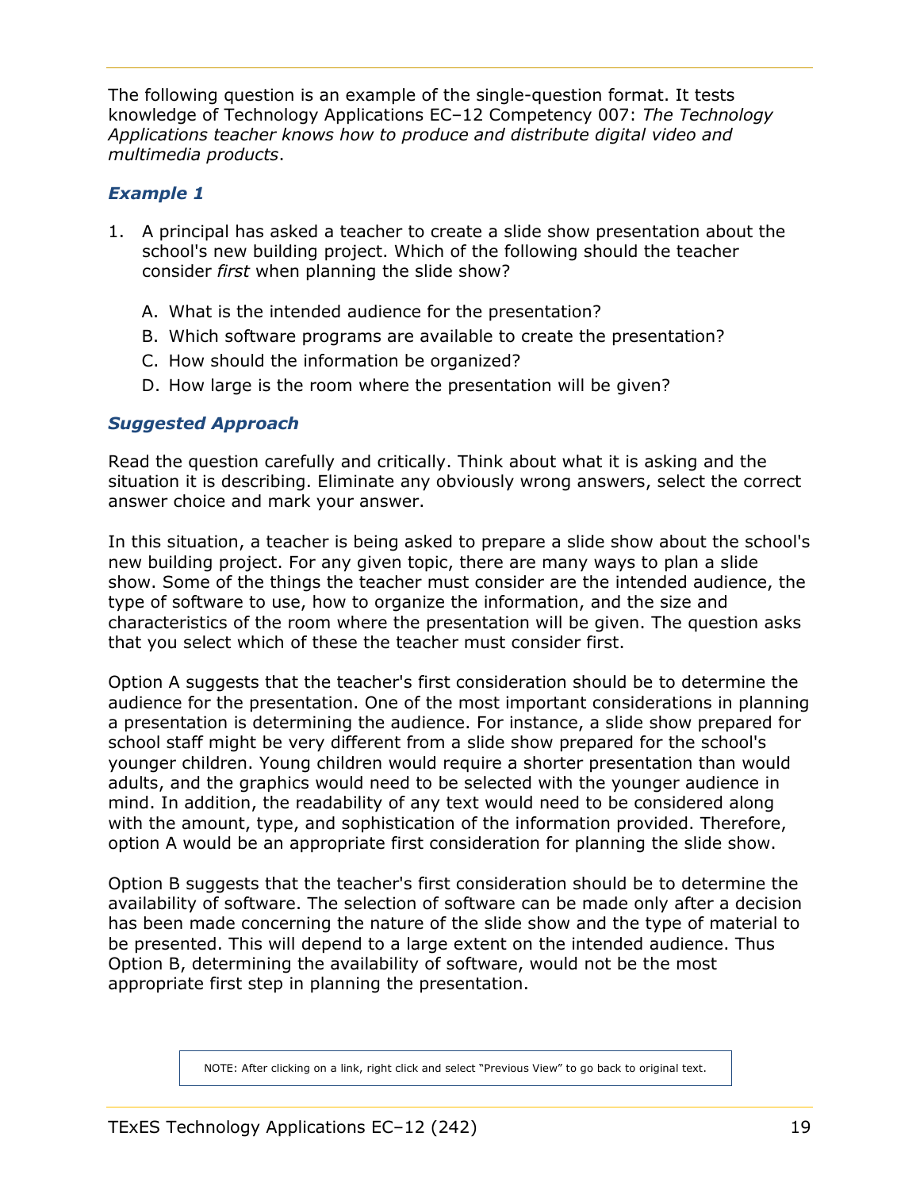The following question is an example of the single-question format. It tests knowledge of Technology Applications EC–12 Competency 007: *The Technology Applications teacher knows how to produce and distribute digital video and multimedia products*.

### *Example 1*

1. A principal has asked a teacher to create a slide show presentation about the school's new building project. Which of the following should the teacher consider *first* when planning the slide show?

   A. What is the intended audience for the presentation?

   B. Which software programs are available to create the presentation?

   C. How should the information be organized?

   D. How large is the room where the presentation will be given?

### *Suggested Approach*

Read the question carefully and critically. Think about what it is asking and the situation it is describing. Eliminate any obviously wrong answers, select the correct answer choice and mark your answer.

In this situation, a teacher is being asked to prepare a slide show about the school's new building project. For any given topic, there are many ways to plan a slide show. Some of the things the teacher must consider are the intended audience, the type of software to use, how to organize the information, and the size and characteristics of the room where the presentation will be given. The question asks that you select which of these the teacher must consider first.

Option A suggests that the teacher's first consideration should be to determine the audience for the presentation. One of the most important considerations in planning a presentation is determining the audience. For instance, a slide show prepared for school staff might be very different from a slide show prepared for the school's younger children. Young children would require a shorter presentation than would adults, and the graphics would need to be selected with the younger audience in mind. In addition, the readability of any text would need to be considered along with the amount, type, and sophistication of the information provided. Therefore, option A would be an appropriate first consideration for planning the slide show.

Option B suggests that the teacher's first consideration should be to determine the availability of software. The selection of software can be made only after a decision has been made concerning the nature of the slide show and the type of material to be presented. This will depend to a large extent on the intended audience. Thus Option B, determining the availability of software, would not be the most appropriate first step in planning the presentation.

NOTE: After clicking on a link, right click and select "Previous View" to go back to original text.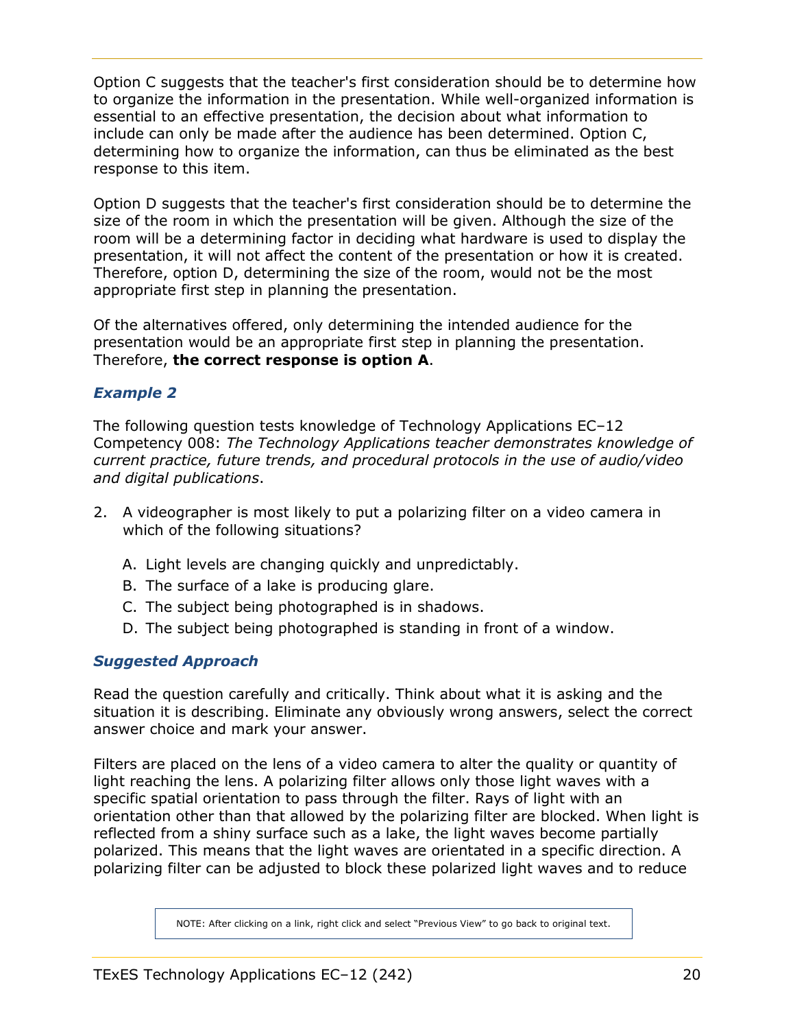Option C suggests that the teacher's first consideration should be to determine how to organize the information in the presentation. While well-organized information is essential to an effective presentation, the decision about what information to include can only be made after the audience has been determined. Option C, determining how to organize the information, can thus be eliminated as the best response to this item.

Option D suggests that the teacher's first consideration should be to determine the size of the room in which the presentation will be given. Although the size of the room will be a determining factor in deciding what hardware is used to display the presentation, it will not affect the content of the presentation or how it is created. Therefore, option D, determining the size of the room, would not be the most appropriate first step in planning the presentation.

Of the alternatives offered, only determining the intended audience for the presentation would be an appropriate first step in planning the presentation. Therefore, **the correct response is option A**.

### *Example 2*

The following question tests knowledge of Technology Applications EC–12 Competency 008: *The Technology Applications teacher demonstrates knowledge of current practice, future trends, and procedural protocols in the use of audio/video and digital publications*.

2. A videographer is most likely to put a polarizing filter on a video camera in which of the following situations?

   A. Light levels are changing quickly and unpredictably.
   B. The surface of a lake is producing glare.
   C. The subject being photographed is in shadows.
   D. The subject being photographed is standing in front of a window.

### *Suggested Approach*

Read the question carefully and critically. Think about what it is asking and the situation it is describing. Eliminate any obviously wrong answers, select the correct answer choice and mark your answer.

Filters are placed on the lens of a video camera to alter the quality or quantity of light reaching the lens. A polarizing filter allows only those light waves with a specific spatial orientation to pass through the filter. Rays of light with an orientation other than that allowed by the polarizing filter are blocked. When light is reflected from a shiny surface such as a lake, the light waves become partially polarized. This means that the light waves are orientated in a specific direction. A polarizing filter can be adjusted to block these polarized light waves and to reduce

NOTE: After clicking on a link, right click and select "Previous View" to go back to original text.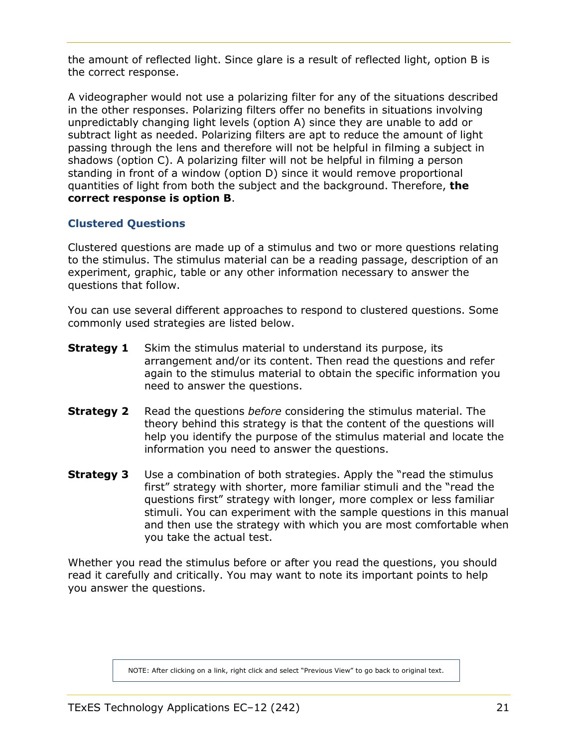the amount of reflected light. Since glare is a result of reflected light, option B is the correct response.

A videographer would not use a polarizing filter for any of the situations described in the other responses. Polarizing filters offer no benefits in situations involving unpredictably changing light levels (option A) since they are unable to add or subtract light as needed. Polarizing filters are apt to reduce the amount of light passing through the lens and therefore will not be helpful in filming a subject in shadows (option C). A polarizing filter will not be helpful in filming a person standing in front of a window (option D) since it would remove proportional quantities of light from both the subject and the background. Therefore, **the correct response is option B**.

### Clustered Questions

Clustered questions are made up of a stimulus and two or more questions relating to the stimulus. The stimulus material can be a reading passage, description of an experiment, graphic, table or any other information necessary to answer the questions that follow.

You can use several different approaches to respond to clustered questions. Some commonly used strategies are listed below.

**Strategy 1** Skim the stimulus material to understand its purpose, its arrangement and/or its content. Then read the questions and refer again to the stimulus material to obtain the specific information you need to answer the questions.

**Strategy 2** Read the questions *before* considering the stimulus material. The theory behind this strategy is that the content of the questions will help you identify the purpose of the stimulus material and locate the information you need to answer the questions.

**Strategy 3** Use a combination of both strategies. Apply the "read the stimulus first" strategy with shorter, more familiar stimuli and the "read the questions first" strategy with longer, more complex or less familiar stimuli. You can experiment with the sample questions in this manual and then use the strategy with which you are most comfortable when you take the actual test.

Whether you read the stimulus before or after you read the questions, you should read it carefully and critically. You may want to note its important points to help you answer the questions.

NOTE: After clicking on a link, right click and select "Previous View" to go back to original text.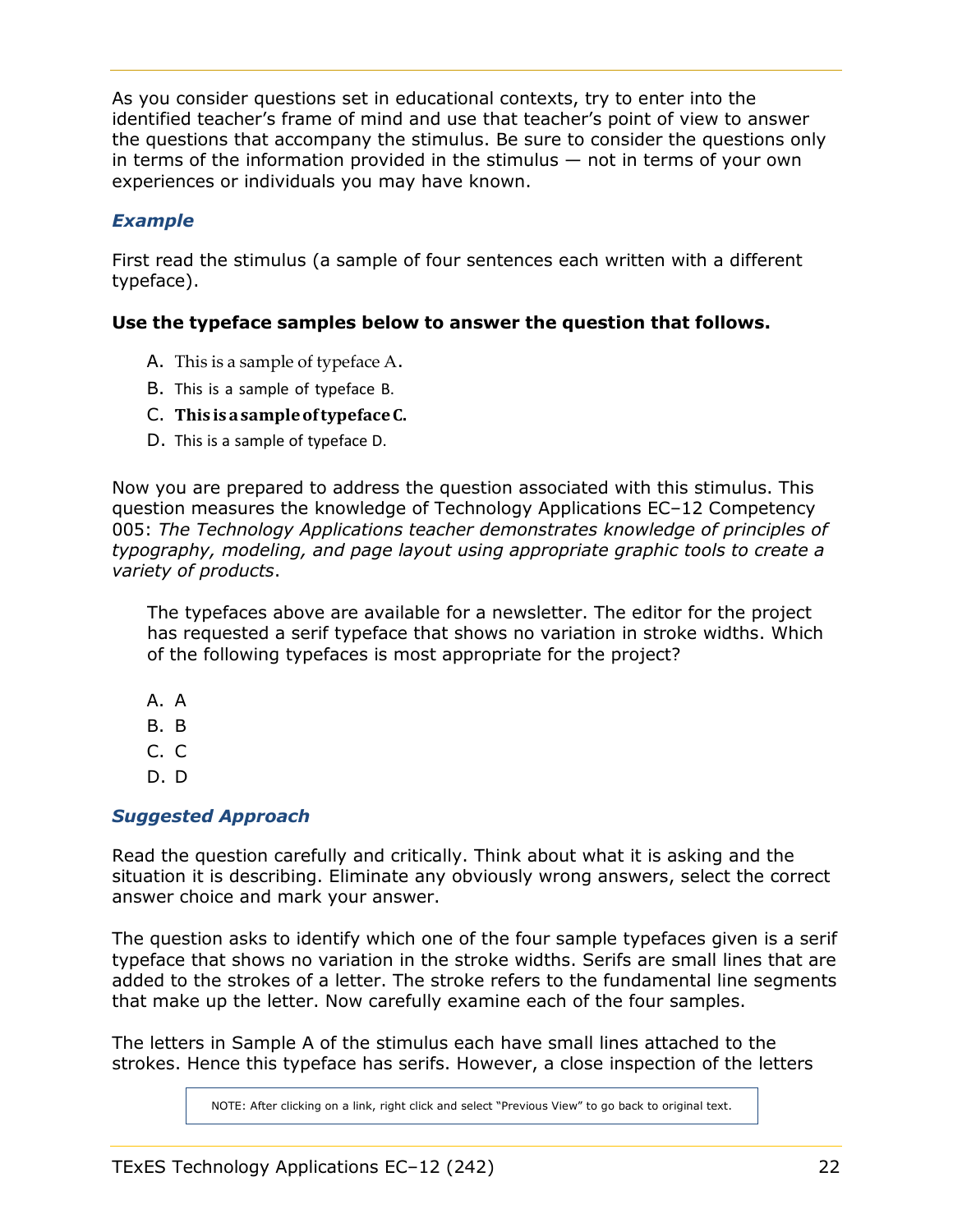As you consider questions set in educational contexts, try to enter into the identified teacher's frame of mind and use that teacher's point of view to answer the questions that accompany the stimulus. Be sure to consider the questions only in terms of the information provided in the stimulus — not in terms of your own experiences or individuals you may have known.

### *Example*

First read the stimulus (a sample of four sentences each written with a different typeface).

**Use the typeface samples below to answer the question that follows.**

A. This is a sample of typeface A.

B. This is a sample of typeface B.

C. **This is a sample of typeface C.**

D. This is a sample of typeface D.

Now you are prepared to address the question associated with this stimulus. This question measures the knowledge of Technology Applications EC–12 Competency 005: *The Technology Applications teacher demonstrates knowledge of principles of typography, modeling, and page layout using appropriate graphic tools to create a variety of products*.

> The typefaces above are available for a newsletter. The editor for the project has requested a serif typeface that shows no variation in stroke widths. Which of the following typefaces is most appropriate for the project?

A. A
B. B
C. C
D. D

### *Suggested Approach*

Read the question carefully and critically. Think about what it is asking and the situation it is describing. Eliminate any obviously wrong answers, select the correct answer choice and mark your answer.

The question asks to identify which one of the four sample typefaces given is a serif typeface that shows no variation in the stroke widths. Serifs are small lines that are added to the strokes of a letter. The stroke refers to the fundamental line segments that make up the letter. Now carefully examine each of the four samples.

The letters in Sample A of the stimulus each have small lines attached to the strokes. Hence this typeface has serifs. However, a close inspection of the letters

NOTE: After clicking on a link, right click and select "Previous View" to go back to original text.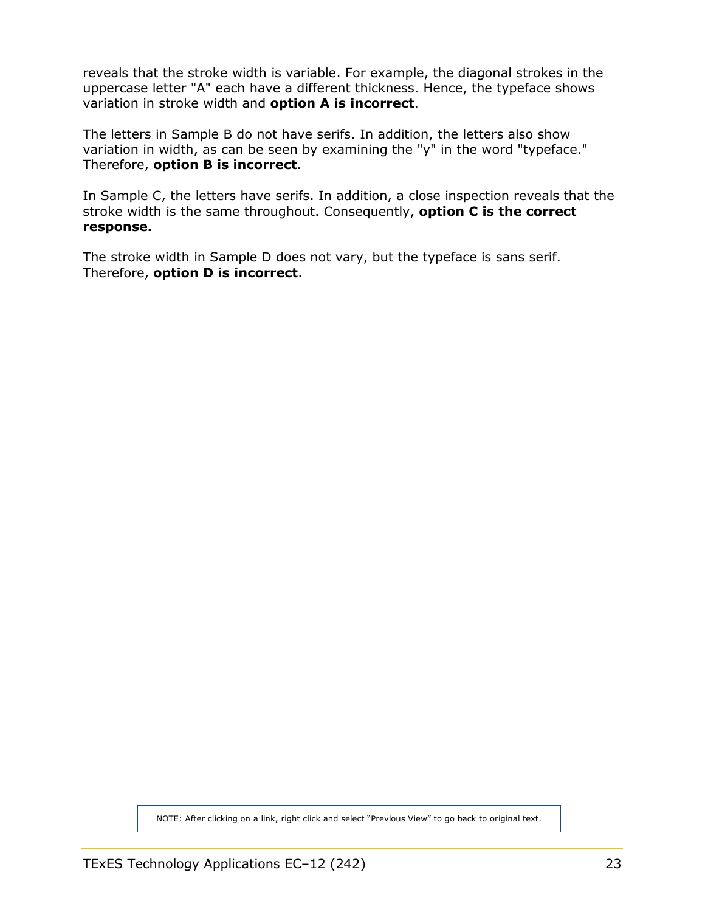reveals that the stroke width is variable. For example, the diagonal strokes in the uppercase letter "A" each have a different thickness. Hence, the typeface shows variation in stroke width and **option A is incorrect**.

The letters in Sample B do not have serifs. In addition, the letters also show variation in width, as can be seen by examining the "y" in the word "typeface." Therefore, **option B is incorrect**.

In Sample C, the letters have serifs. In addition, a close inspection reveals that the stroke width is the same throughout. Consequently, **option C is the correct response.**

The stroke width in Sample D does not vary, but the typeface is sans serif. Therefore, **option D is incorrect**.

NOTE: After clicking on a link, right click and select "Previous View" to go back to original text.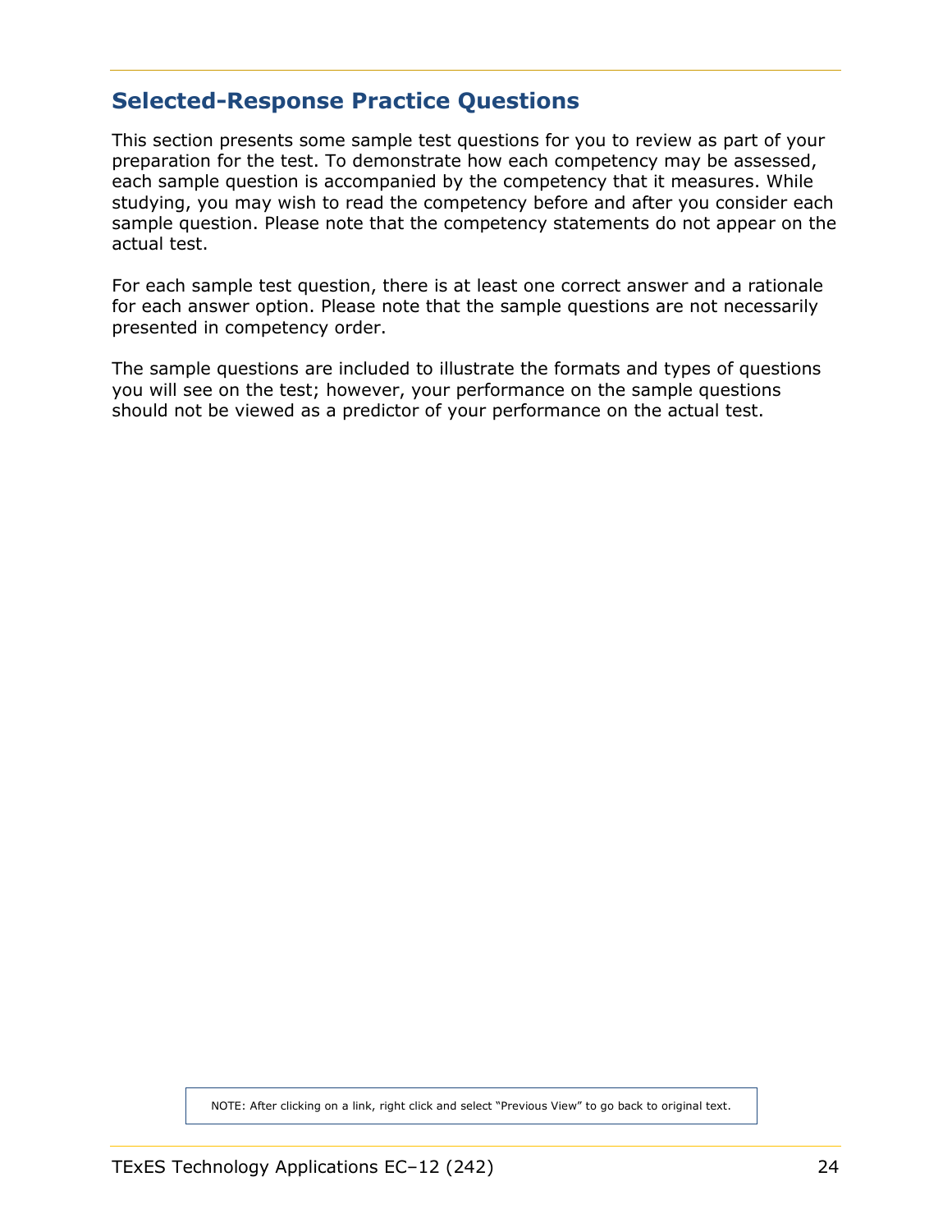## Selected-Response Practice Questions

This section presents some sample test questions for you to review as part of your preparation for the test. To demonstrate how each competency may be assessed, each sample question is accompanied by the competency that it measures. While studying, you may wish to read the competency before and after you consider each sample question. Please note that the competency statements do not appear on the actual test.

For each sample test question, there is at least one correct answer and a rationale for each answer option. Please note that the sample questions are not necessarily presented in competency order.

The sample questions are included to illustrate the formats and types of questions you will see on the test; however, your performance on the sample questions should not be viewed as a predictor of your performance on the actual test.

NOTE: After clicking on a link, right click and select "Previous View" to go back to original text.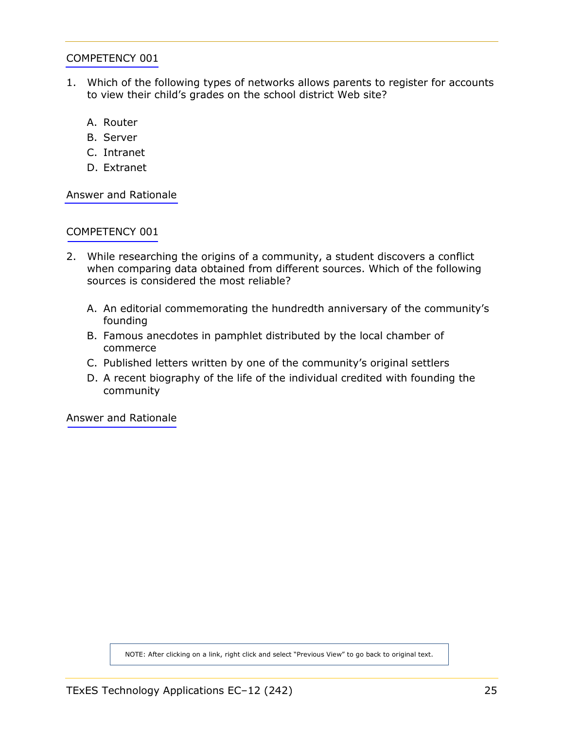COMPETENCY 001

1. Which of the following types of networks allows parents to register for accounts to view their child's grades on the school district Web site?

   A. Router
   B. Server
   C. Intranet
   D. Extranet

Answer and Rationale

COMPETENCY 001

2. While researching the origins of a community, a student discovers a conflict when comparing data obtained from different sources. Which of the following sources is considered the most reliable?

   A. An editorial commemorating the hundredth anniversary of the community's founding
   B. Famous anecdotes in pamphlet distributed by the local chamber of commerce
   C. Published letters written by one of the community's original settlers
   D. A recent biography of the life of the individual credited with founding the community

Answer and Rationale

NOTE: After clicking on a link, right click and select "Previous View" to go back to original text.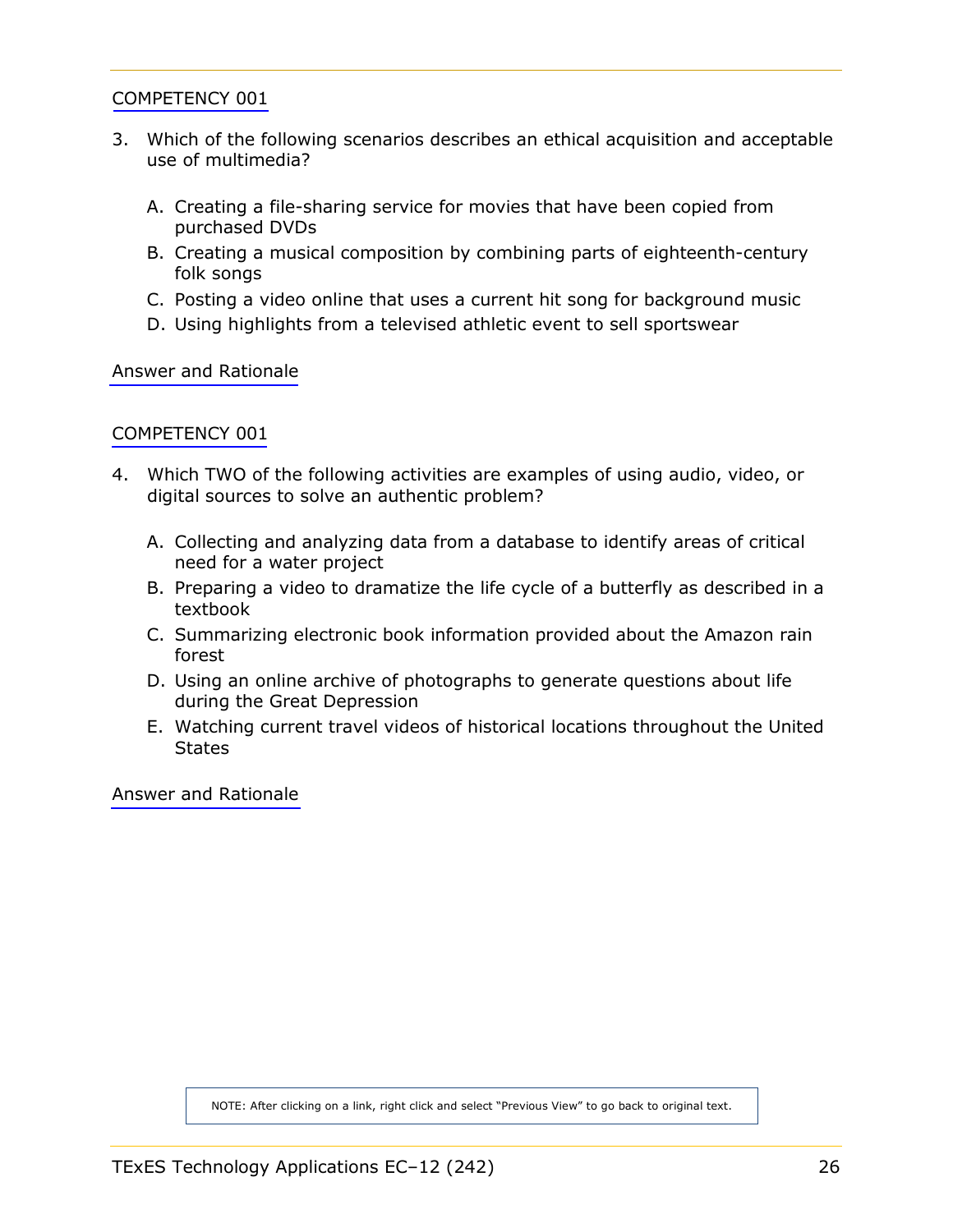COMPETENCY 001

3. Which of the following scenarios describes an ethical acquisition and acceptable use of multimedia?

   A. Creating a file-sharing service for movies that have been copied from purchased DVDs
   B. Creating a musical composition by combining parts of eighteenth-century folk songs
   C. Posting a video online that uses a current hit song for background music
   D. Using highlights from a televised athletic event to sell sportswear

Answer and Rationale

COMPETENCY 001

4. Which TWO of the following activities are examples of using audio, video, or digital sources to solve an authentic problem?

   A. Collecting and analyzing data from a database to identify areas of critical need for a water project
   B. Preparing a video to dramatize the life cycle of a butterfly as described in a textbook
   C. Summarizing electronic book information provided about the Amazon rain forest
   D. Using an online archive of photographs to generate questions about life during the Great Depression
   E. Watching current travel videos of historical locations throughout the United States

Answer and Rationale

NOTE: After clicking on a link, right click and select "Previous View" to go back to original text.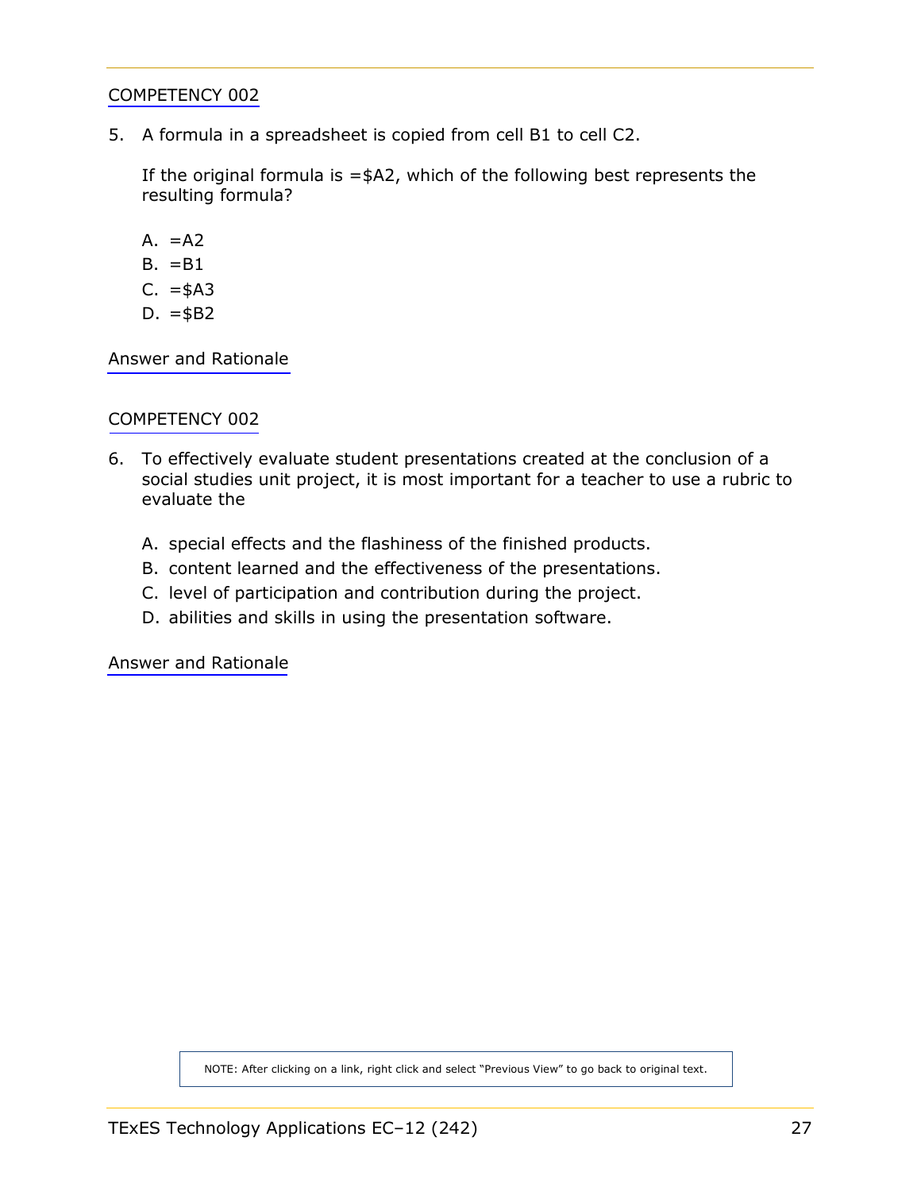COMPETENCY 002

5. A formula in a spreadsheet is copied from cell B1 to cell C2.

   If the original formula is =$A2, which of the following best represents the resulting formula?

   A. =A2
   B. =B1
   C. =$A3
   D. =$B2

Answer and Rationale

COMPETENCY 002

6. To effectively evaluate student presentations created at the conclusion of a social studies unit project, it is most important for a teacher to use a rubric to evaluate the

   A. special effects and the flashiness of the finished products.
   B. content learned and the effectiveness of the presentations.
   C. level of participation and contribution during the project.
   D. abilities and skills in using the presentation software.

Answer and Rationale

NOTE: After clicking on a link, right click and select "Previous View" to go back to original text.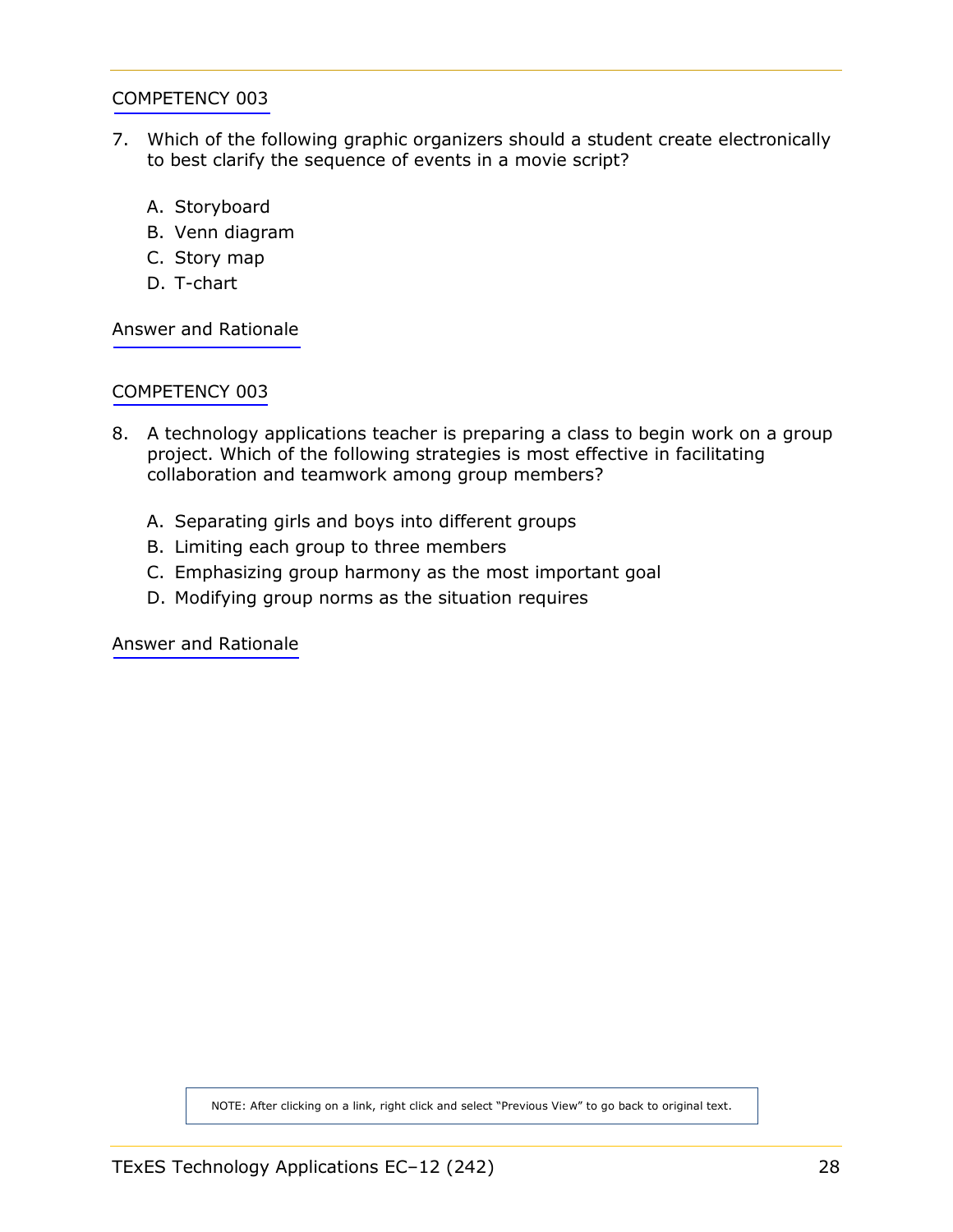COMPETENCY 003

7. Which of the following graphic organizers should a student create electronically to best clarify the sequence of events in a movie script?

   A. Storyboard
   B. Venn diagram
   C. Story map
   D. T-chart

Answer and Rationale

COMPETENCY 003

8. A technology applications teacher is preparing a class to begin work on a group project. Which of the following strategies is most effective in facilitating collaboration and teamwork among group members?

   A. Separating girls and boys into different groups
   B. Limiting each group to three members
   C. Emphasizing group harmony as the most important goal
   D. Modifying group norms as the situation requires

Answer and Rationale

NOTE: After clicking on a link, right click and select "Previous View" to go back to original text.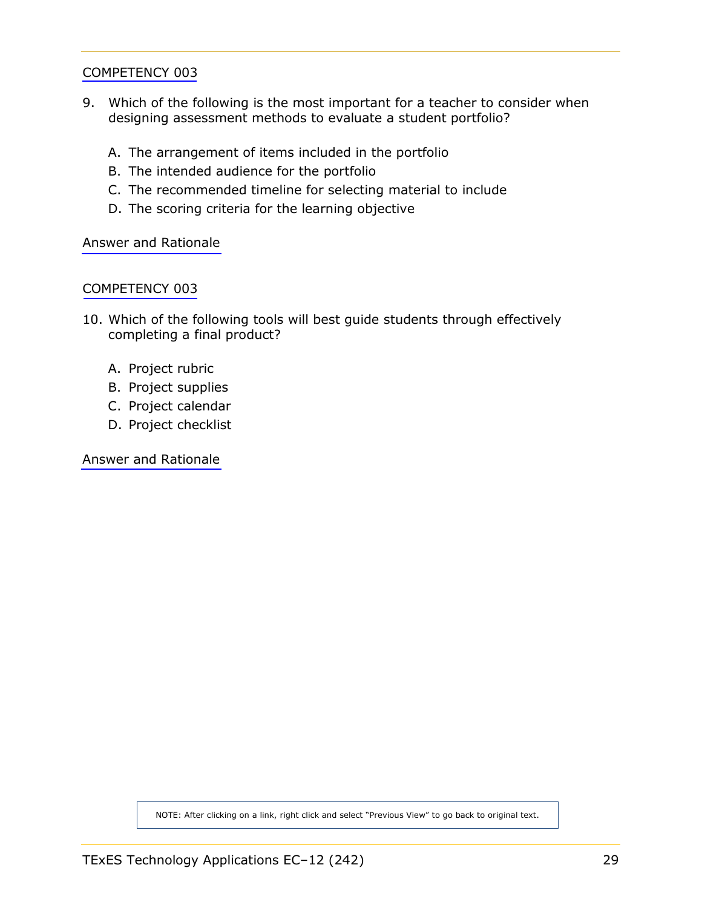COMPETENCY 003

9. Which of the following is the most important for a teacher to consider when designing assessment methods to evaluate a student portfolio?

   A. The arrangement of items included in the portfolio
   B. The intended audience for the portfolio
   C. The recommended timeline for selecting material to include
   D. The scoring criteria for the learning objective

Answer and Rationale

COMPETENCY 003

10. Which of the following tools will best guide students through effectively completing a final product?

   A. Project rubric
   B. Project supplies
   C. Project calendar
   D. Project checklist

Answer and Rationale

NOTE: After clicking on a link, right click and select "Previous View" to go back to original text.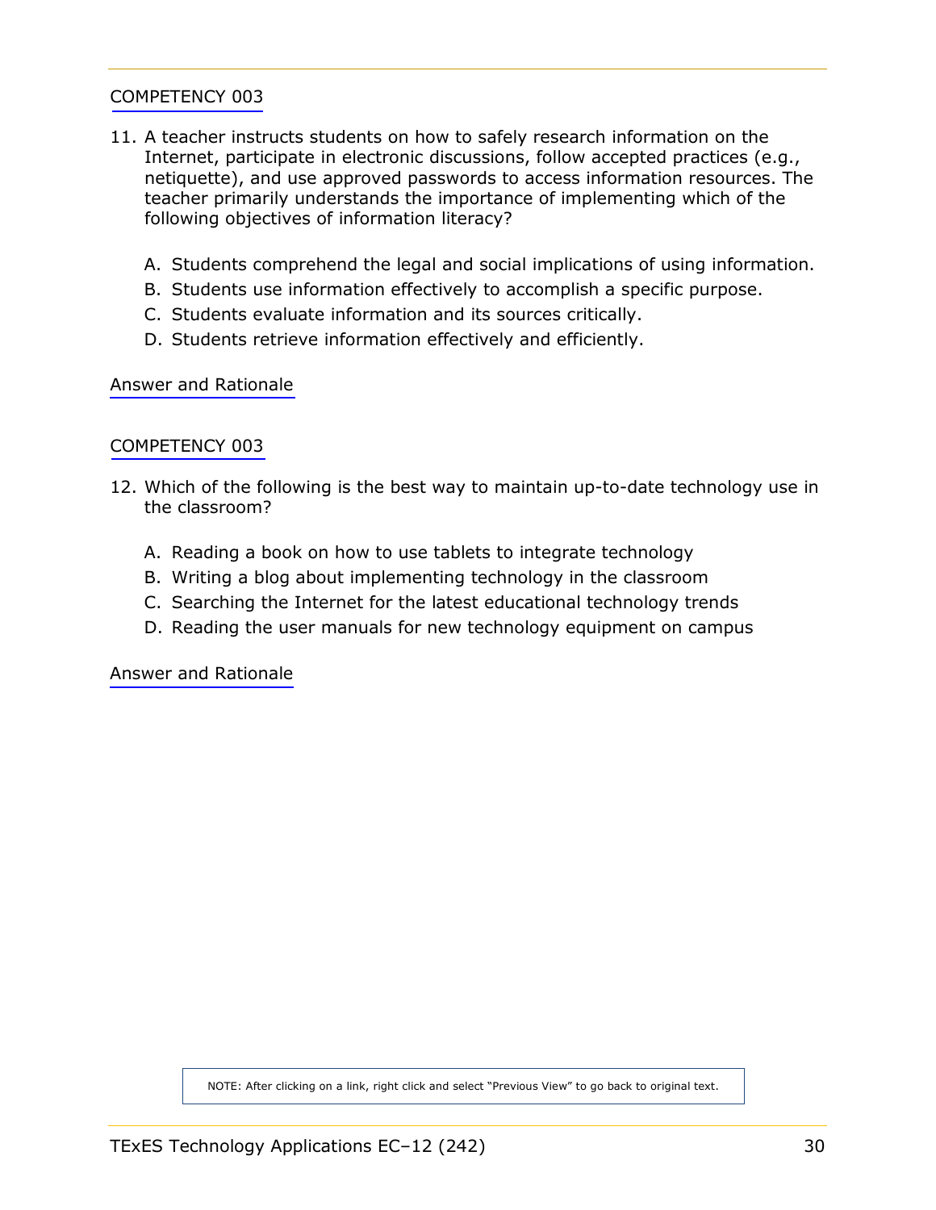COMPETENCY 003

11. A teacher instructs students on how to safely research information on the Internet, participate in electronic discussions, follow accepted practices (e.g., netiquette), and use approved passwords to access information resources. The teacher primarily understands the importance of implementing which of the following objectives of information literacy?

    A. Students comprehend the legal and social implications of using information.
    B. Students use information effectively to accomplish a specific purpose.
    C. Students evaluate information and its sources critically.
    D. Students retrieve information effectively and efficiently.

Answer and Rationale

COMPETENCY 003

12. Which of the following is the best way to maintain up-to-date technology use in the classroom?

    A. Reading a book on how to use tablets to integrate technology
    B. Writing a blog about implementing technology in the classroom
    C. Searching the Internet for the latest educational technology trends
    D. Reading the user manuals for new technology equipment on campus

Answer and Rationale

NOTE: After clicking on a link, right click and select "Previous View" to go back to original text.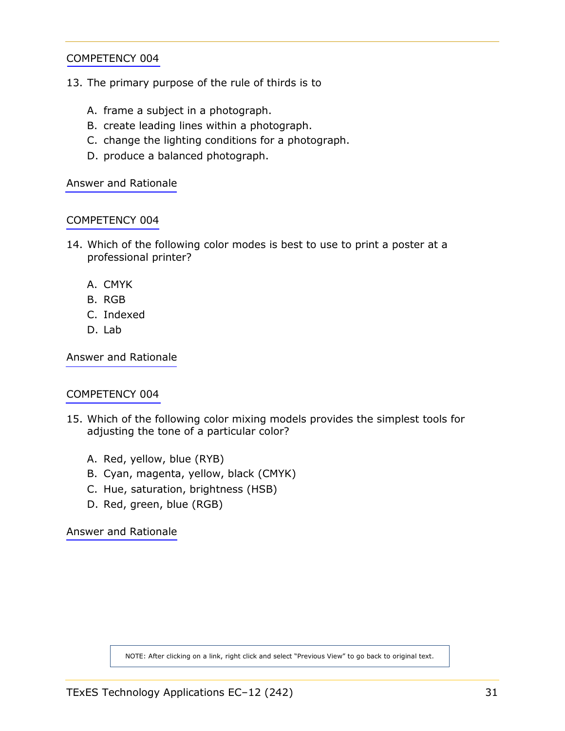COMPETENCY 004

13. The primary purpose of the rule of thirds is to

    A. frame a subject in a photograph.
    B. create leading lines within a photograph.
    C. change the lighting conditions for a photograph.
    D. produce a balanced photograph.

Answer and Rationale

COMPETENCY 004

14. Which of the following color modes is best to use to print a poster at a professional printer?

    A. CMYK
    B. RGB
    C. Indexed
    D. Lab

Answer and Rationale

COMPETENCY 004

15. Which of the following color mixing models provides the simplest tools for adjusting the tone of a particular color?

    A. Red, yellow, blue (RYB)
    B. Cyan, magenta, yellow, black (CMYK)
    C. Hue, saturation, brightness (HSB)
    D. Red, green, blue (RGB)

Answer and Rationale

NOTE: After clicking on a link, right click and select "Previous View" to go back to original text.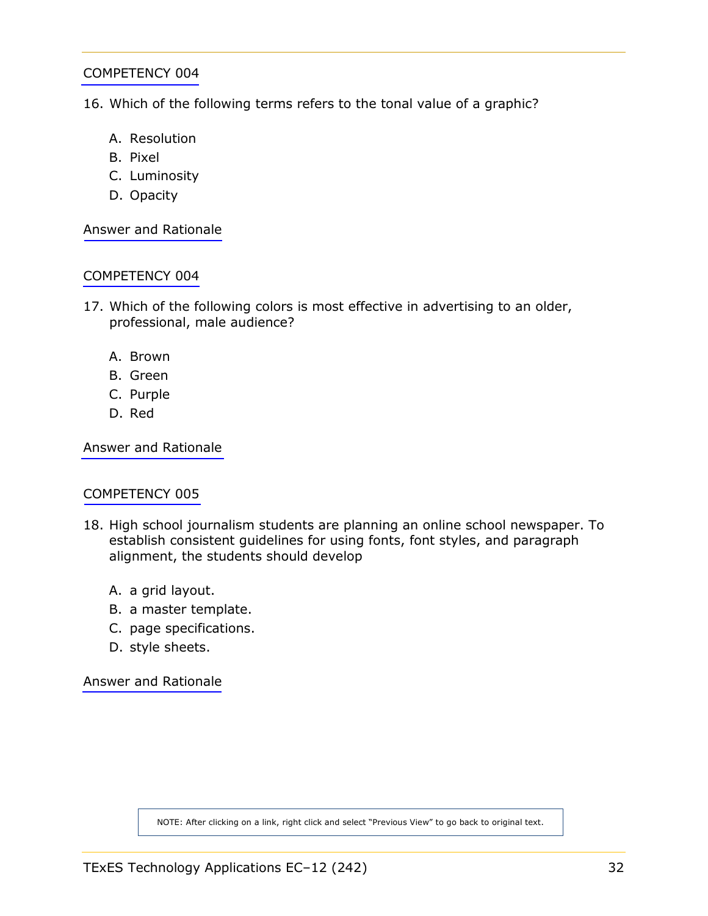COMPETENCY 004

16. Which of the following terms refers to the tonal value of a graphic?

    A. Resolution
    B. Pixel
    C. Luminosity
    D. Opacity

Answer and Rationale

COMPETENCY 004

17. Which of the following colors is most effective in advertising to an older, professional, male audience?

    A. Brown
    B. Green
    C. Purple
    D. Red

Answer and Rationale

COMPETENCY 005

18. High school journalism students are planning an online school newspaper. To establish consistent guidelines for using fonts, font styles, and paragraph alignment, the students should develop

    A. a grid layout.
    B. a master template.
    C. page specifications.
    D. style sheets.

Answer and Rationale

NOTE: After clicking on a link, right click and select "Previous View" to go back to original text.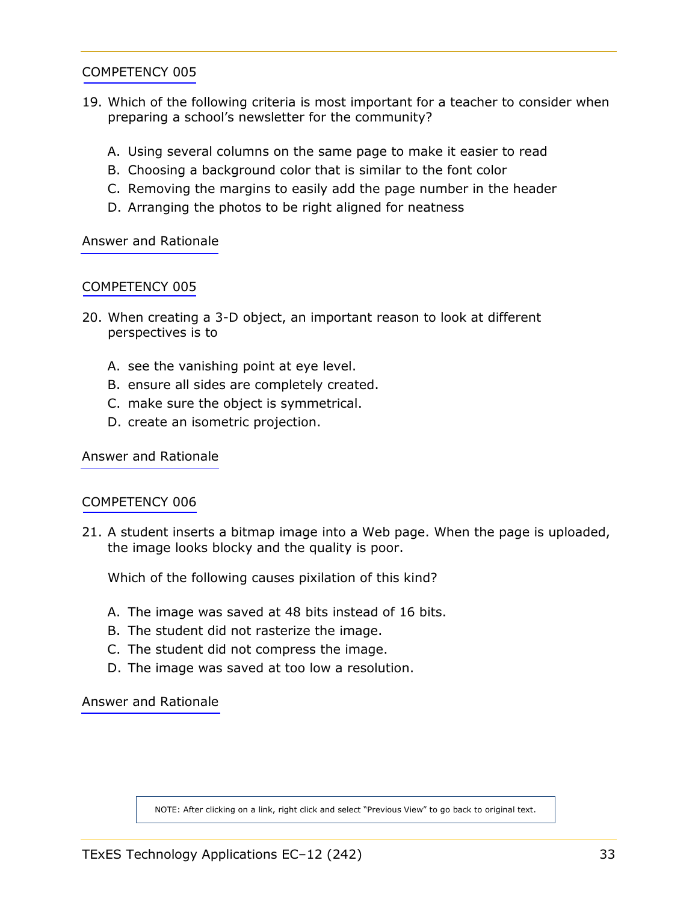COMPETENCY 005

19. Which of the following criteria is most important for a teacher to consider when preparing a school's newsletter for the community?

    A. Using several columns on the same page to make it easier to read
    B. Choosing a background color that is similar to the font color
    C. Removing the margins to easily add the page number in the header
    D. Arranging the photos to be right aligned for neatness

Answer and Rationale

COMPETENCY 005

20. When creating a 3-D object, an important reason to look at different perspectives is to

    A. see the vanishing point at eye level.
    B. ensure all sides are completely created.
    C. make sure the object is symmetrical.
    D. create an isometric projection.

Answer and Rationale

COMPETENCY 006

21. A student inserts a bitmap image into a Web page. When the page is uploaded, the image looks blocky and the quality is poor.

    Which of the following causes pixilation of this kind?

    A. The image was saved at 48 bits instead of 16 bits.
    B. The student did not rasterize the image.
    C. The student did not compress the image.
    D. The image was saved at too low a resolution.

Answer and Rationale

NOTE: After clicking on a link, right click and select "Previous View" to go back to original text.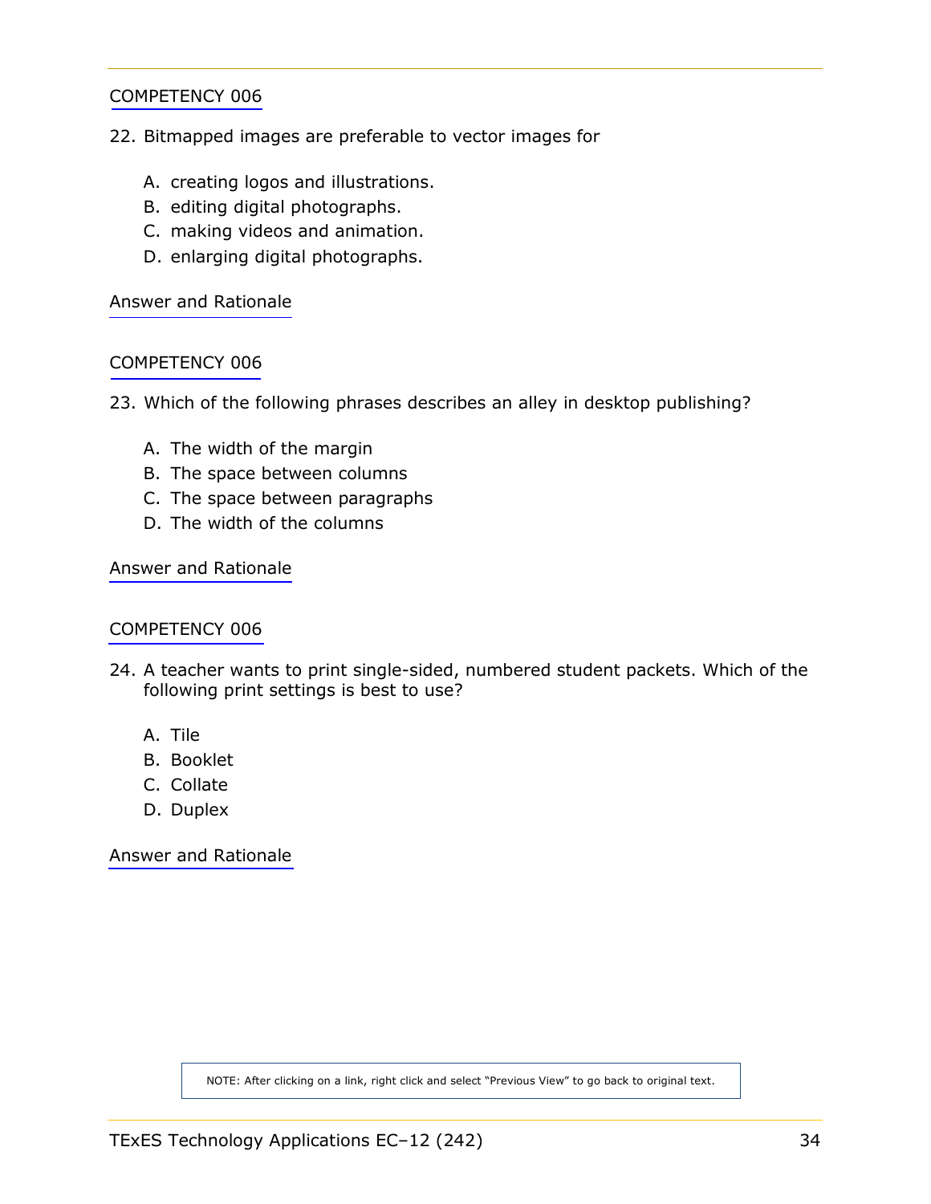COMPETENCY 006

22. Bitmapped images are preferable to vector images for

    A. creating logos and illustrations.
    B. editing digital photographs.
    C. making videos and animation.
    D. enlarging digital photographs.

Answer and Rationale

COMPETENCY 006

23. Which of the following phrases describes an alley in desktop publishing?

    A. The width of the margin
    B. The space between columns
    C. The space between paragraphs
    D. The width of the columns

Answer and Rationale

COMPETENCY 006

24. A teacher wants to print single-sided, numbered student packets. Which of the following print settings is best to use?

    A. Tile
    B. Booklet
    C. Collate
    D. Duplex

Answer and Rationale

NOTE: After clicking on a link, right click and select "Previous View" to go back to original text.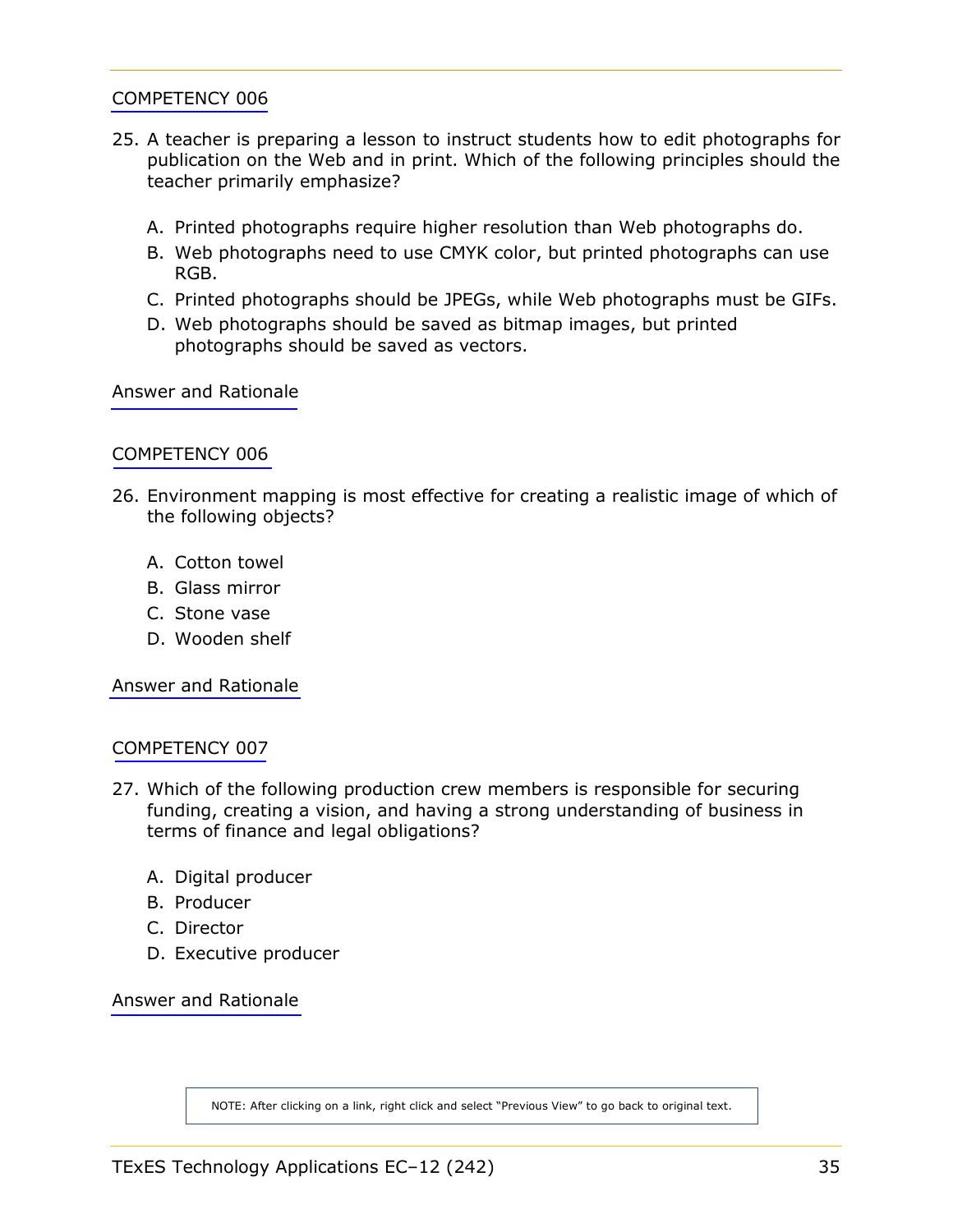COMPETENCY 006

25. A teacher is preparing a lesson to instruct students how to edit photographs for publication on the Web and in print. Which of the following principles should the teacher primarily emphasize?

    A. Printed photographs require higher resolution than Web photographs do.
    B. Web photographs need to use CMYK color, but printed photographs can use RGB.
    C. Printed photographs should be JPEGs, while Web photographs must be GIFs.
    D. Web photographs should be saved as bitmap images, but printed photographs should be saved as vectors.

Answer and Rationale

COMPETENCY 006

26. Environment mapping is most effective for creating a realistic image of which of the following objects?

    A. Cotton towel
    B. Glass mirror
    C. Stone vase
    D. Wooden shelf

Answer and Rationale

COMPETENCY 007

27. Which of the following production crew members is responsible for securing funding, creating a vision, and having a strong understanding of business in terms of finance and legal obligations?

    A. Digital producer
    B. Producer
    C. Director
    D. Executive producer

Answer and Rationale

NOTE: After clicking on a link, right click and select "Previous View" to go back to original text.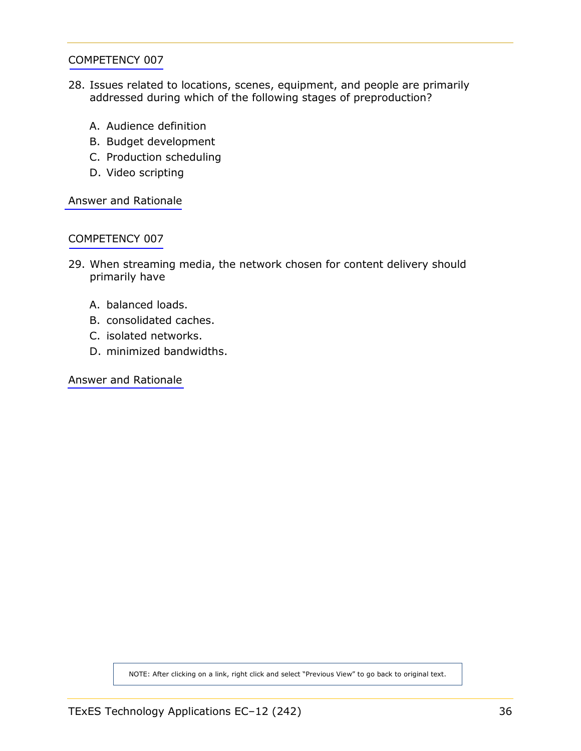COMPETENCY 007

28. Issues related to locations, scenes, equipment, and people are primarily addressed during which of the following stages of preproduction?

    A. Audience definition
    B. Budget development
    C. Production scheduling
    D. Video scripting

Answer and Rationale

COMPETENCY 007

29. When streaming media, the network chosen for content delivery should primarily have

    A. balanced loads.
    B. consolidated caches.
    C. isolated networks.
    D. minimized bandwidths.

Answer and Rationale

NOTE: After clicking on a link, right click and select "Previous View" to go back to original text.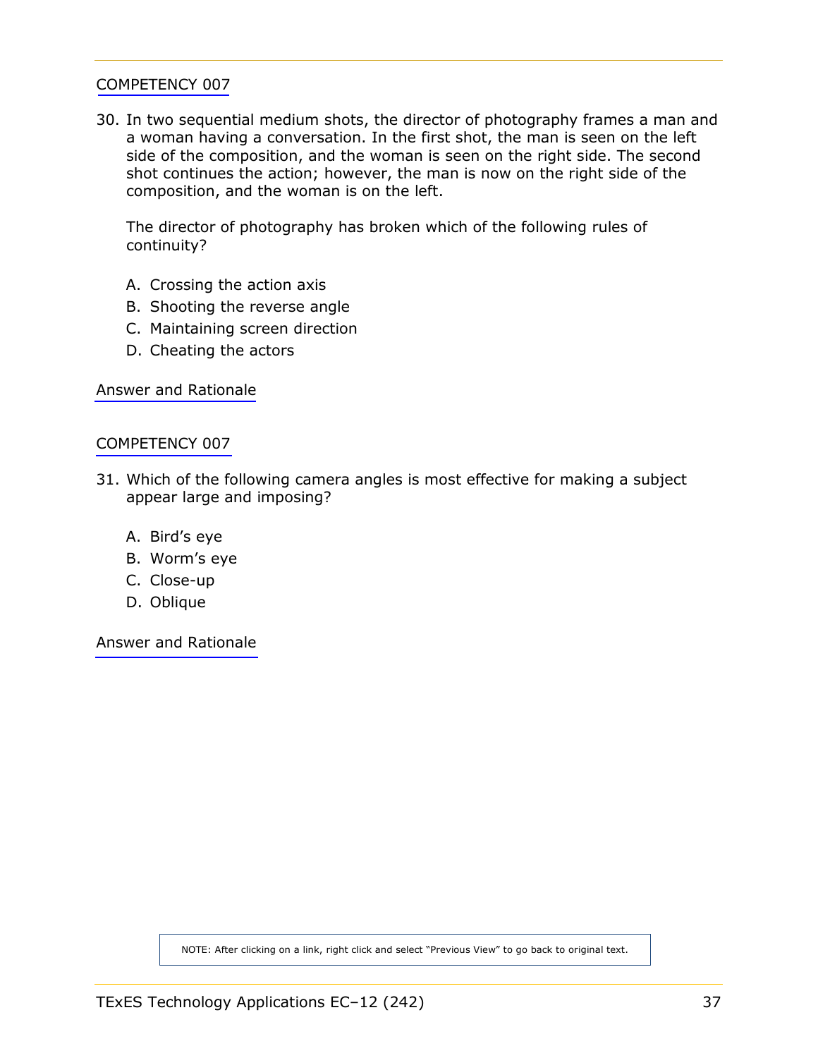COMPETENCY 007

30. In two sequential medium shots, the director of photography frames a man and a woman having a conversation. In the first shot, the man is seen on the left side of the composition, and the woman is seen on the right side. The second shot continues the action; however, the man is now on the right side of the composition, and the woman is on the left.

    The director of photography has broken which of the following rules of continuity?

    A. Crossing the action axis
    B. Shooting the reverse angle
    C. Maintaining screen direction
    D. Cheating the actors

Answer and Rationale

COMPETENCY 007

31. Which of the following camera angles is most effective for making a subject appear large and imposing?

    A. Bird's eye
    B. Worm's eye
    C. Close-up
    D. Oblique

Answer and Rationale

NOTE: After clicking on a link, right click and select "Previous View" to go back to original text.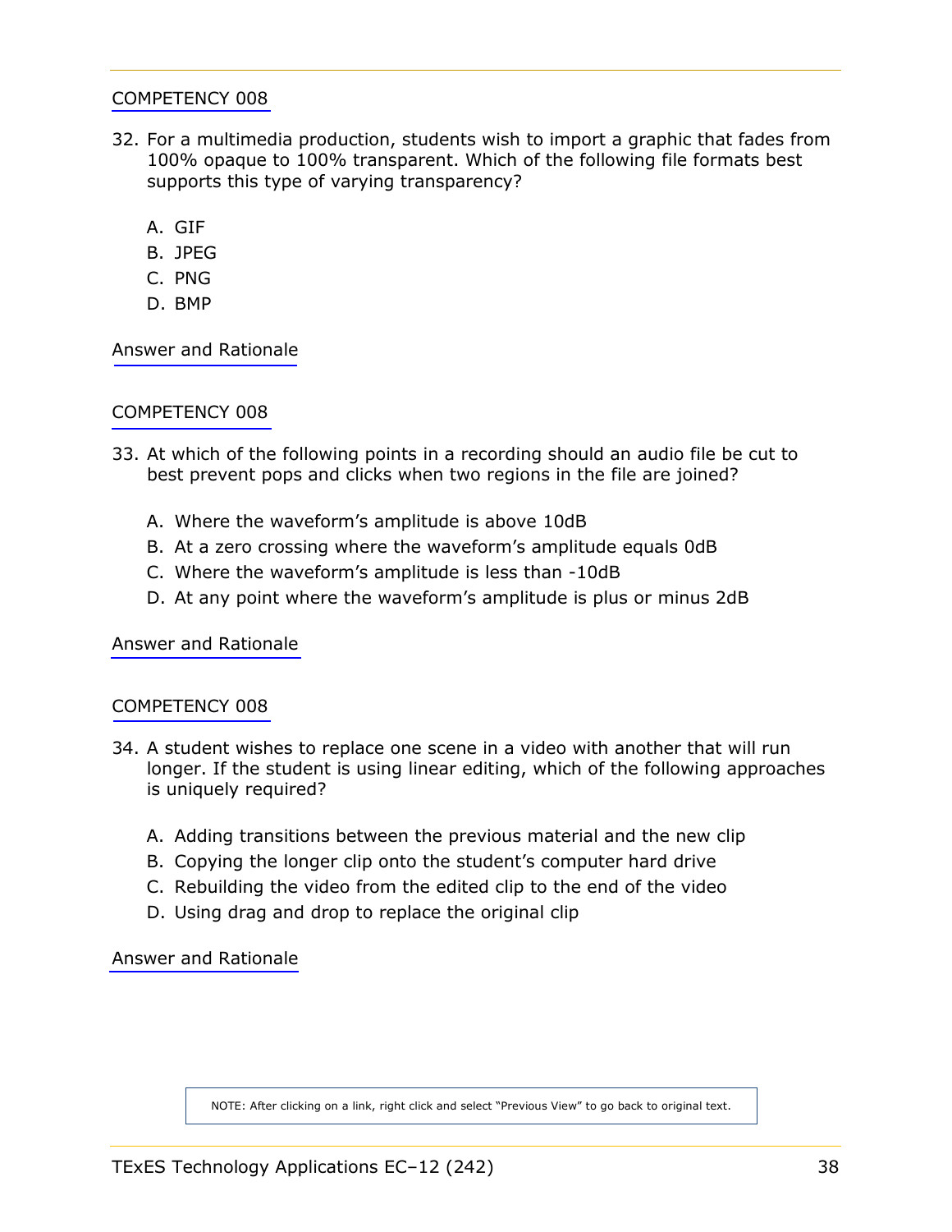COMPETENCY 008

32. For a multimedia production, students wish to import a graphic that fades from 100% opaque to 100% transparent. Which of the following file formats best supports this type of varying transparency?

    A. GIF
    B. JPEG
    C. PNG
    D. BMP

Answer and Rationale

COMPETENCY 008

33. At which of the following points in a recording should an audio file be cut to best prevent pops and clicks when two regions in the file are joined?

    A. Where the waveform's amplitude is above 10dB
    B. At a zero crossing where the waveform's amplitude equals 0dB
    C. Where the waveform's amplitude is less than -10dB
    D. At any point where the waveform's amplitude is plus or minus 2dB

Answer and Rationale

COMPETENCY 008

34. A student wishes to replace one scene in a video with another that will run longer. If the student is using linear editing, which of the following approaches is uniquely required?

    A. Adding transitions between the previous material and the new clip
    B. Copying the longer clip onto the student's computer hard drive
    C. Rebuilding the video from the edited clip to the end of the video
    D. Using drag and drop to replace the original clip

Answer and Rationale

NOTE: After clicking on a link, right click and select "Previous View" to go back to original text.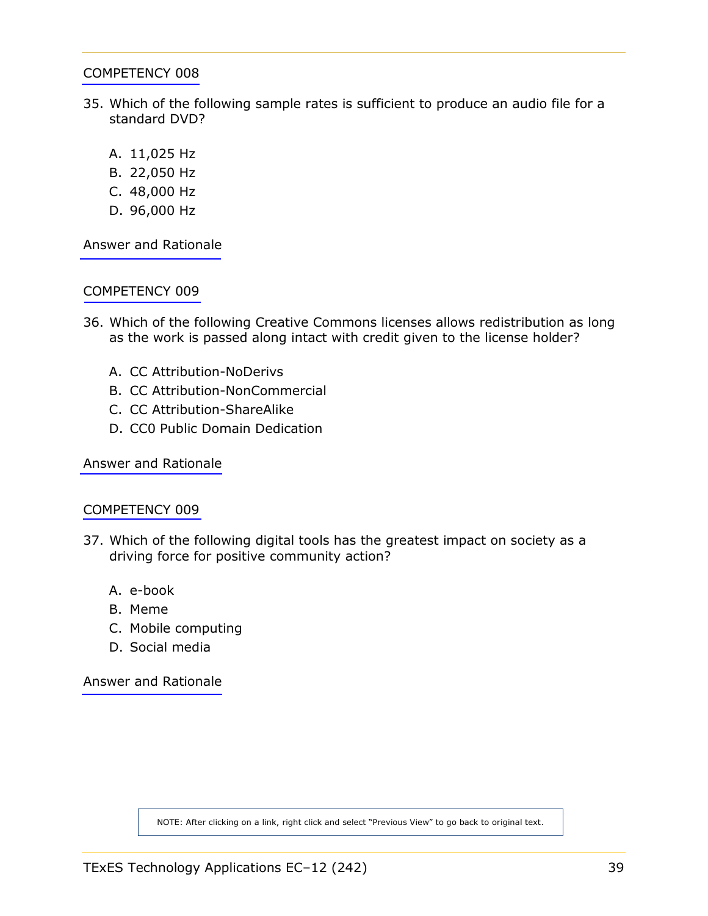COMPETENCY 008

35. Which of the following sample rates is sufficient to produce an audio file for a standard DVD?

    A. 11,025 Hz
    B. 22,050 Hz
    C. 48,000 Hz
    D. 96,000 Hz

Answer and Rationale

COMPETENCY 009

36. Which of the following Creative Commons licenses allows redistribution as long as the work is passed along intact with credit given to the license holder?

    A. CC Attribution-NoDerivs
    B. CC Attribution-NonCommercial
    C. CC Attribution-ShareAlike
    D. CC0 Public Domain Dedication

Answer and Rationale

COMPETENCY 009

37. Which of the following digital tools has the greatest impact on society as a driving force for positive community action?

    A. e-book
    B. Meme
    C. Mobile computing
    D. Social media

Answer and Rationale

NOTE: After clicking on a link, right click and select "Previous View" to go back to original text.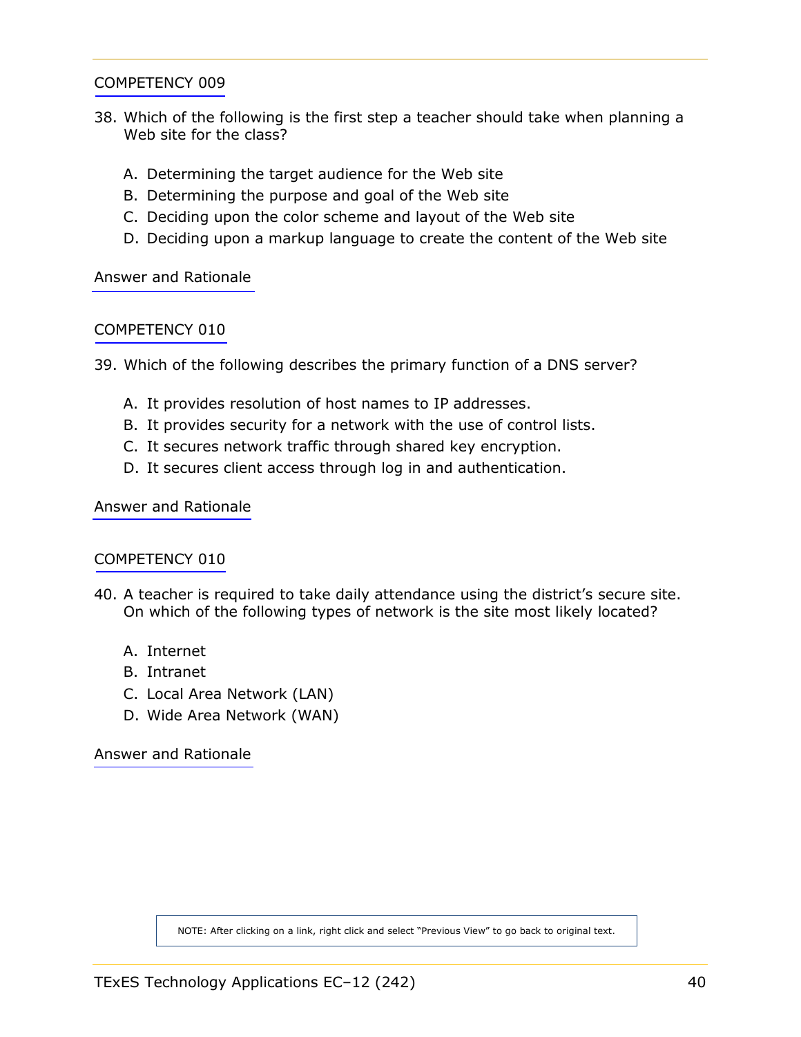COMPETENCY 009

38. Which of the following is the first step a teacher should take when planning a Web site for the class?

    A. Determining the target audience for the Web site
    B. Determining the purpose and goal of the Web site
    C. Deciding upon the color scheme and layout of the Web site
    D. Deciding upon a markup language to create the content of the Web site

Answer and Rationale

COMPETENCY 010

39. Which of the following describes the primary function of a DNS server?

    A. It provides resolution of host names to IP addresses.
    B. It provides security for a network with the use of control lists.
    C. It secures network traffic through shared key encryption.
    D. It secures client access through log in and authentication.

Answer and Rationale

COMPETENCY 010

40. A teacher is required to take daily attendance using the district's secure site. On which of the following types of network is the site most likely located?

    A. Internet
    B. Intranet
    C. Local Area Network (LAN)
    D. Wide Area Network (WAN)

Answer and Rationale

NOTE: After clicking on a link, right click and select "Previous View" to go back to original text.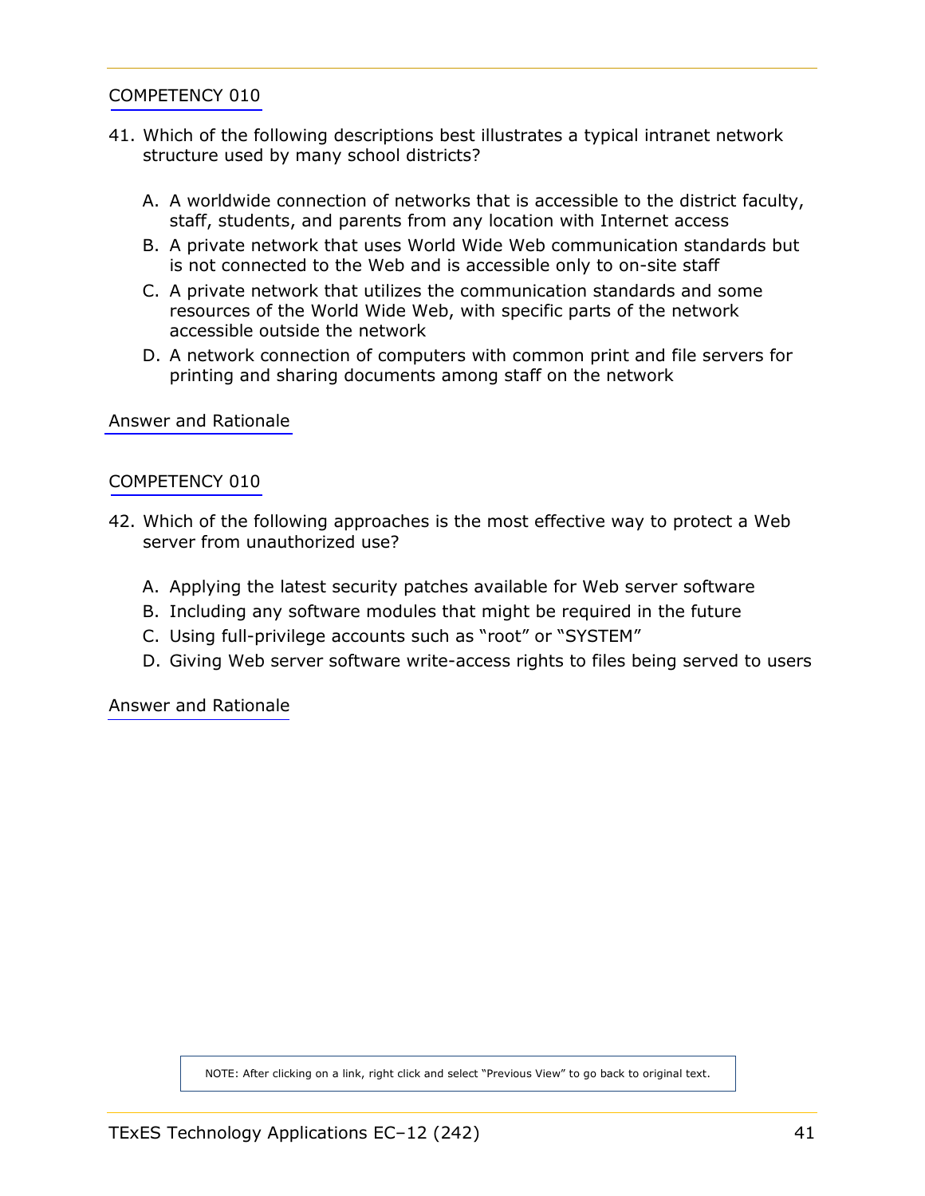COMPETENCY 010

41. Which of the following descriptions best illustrates a typical intranet network structure used by many school districts?

    A. A worldwide connection of networks that is accessible to the district faculty, staff, students, and parents from any location with Internet access
    B. A private network that uses World Wide Web communication standards but is not connected to the Web and is accessible only to on-site staff
    C. A private network that utilizes the communication standards and some resources of the World Wide Web, with specific parts of the network accessible outside the network
    D. A network connection of computers with common print and file servers for printing and sharing documents among staff on the network

Answer and Rationale

COMPETENCY 010

42. Which of the following approaches is the most effective way to protect a Web server from unauthorized use?

    A. Applying the latest security patches available for Web server software
    B. Including any software modules that might be required in the future
    C. Using full-privilege accounts such as "root" or "SYSTEM"
    D. Giving Web server software write-access rights to files being served to users

Answer and Rationale

NOTE: After clicking on a link, right click and select "Previous View" to go back to original text.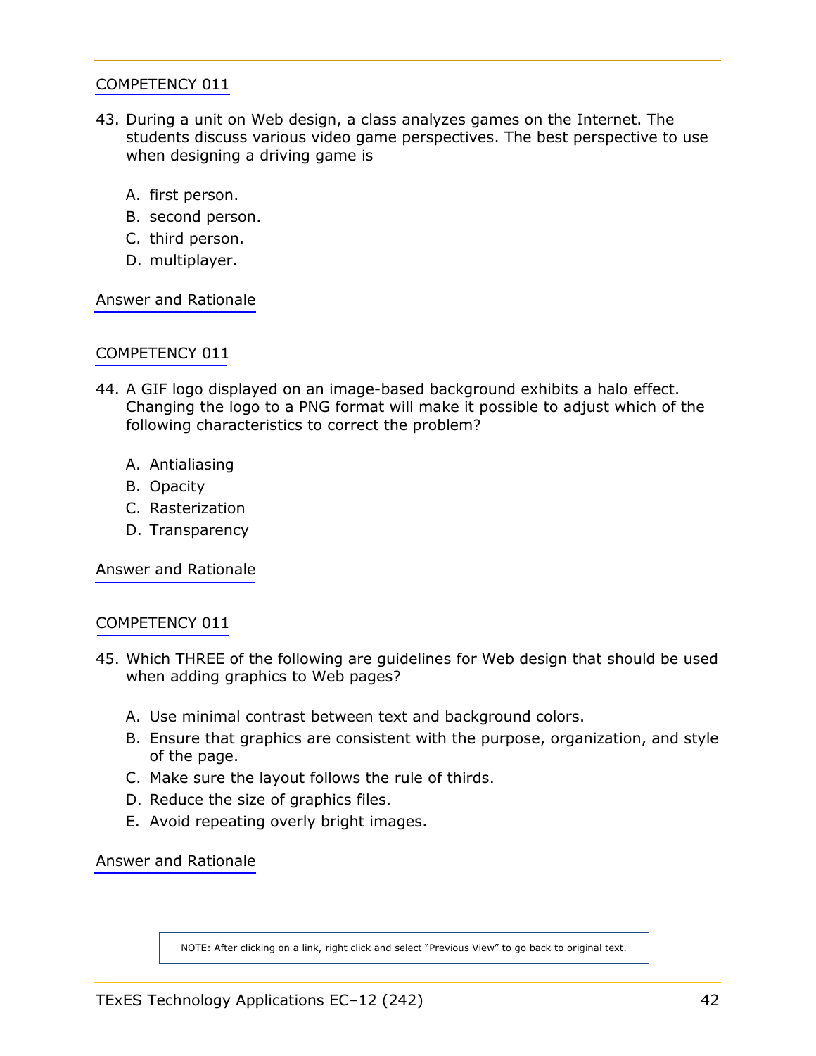COMPETENCY 011

43. During a unit on Web design, a class analyzes games on the Internet. The students discuss various video game perspectives. The best perspective to use when designing a driving game is

    A. first person.
    B. second person.
    C. third person.
    D. multiplayer.

Answer and Rationale

COMPETENCY 011

44. A GIF logo displayed on an image-based background exhibits a halo effect. Changing the logo to a PNG format will make it possible to adjust which of the following characteristics to correct the problem?

    A. Antialiasing
    B. Opacity
    C. Rasterization
    D. Transparency

Answer and Rationale

COMPETENCY 011

45. Which THREE of the following are guidelines for Web design that should be used when adding graphics to Web pages?

    A. Use minimal contrast between text and background colors.
    B. Ensure that graphics are consistent with the purpose, organization, and style of the page.
    C. Make sure the layout follows the rule of thirds.
    D. Reduce the size of graphics files.
    E. Avoid repeating overly bright images.

Answer and Rationale

NOTE: After clicking on a link, right click and select "Previous View" to go back to original text.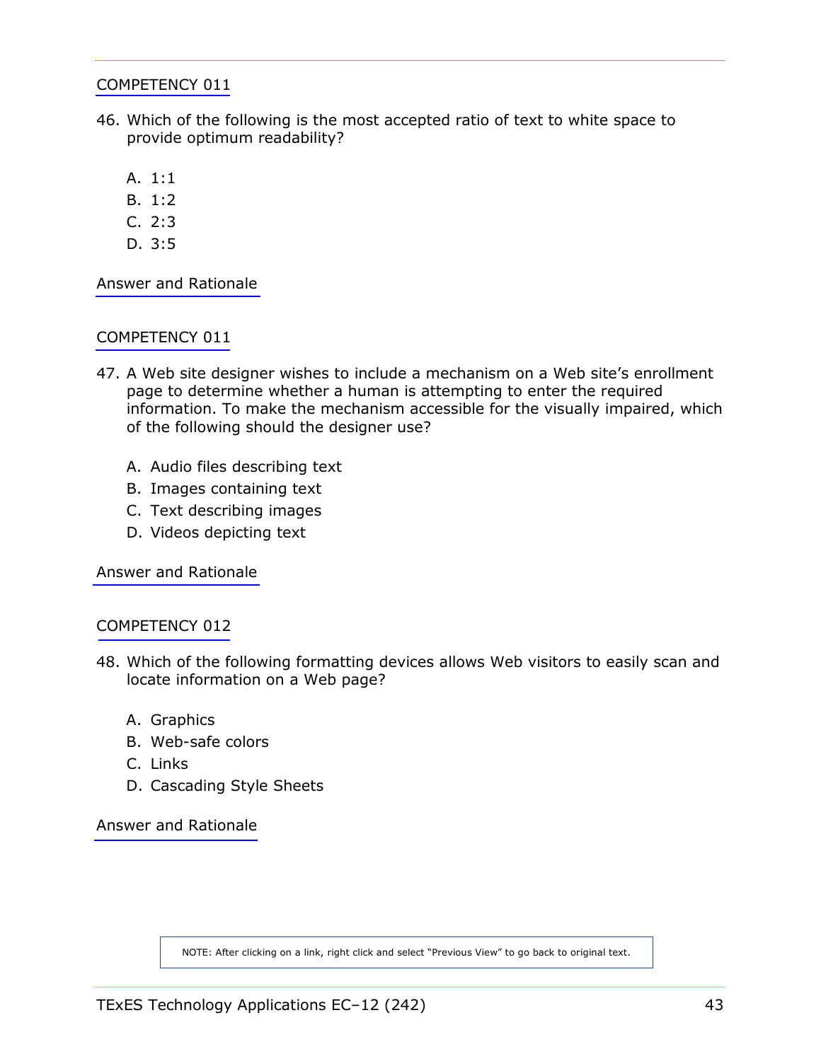COMPETENCY 011

46. Which of the following is the most accepted ratio of text to white space to provide optimum readability?

    A. 1:1
    B. 1:2
    C. 2:3
    D. 3:5

Answer and Rationale

COMPETENCY 011

47. A Web site designer wishes to include a mechanism on a Web site's enrollment page to determine whether a human is attempting to enter the required information. To make the mechanism accessible for the visually impaired, which of the following should the designer use?

    A. Audio files describing text
    B. Images containing text
    C. Text describing images
    D. Videos depicting text

Answer and Rationale

COMPETENCY 012

48. Which of the following formatting devices allows Web visitors to easily scan and locate information on a Web page?

    A. Graphics
    B. Web-safe colors
    C. Links
    D. Cascading Style Sheets

Answer and Rationale

NOTE: After clicking on a link, right click and select "Previous View" to go back to original text.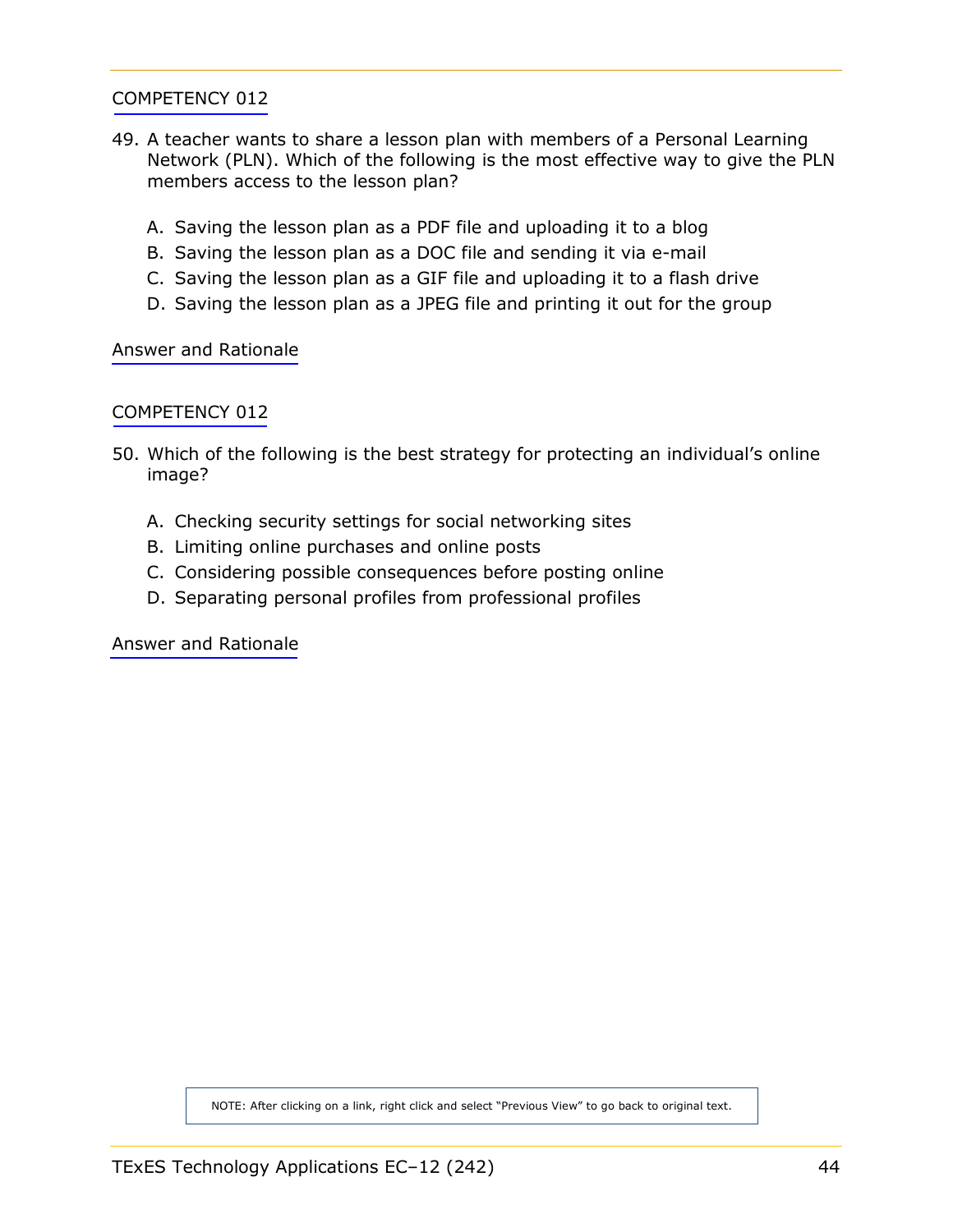COMPETENCY 012

49. A teacher wants to share a lesson plan with members of a Personal Learning Network (PLN). Which of the following is the most effective way to give the PLN members access to the lesson plan?

   A. Saving the lesson plan as a PDF file and uploading it to a blog
   B. Saving the lesson plan as a DOC file and sending it via e-mail
   C. Saving the lesson plan as a GIF file and uploading it to a flash drive
   D. Saving the lesson plan as a JPEG file and printing it out for the group

Answer and Rationale

COMPETENCY 012

50. Which of the following is the best strategy for protecting an individual's online image?

   A. Checking security settings for social networking sites
   B. Limiting online purchases and online posts
   C. Considering possible consequences before posting online
   D. Separating personal profiles from professional profiles

Answer and Rationale

NOTE: After clicking on a link, right click and select "Previous View" to go back to original text.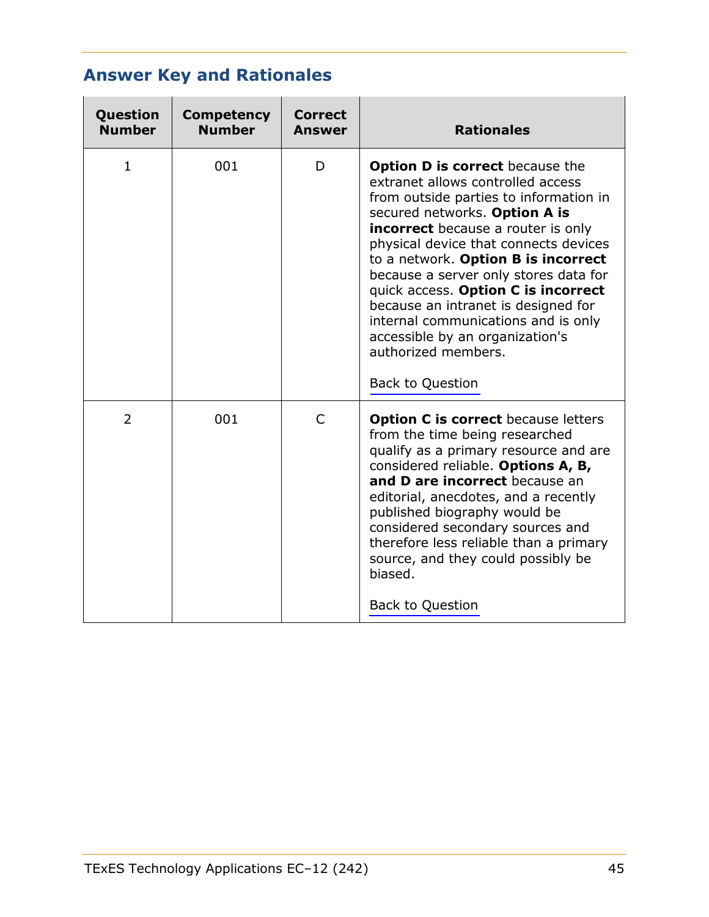## Answer Key and Rationales

| Question Number | Competency Number | Correct Answer | Rationales |
|---|---|---|---|
| 1 | 001 | D | **Option D is correct** because the extranet allows controlled access from outside parties to information in secured networks. **Option A is incorrect** because a router is only physical device that connects devices to a network. **Option B is incorrect** because a server only stores data for quick access. **Option C is incorrect** because an intranet is designed for internal communications and is only accessible by an organization's authorized members. Back to Question |
| 2 | 001 | C | **Option C is correct** because letters from the time being researched qualify as a primary resource and are considered reliable. **Options A, B, and D are incorrect** because an editorial, anecdotes, and a recently published biography would be considered secondary sources and therefore less reliable than a primary source, and they could possibly be biased. Back to Question |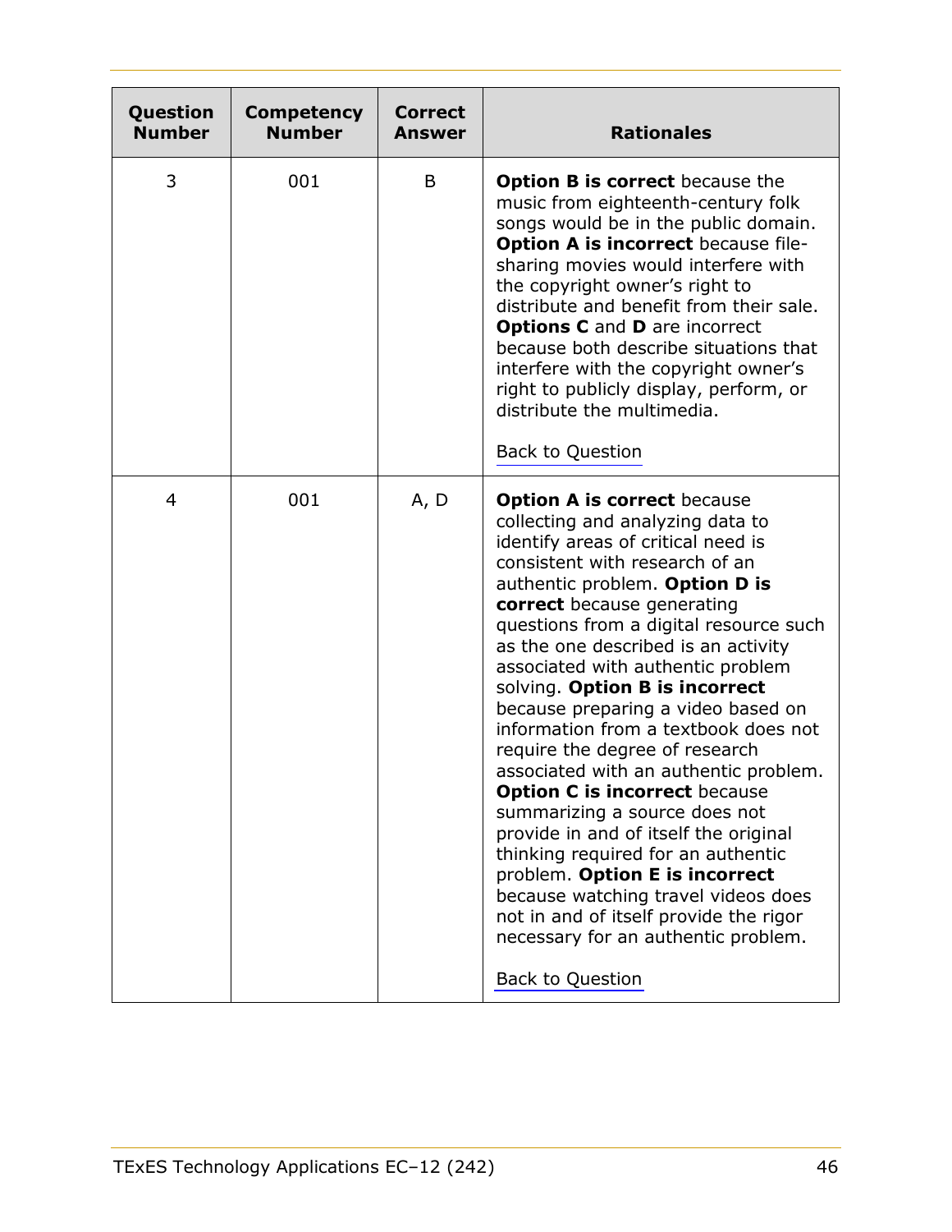| Question Number | Competency Number | Correct Answer | Rationales |
|---|---|---|---|
| 3 | 001 | B | **Option B is correct** because the music from eighteenth-century folk songs would be in the public domain. **Option A is incorrect** because file-sharing movies would interfere with the copyright owner's right to distribute and benefit from their sale. **Options C** and **D** are incorrect because both describe situations that interfere with the copyright owner's right to publicly display, perform, or distribute the multimedia.<br><br>Back to Question |
| 4 | 001 | A, D | **Option A is correct** because collecting and analyzing data to identify areas of critical need is consistent with research of an authentic problem. **Option D is correct** because generating questions from a digital resource such as the one described is an activity associated with authentic problem solving. **Option B is incorrect** because preparing a video based on information from a textbook does not require the degree of research associated with an authentic problem. **Option C is incorrect** because summarizing a source does not provide in and of itself the original thinking required for an authentic problem. **Option E is incorrect** because watching travel videos does not in and of itself provide the rigor necessary for an authentic problem.<br><br>Back to Question |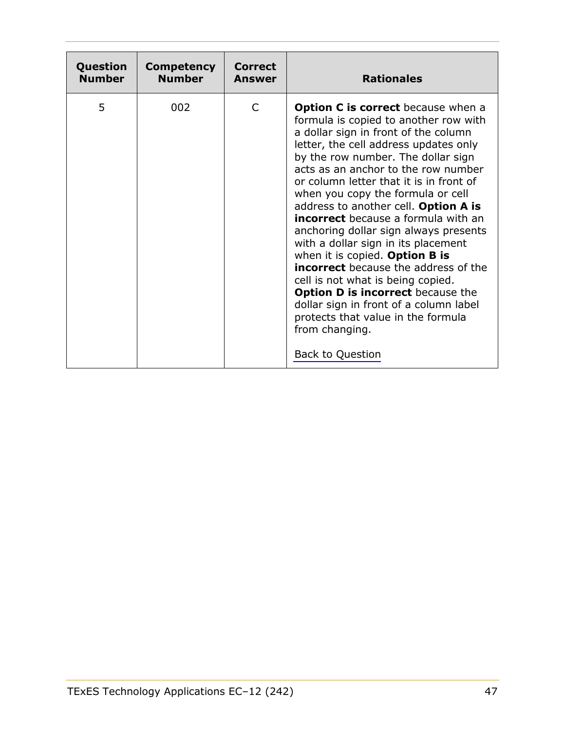| Question Number | Competency Number | Correct Answer | Rationales |
| --- | --- | --- | --- |
| 5 | 002 | C | **Option C is correct** because when a formula is copied to another row with a dollar sign in front of the column letter, the cell address updates only by the row number. The dollar sign acts as an anchor to the row number or column letter that it is in front of when you copy the formula or cell address to another cell. **Option A is incorrect** because a formula with an anchoring dollar sign always presents with a dollar sign in its placement when it is copied. **Option B is incorrect** because the address of the cell is not what is being copied. **Option D is incorrect** because the dollar sign in front of a column label protects that value in the formula from changing.<br><br>Back to Question |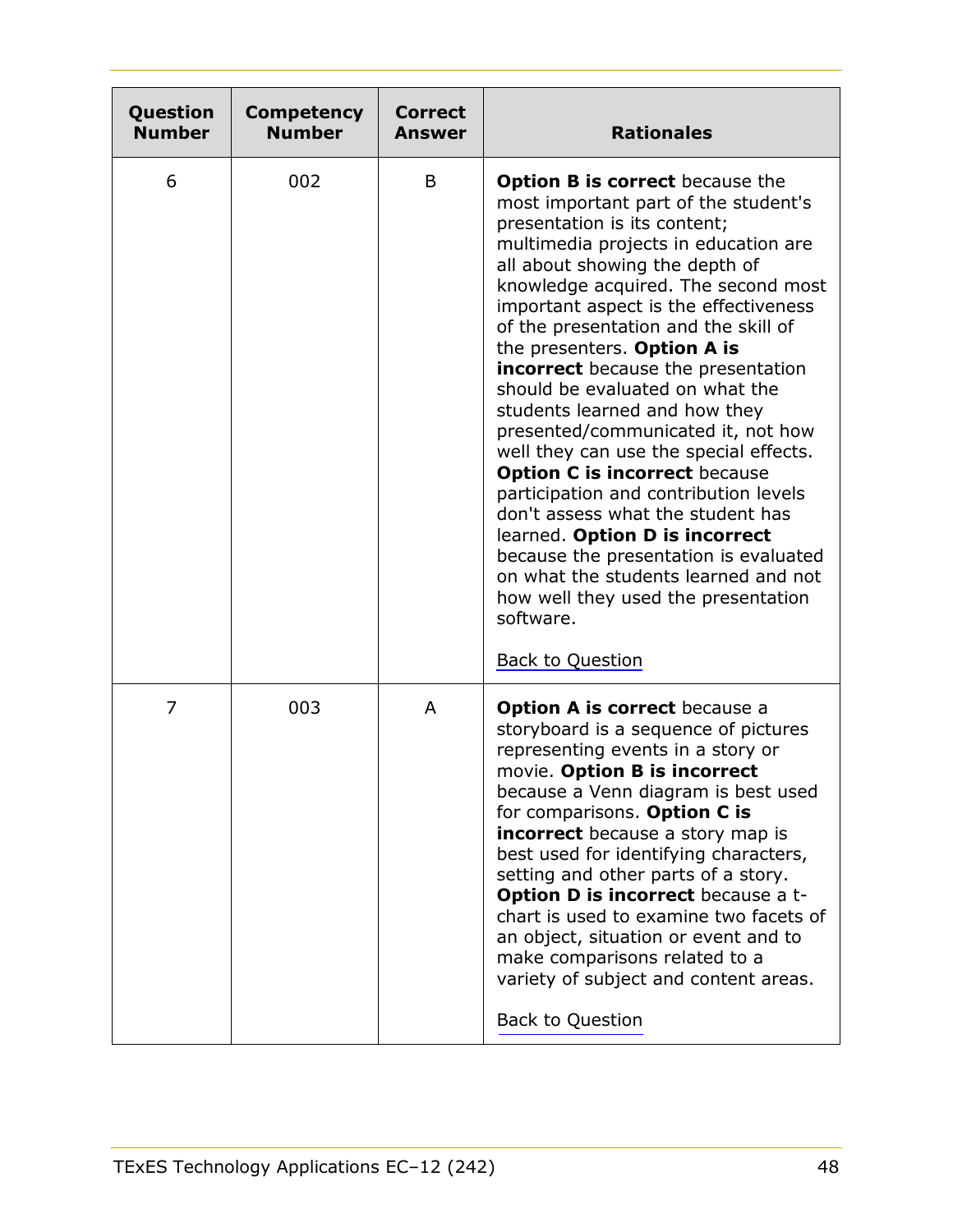| Question Number | Competency Number | Correct Answer | Rationales |
| --- | --- | --- | --- |
| 6 | 002 | B | **Option B is correct** because the most important part of the student's presentation is its content; multimedia projects in education are all about showing the depth of knowledge acquired. The second most important aspect is the effectiveness of the presentation and the skill of the presenters. **Option A is incorrect** because the presentation should be evaluated on what the students learned and how they presented/communicated it, not how well they can use the special effects. **Option C is incorrect** because participation and contribution levels don't assess what the student has learned. **Option D is incorrect** because the presentation is evaluated on what the students learned and not how well they used the presentation software. <br><br> Back to Question |
| 7 | 003 | A | **Option A is correct** because a storyboard is a sequence of pictures representing events in a story or movie. **Option B is incorrect** because a Venn diagram is best used for comparisons. **Option C is incorrect** because a story map is best used for identifying characters, setting and other parts of a story. **Option D is incorrect** because a t-chart is used to examine two facets of an object, situation or event and to make comparisons related to a variety of subject and content areas. <br><br> Back to Question |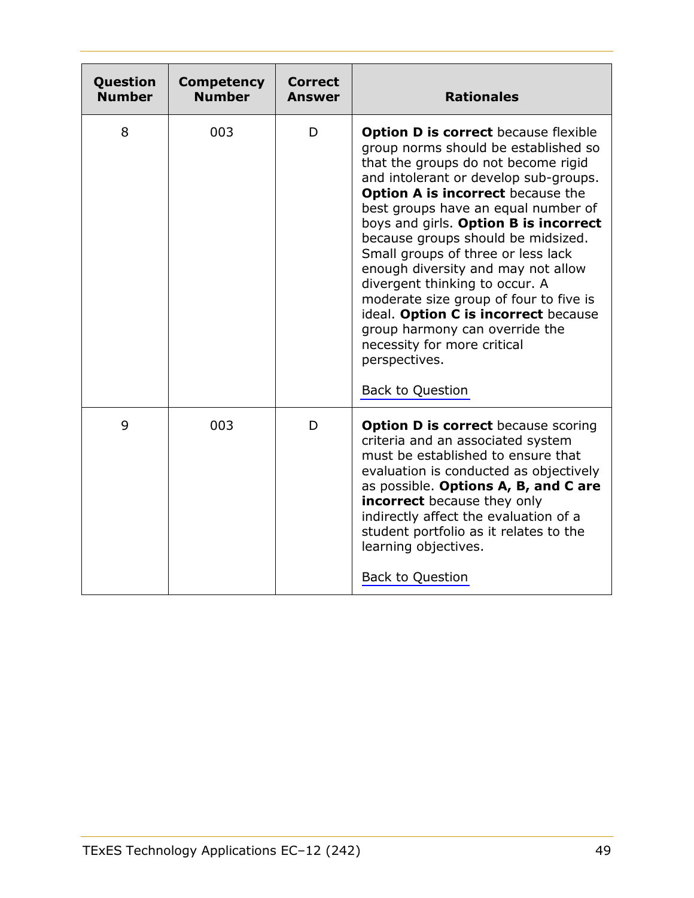| Question Number | Competency Number | Correct Answer | Rationales |
|---|---|---|---|
| 8 | 003 | D | **Option D is correct** because flexible group norms should be established so that the groups do not become rigid and intolerant or develop sub-groups. **Option A is incorrect** because the best groups have an equal number of boys and girls. **Option B is incorrect** because groups should be midsized. Small groups of three or less lack enough diversity and may not allow divergent thinking to occur. A moderate size group of four to five is ideal. **Option C is incorrect** because group harmony can override the necessity for more critical perspectives.<br><br>Back to Question |
| 9 | 003 | D | **Option D is correct** because scoring criteria and an associated system must be established to ensure that evaluation is conducted as objectively as possible. **Options A, B, and C are incorrect** because they only indirectly affect the evaluation of a student portfolio as it relates to the learning objectives.<br><br>Back to Question |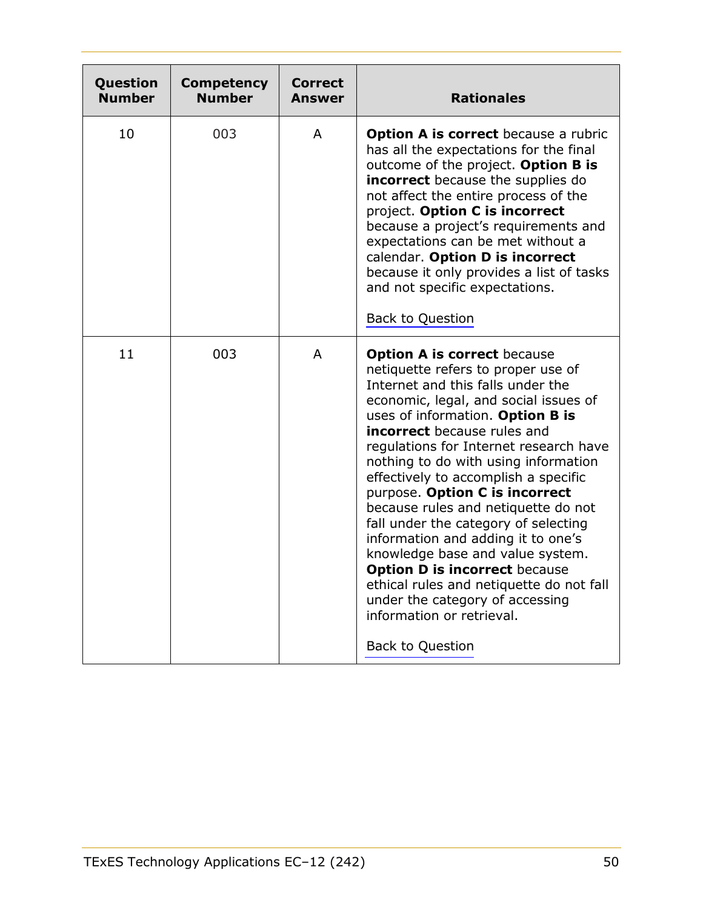| Question Number | Competency Number | Correct Answer | Rationales |
|---|---|---|---|
| 10 | 003 | A | **Option A is correct** because a rubric has all the expectations for the final outcome of the project. **Option B is incorrect** because the supplies do not affect the entire process of the project. **Option C is incorrect** because a project's requirements and expectations can be met without a calendar. **Option D is incorrect** because it only provides a list of tasks and not specific expectations.<br><br>Back to Question |
| 11 | 003 | A | **Option A is correct** because netiquette refers to proper use of Internet and this falls under the economic, legal, and social issues of uses of information. **Option B is incorrect** because rules and regulations for Internet research have nothing to do with using information effectively to accomplish a specific purpose. **Option C is incorrect** because rules and netiquette do not fall under the category of selecting information and adding it to one's knowledge base and value system. **Option D is incorrect** because ethical rules and netiquette do not fall under the category of accessing information or retrieval.<br><br>Back to Question |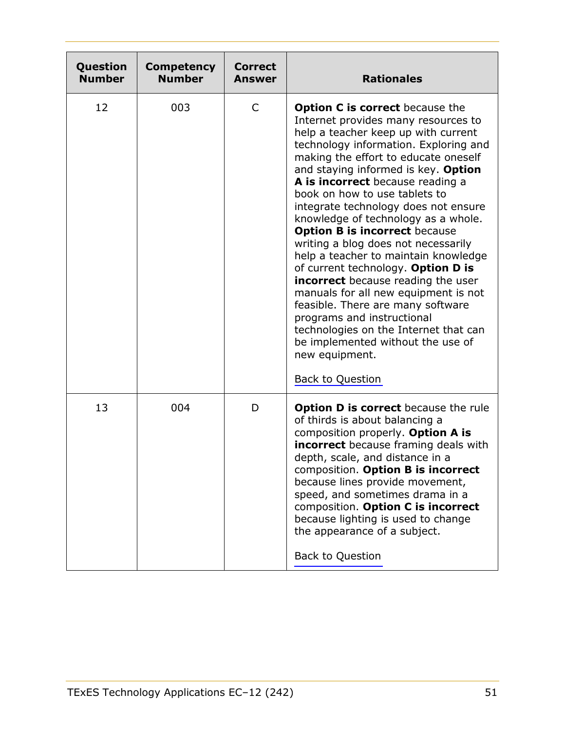| Question Number | Competency Number | Correct Answer | Rationales |
| --- | --- | --- | --- |
| 12 | 003 | C | **Option C is correct** because the Internet provides many resources to help a teacher keep up with current technology information. Exploring and making the effort to educate oneself and staying informed is key. **Option A is incorrect** because reading a book on how to use tablets to integrate technology does not ensure knowledge of technology as a whole. **Option B is incorrect** because writing a blog does not necessarily help a teacher to maintain knowledge of current technology. **Option D is incorrect** because reading the user manuals for all new equipment is not feasible. There are many software programs and instructional technologies on the Internet that can be implemented without the use of new equipment.<br><br>Back to Question |
| 13 | 004 | D | **Option D is correct** because the rule of thirds is about balancing a composition properly. **Option A is incorrect** because framing deals with depth, scale, and distance in a composition. **Option B is incorrect** because lines provide movement, speed, and sometimes drama in a composition. **Option C is incorrect** because lighting is used to change the appearance of a subject.<br><br>Back to Question |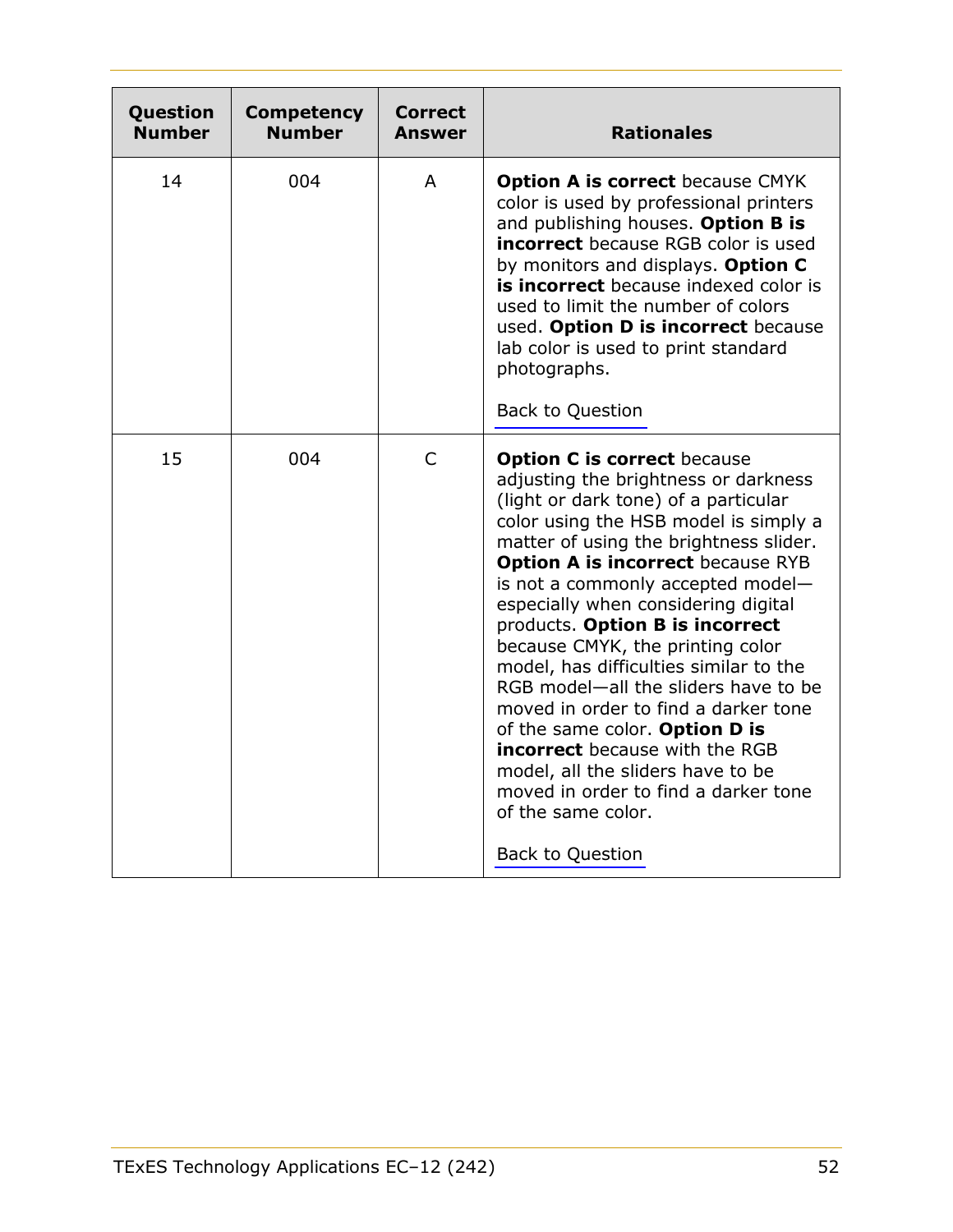| Question Number | Competency Number | Correct Answer | Rationales |
|---|---|---|---|
| 14 | 004 | A | **Option A is correct** because CMYK color is used by professional printers and publishing houses. **Option B is incorrect** because RGB color is used by monitors and displays. **Option C is incorrect** because indexed color is used to limit the number of colors used. **Option D is incorrect** because lab color is used to print standard photographs. <br><br> Back to Question |
| 15 | 004 | C | **Option C is correct** because adjusting the brightness or darkness (light or dark tone) of a particular color using the HSB model is simply a matter of using the brightness slider. **Option A is incorrect** because RYB is not a commonly accepted model—especially when considering digital products. **Option B is incorrect** because CMYK, the printing color model, has difficulties similar to the RGB model—all the sliders have to be moved in order to find a darker tone of the same color. **Option D is incorrect** because with the RGB model, all the sliders have to be moved in order to find a darker tone of the same color. <br><br> Back to Question |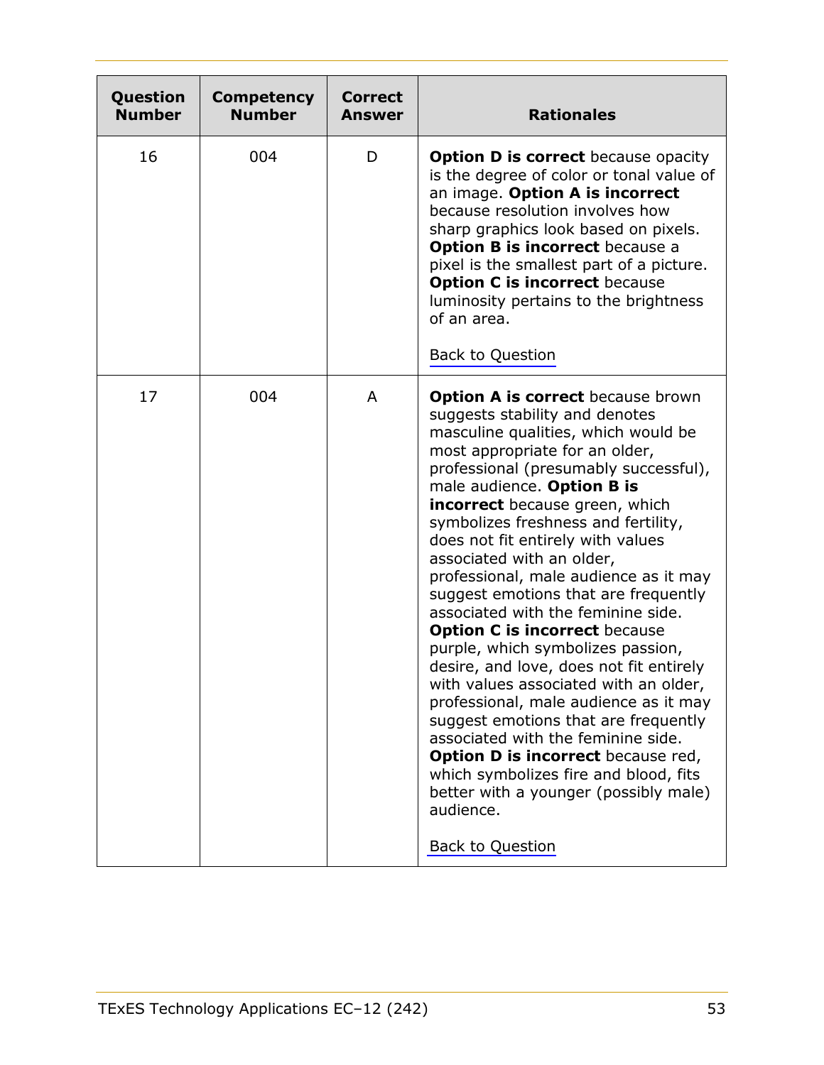| Question Number | Competency Number | Correct Answer | Rationales |
|---|---|---|---|
| 16 | 004 | D | **Option D is correct** because opacity is the degree of color or tonal value of an image. **Option A is incorrect** because resolution involves how sharp graphics look based on pixels. **Option B is incorrect** because a pixel is the smallest part of a picture. **Option C is incorrect** because luminosity pertains to the brightness of an area.<br><br>Back to Question |
| 17 | 004 | A | **Option A is correct** because brown suggests stability and denotes masculine qualities, which would be most appropriate for an older, professional (presumably successful), male audience. **Option B is incorrect** because green, which symbolizes freshness and fertility, does not fit entirely with values associated with an older, professional, male audience as it may suggest emotions that are frequently associated with the feminine side. **Option C is incorrect** because purple, which symbolizes passion, desire, and love, does not fit entirely with values associated with an older, professional, male audience as it may suggest emotions that are frequently associated with the feminine side. **Option D is incorrect** because red, which symbolizes fire and blood, fits better with a younger (possibly male) audience.<br><br>Back to Question |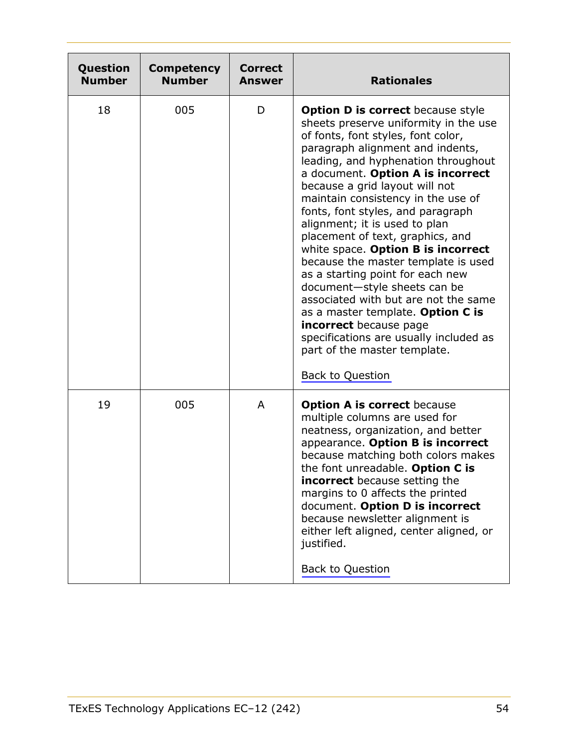| Question Number | Competency Number | Correct Answer | Rationales |
|---|---|---|---|
| 18 | 005 | D | **Option D is correct** because style sheets preserve uniformity in the use of fonts, font styles, font color, paragraph alignment and indents, leading, and hyphenation throughout a document. **Option A is incorrect** because a grid layout will not maintain consistency in the use of fonts, font styles, and paragraph alignment; it is used to plan placement of text, graphics, and white space. **Option B is incorrect** because the master template is used as a starting point for each new document—style sheets can be associated with but are not the same as a master template. **Option C is incorrect** because page specifications are usually included as part of the master template.<br><br>Back to Question |
| 19 | 005 | A | **Option A is correct** because multiple columns are used for neatness, organization, and better appearance. **Option B is incorrect** because matching both colors makes the font unreadable. **Option C is incorrect** because setting the margins to 0 affects the printed document. **Option D is incorrect** because newsletter alignment is either left aligned, center aligned, or justified.<br><br>Back to Question |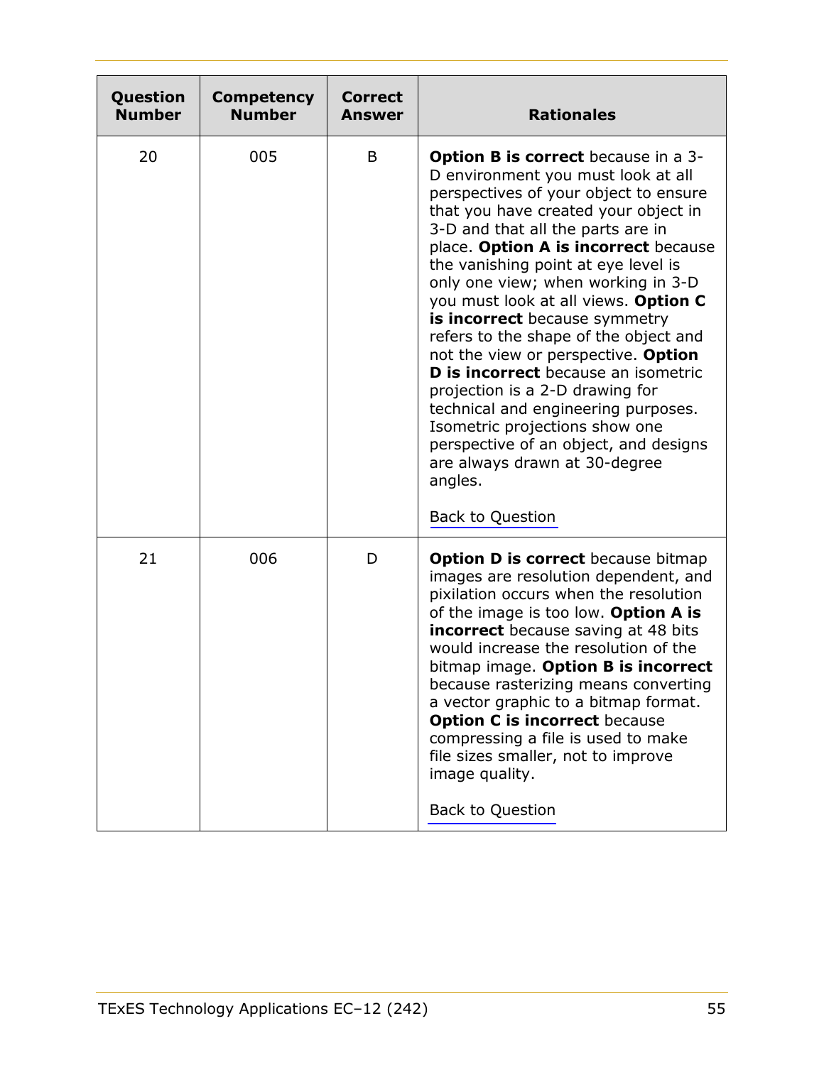| Question Number | Competency Number | Correct Answer | Rationales |
|---|---|---|---|
| 20 | 005 | B | **Option B is correct** because in a 3-D environment you must look at all perspectives of your object to ensure that you have created your object in 3-D and that all the parts are in place. **Option A is incorrect** because the vanishing point at eye level is only one view; when working in 3-D you must look at all views. **Option C is incorrect** because symmetry refers to the shape of the object and not the view or perspective. **Option D is incorrect** because an isometric projection is a 2-D drawing for technical and engineering purposes. Isometric projections show one perspective of an object, and designs are always drawn at 30-degree angles. <br><br> Back to Question |
| 21 | 006 | D | **Option D is correct** because bitmap images are resolution dependent, and pixilation occurs when the resolution of the image is too low. **Option A is incorrect** because saving at 48 bits would increase the resolution of the bitmap image. **Option B is incorrect** because rasterizing means converting a vector graphic to a bitmap format. **Option C is incorrect** because compressing a file is used to make file sizes smaller, not to improve image quality. <br><br> Back to Question |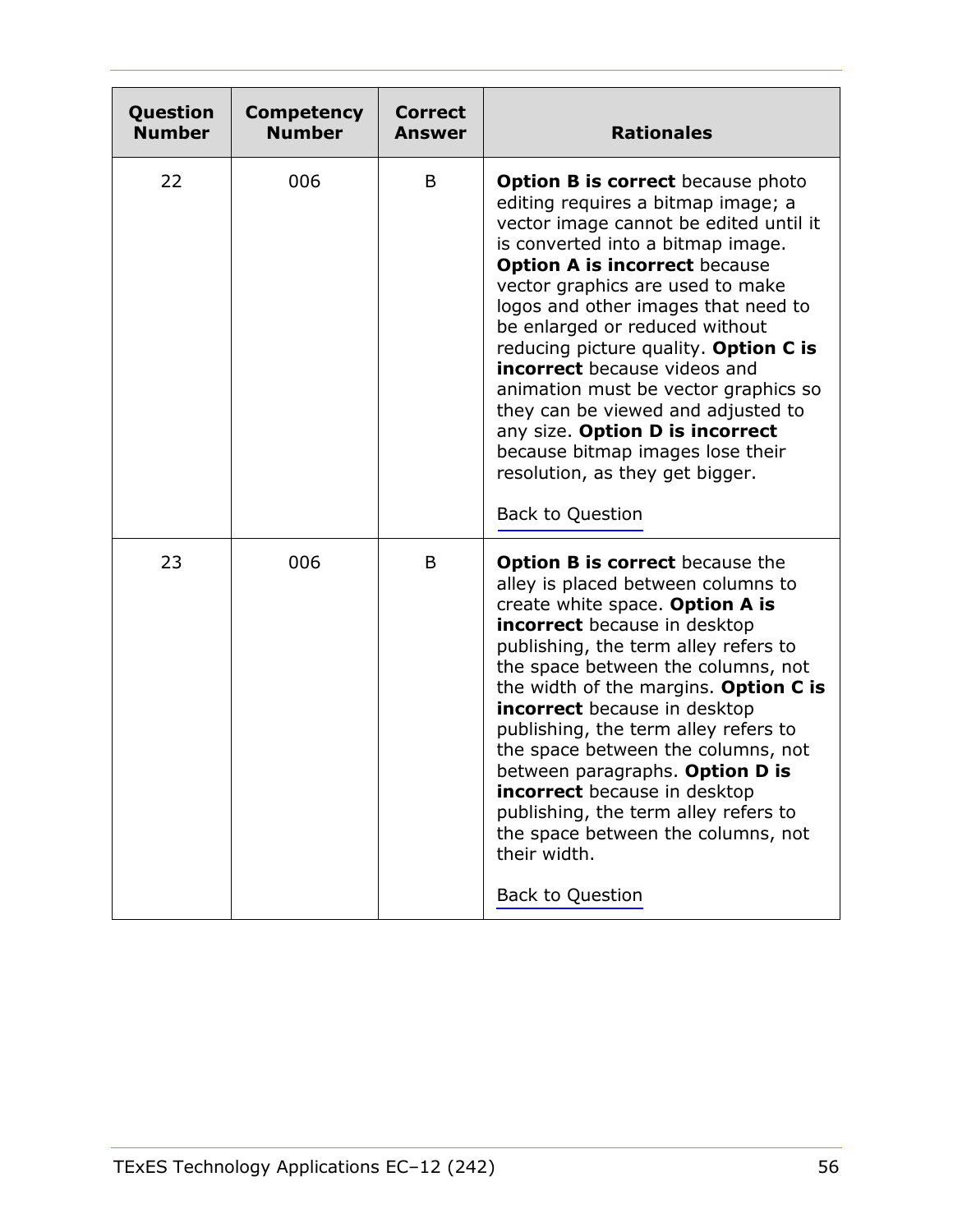| Question Number | Competency Number | Correct Answer | Rationales |
|---|---|---|---|
| 22 | 006 | B | **Option B is correct** because photo editing requires a bitmap image; a vector image cannot be edited until it is converted into a bitmap image. **Option A is incorrect** because vector graphics are used to make logos and other images that need to be enlarged or reduced without reducing picture quality. **Option C is incorrect** because videos and animation must be vector graphics so they can be viewed and adjusted to any size. **Option D is incorrect** because bitmap images lose their resolution, as they get bigger. Back to Question |
| 23 | 006 | B | **Option B is correct** because the alley is placed between columns to create white space. **Option A is incorrect** because in desktop publishing, the term alley refers to the space between the columns, not the width of the margins. **Option C is incorrect** because in desktop publishing, the term alley refers to the space between the columns, not between paragraphs. **Option D is incorrect** because in desktop publishing, the term alley refers to the space between the columns, not their width. Back to Question |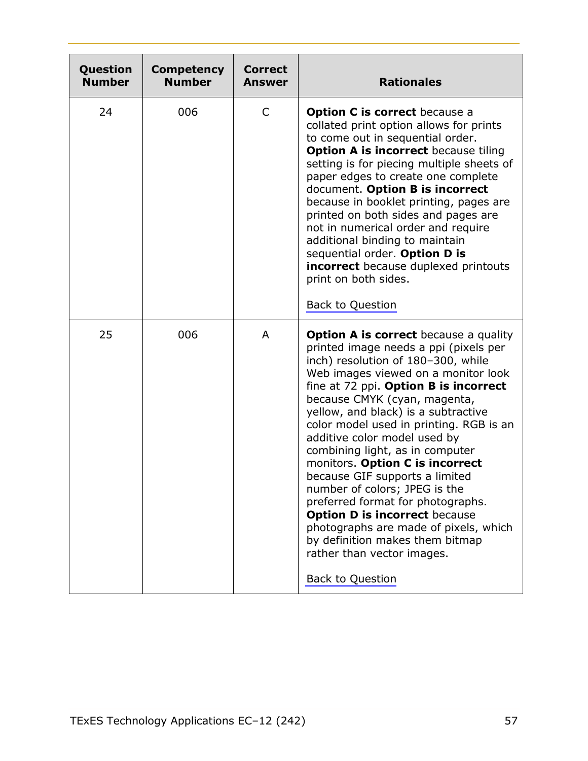| Question Number | Competency Number | Correct Answer | Rationales |
|---|---|---|---|
| 24 | 006 | C | **Option C is correct** because a collated print option allows for prints to come out in sequential order. **Option A is incorrect** because tiling setting is for piecing multiple sheets of paper edges to create one complete document. **Option B is incorrect** because in booklet printing, pages are printed on both sides and pages are not in numerical order and require additional binding to maintain sequential order. **Option D is incorrect** because duplexed printouts print on both sides.<br><br>Back to Question |
| 25 | 006 | A | **Option A is correct** because a quality printed image needs a ppi (pixels per inch) resolution of 180–300, while Web images viewed on a monitor look fine at 72 ppi. **Option B is incorrect** because CMYK (cyan, magenta, yellow, and black) is a subtractive color model used in printing. RGB is an additive color model used by combining light, as in computer monitors. **Option C is incorrect** because GIF supports a limited number of colors; JPEG is the preferred format for photographs. **Option D is incorrect** because photographs are made of pixels, which by definition makes them bitmap rather than vector images.<br><br>Back to Question |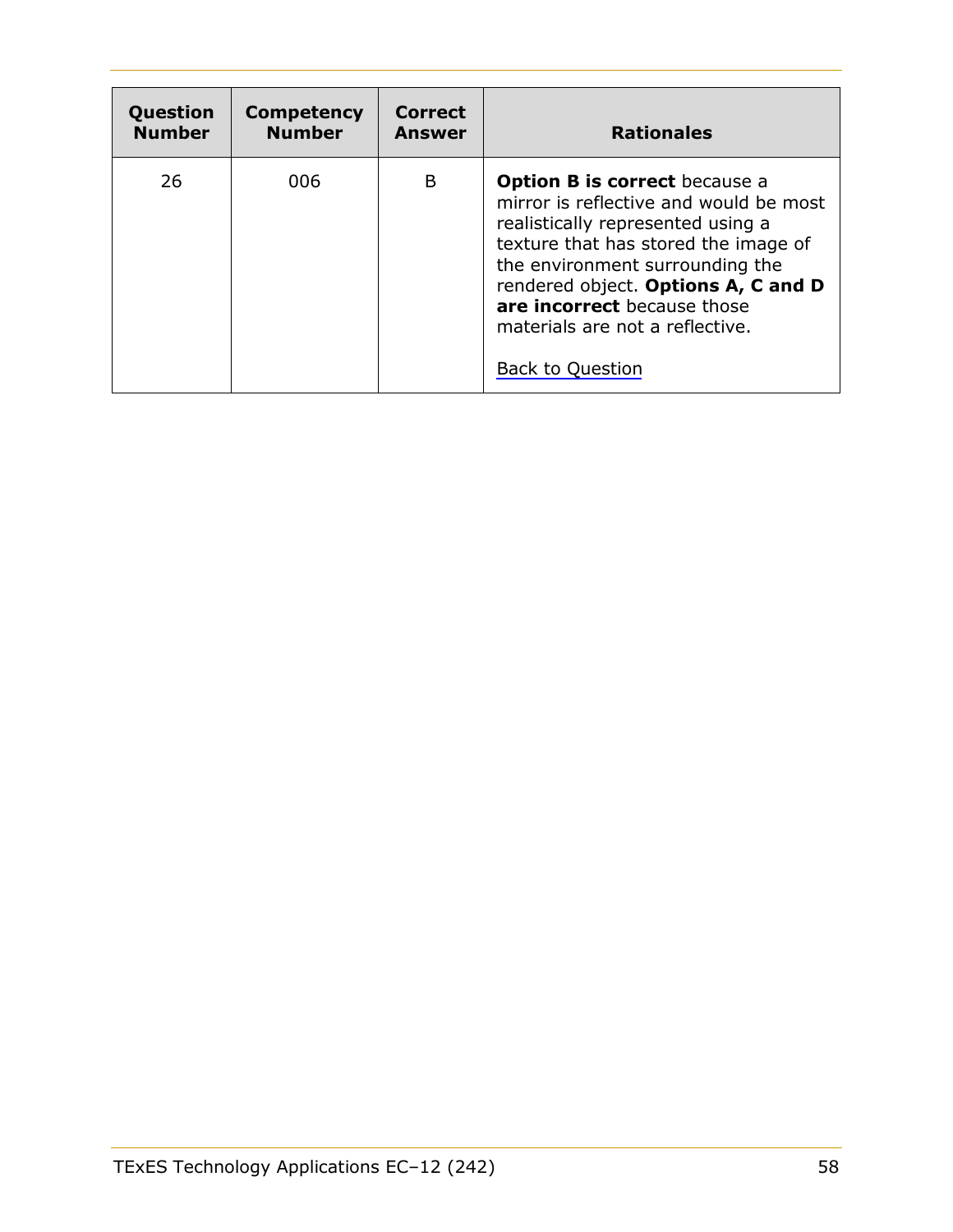| Question Number | Competency Number | Correct Answer | Rationales |
|---|---|---|---|
| 26 | 006 | B | **Option B is correct** because a mirror is reflective and would be most realistically represented using a texture that has stored the image of the environment surrounding the rendered object. **Options A, C and D are incorrect** because those materials are not a reflective. Back to Question |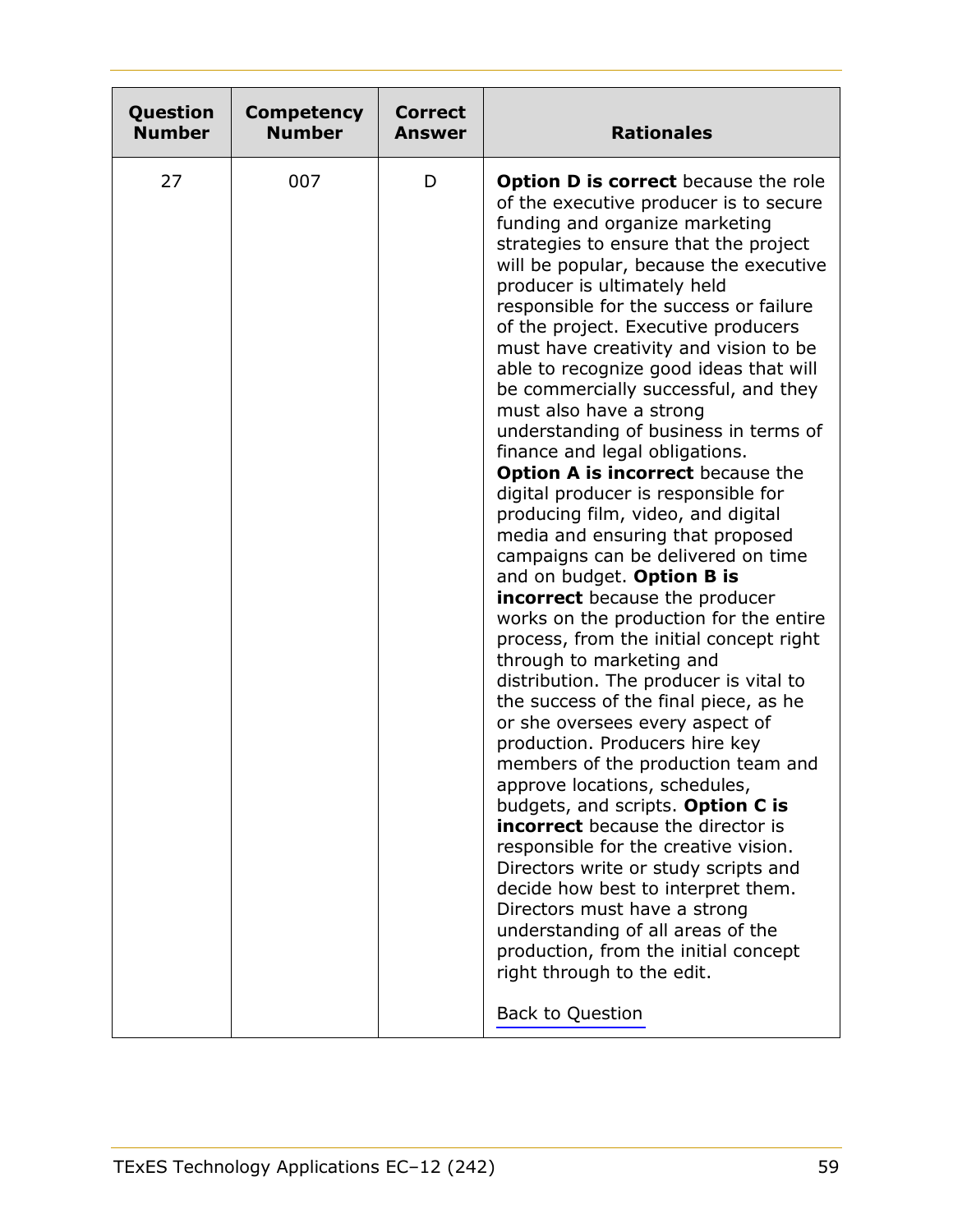| Question Number | Competency Number | Correct Answer | Rationales |
|---|---|---|---|
| 27 | 007 | D | **Option D is correct** because the role of the executive producer is to secure funding and organize marketing strategies to ensure that the project will be popular, because the executive producer is ultimately held responsible for the success or failure of the project. Executive producers must have creativity and vision to be able to recognize good ideas that will be commercially successful, and they must also have a strong understanding of business in terms of finance and legal obligations. **Option A is incorrect** because the digital producer is responsible for producing film, video, and digital media and ensuring that proposed campaigns can be delivered on time and on budget. **Option B is incorrect** because the producer works on the production for the entire process, from the initial concept right through to marketing and distribution. The producer is vital to the success of the final piece, as he or she oversees every aspect of production. Producers hire key members of the production team and approve locations, schedules, budgets, and scripts. **Option C is incorrect** because the director is responsible for the creative vision. Directors write or study scripts and decide how best to interpret them. Directors must have a strong understanding of all areas of the production, from the initial concept right through to the edit.<br><br>Back to Question |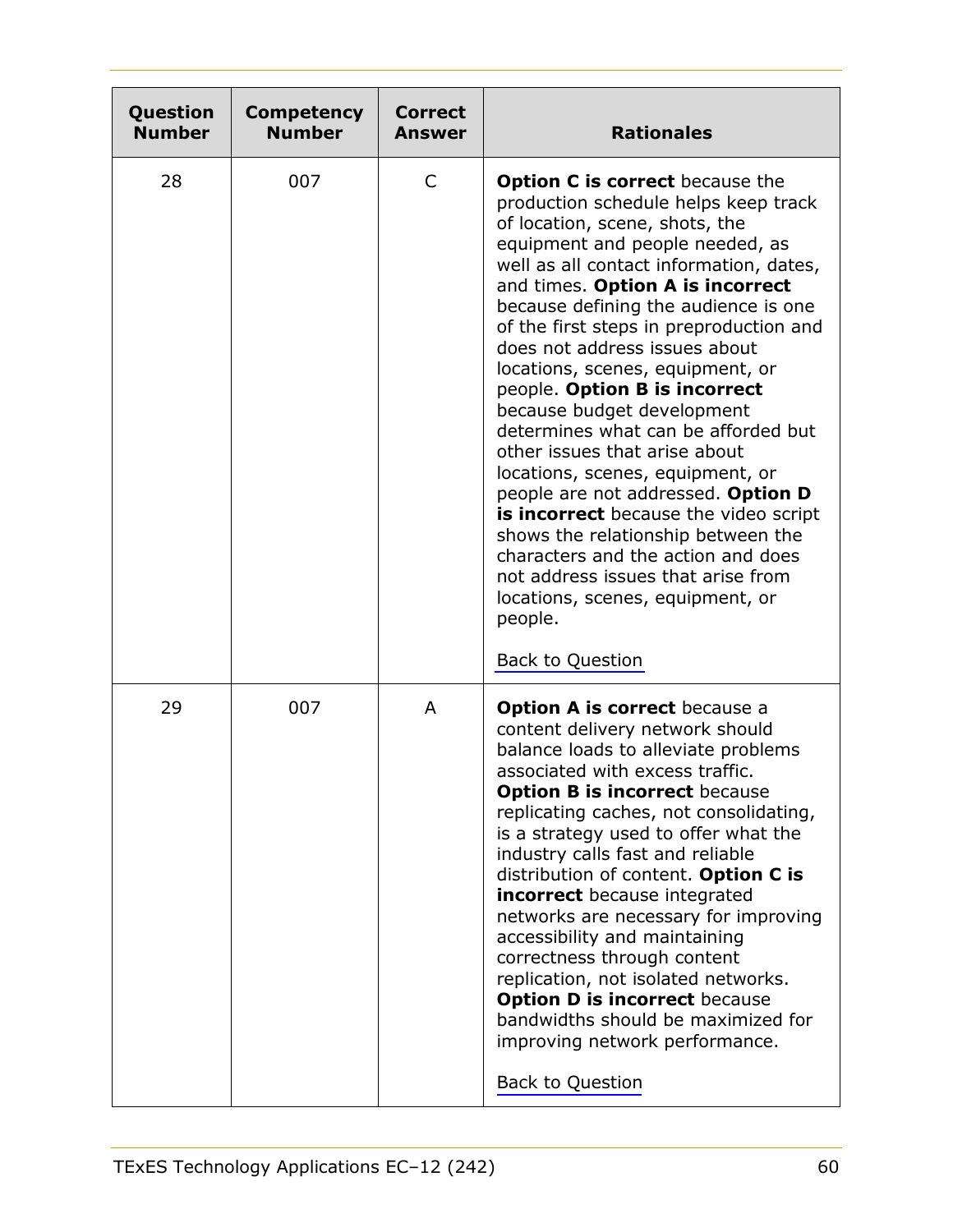| Question Number | Competency Number | Correct Answer | Rationales |
|---|---|---|---|
| 28 | 007 | C | **Option C is correct** because the production schedule helps keep track of location, scene, shots, the equipment and people needed, as well as all contact information, dates, and times. **Option A is incorrect** because defining the audience is one of the first steps in preproduction and does not address issues about locations, scenes, equipment, or people. **Option B is incorrect** because budget development determines what can be afforded but other issues that arise about locations, scenes, equipment, or people are not addressed. **Option D is incorrect** because the video script shows the relationship between the characters and the action and does not address issues that arise from locations, scenes, equipment, or people.<br><br>Back to Question |
| 29 | 007 | A | **Option A is correct** because a content delivery network should balance loads to alleviate problems associated with excess traffic. **Option B is incorrect** because replicating caches, not consolidating, is a strategy used to offer what the industry calls fast and reliable distribution of content. **Option C is incorrect** because integrated networks are necessary for improving accessibility and maintaining correctness through content replication, not isolated networks. **Option D is incorrect** because bandwidths should be maximized for improving network performance.<br><br>Back to Question |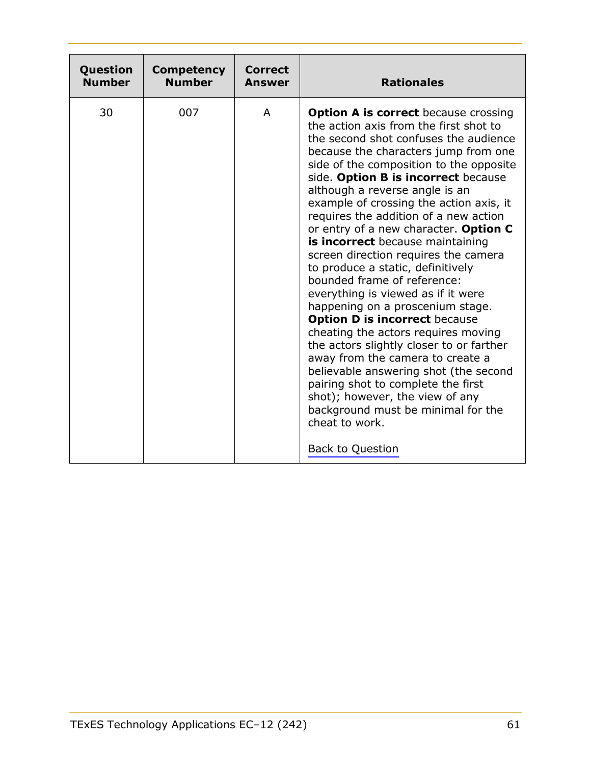| Question Number | Competency Number | Correct Answer | Rationales |
|---|---|---|---|
| 30 | 007 | A | **Option A is correct** because crossing the action axis from the first shot to the second shot confuses the audience because the characters jump from one side of the composition to the opposite side. **Option B is incorrect** because although a reverse angle is an example of crossing the action axis, it requires the addition of a new action or entry of a new character. **Option C is incorrect** because maintaining screen direction requires the camera to produce a static, definitively bounded frame of reference: everything is viewed as if it were happening on a proscenium stage. **Option D is incorrect** because cheating the actors requires moving the actors slightly closer to or farther away from the camera to create a believable answering shot (the second pairing shot to complete the first shot); however, the view of any background must be minimal for the cheat to work.<br><br>Back to Question |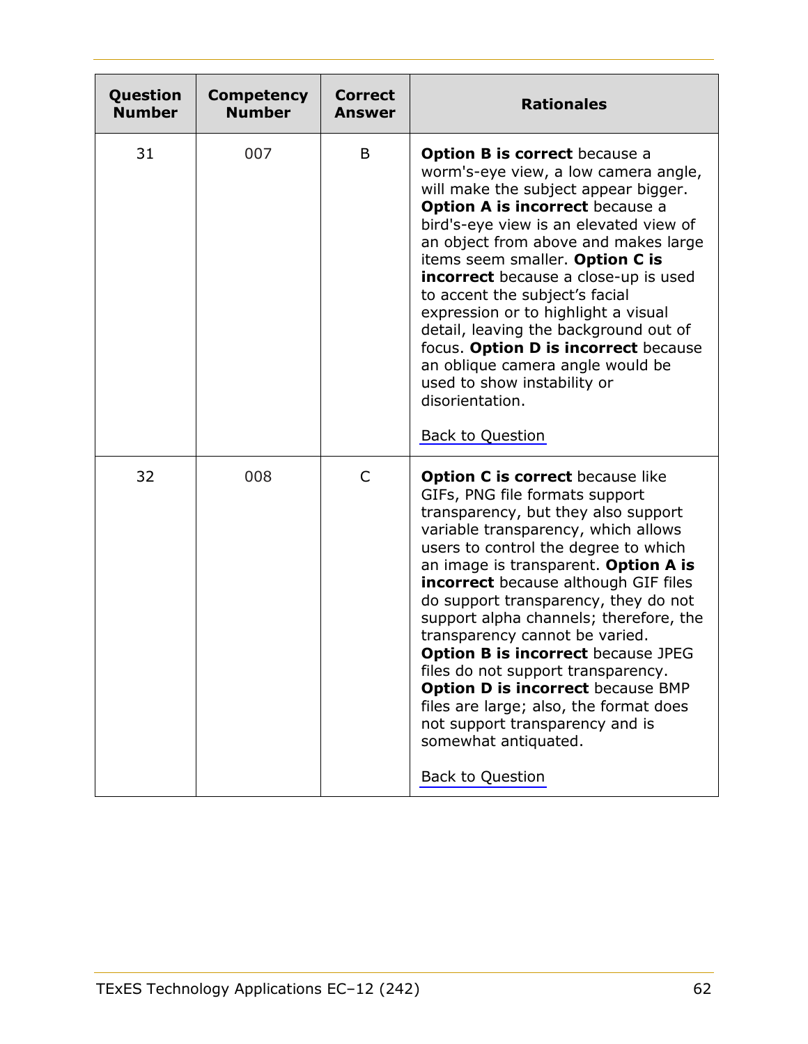| Question Number | Competency Number | Correct Answer | Rationales |
|---|---|---|---|
| 31 | 007 | B | **Option B is correct** because a worm's-eye view, a low camera angle, will make the subject appear bigger. **Option A is incorrect** because a bird's-eye view is an elevated view of an object from above and makes large items seem smaller. **Option C is incorrect** because a close-up is used to accent the subject's facial expression or to highlight a visual detail, leaving the background out of focus. **Option D is incorrect** because an oblique camera angle would be used to show instability or disorientation. Back to Question |
| 32 | 008 | C | **Option C is correct** because like GIFs, PNG file formats support transparency, but they also support variable transparency, which allows users to control the degree to which an image is transparent. **Option A is incorrect** because although GIF files do support transparency, they do not support alpha channels; therefore, the transparency cannot be varied. **Option B is incorrect** because JPEG files do not support transparency. **Option D is incorrect** because BMP files are large; also, the format does not support transparency and is somewhat antiquated. Back to Question |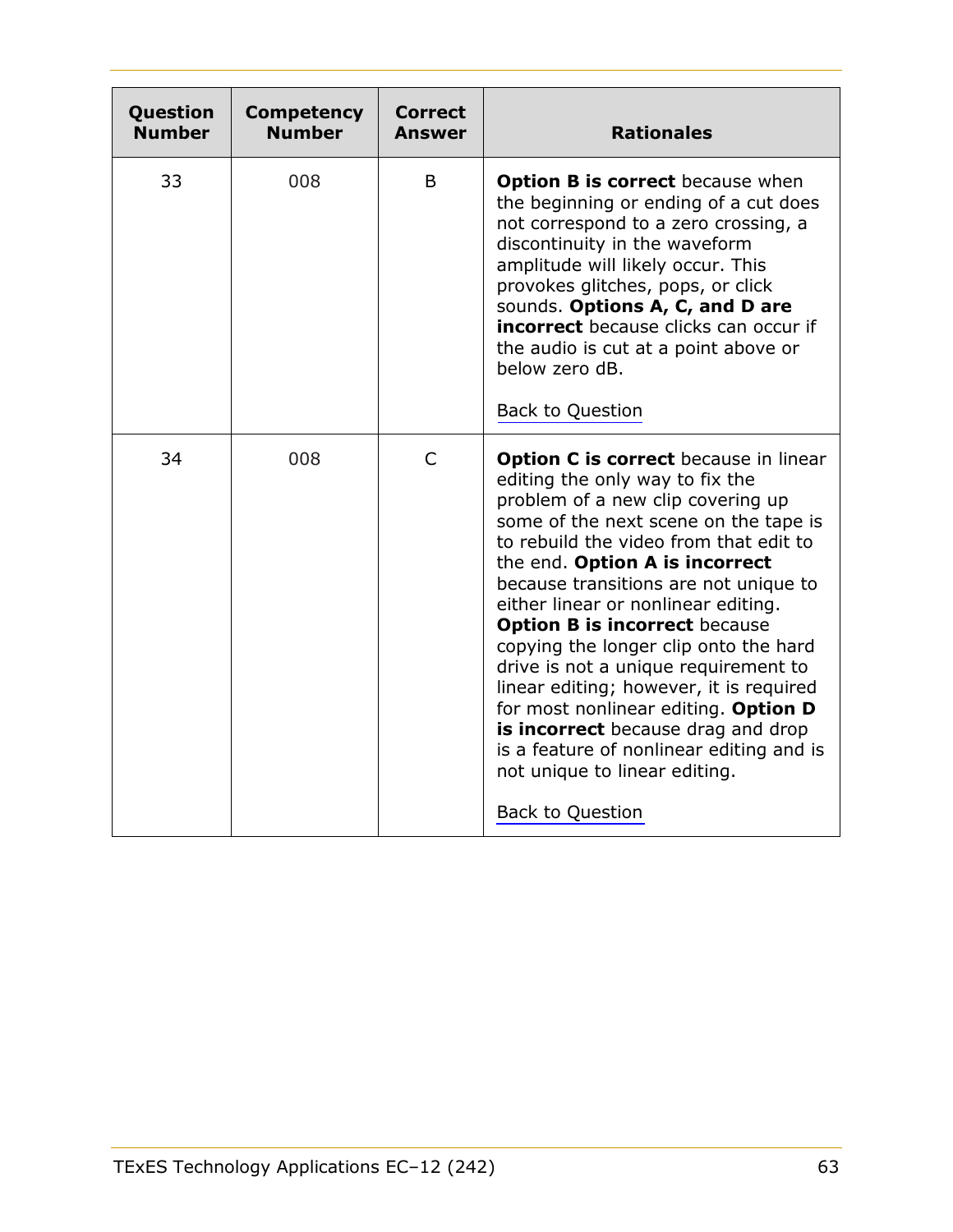| Question Number | Competency Number | Correct Answer | Rationales |
|---|---|---|---|
| 33 | 008 | B | **Option B is correct** because when the beginning or ending of a cut does not correspond to a zero crossing, a discontinuity in the waveform amplitude will likely occur. This provokes glitches, pops, or click sounds. **Options A, C, and D are incorrect** because clicks can occur if the audio is cut at a point above or below zero dB. <br><br> Back to Question |
| 34 | 008 | C | **Option C is correct** because in linear editing the only way to fix the problem of a new clip covering up some of the next scene on the tape is to rebuild the video from that edit to the end. **Option A is incorrect** because transitions are not unique to either linear or nonlinear editing. **Option B is incorrect** because copying the longer clip onto the hard drive is not a unique requirement to linear editing; however, it is required for most nonlinear editing. **Option D is incorrect** because drag and drop is a feature of nonlinear editing and is not unique to linear editing. <br><br> Back to Question |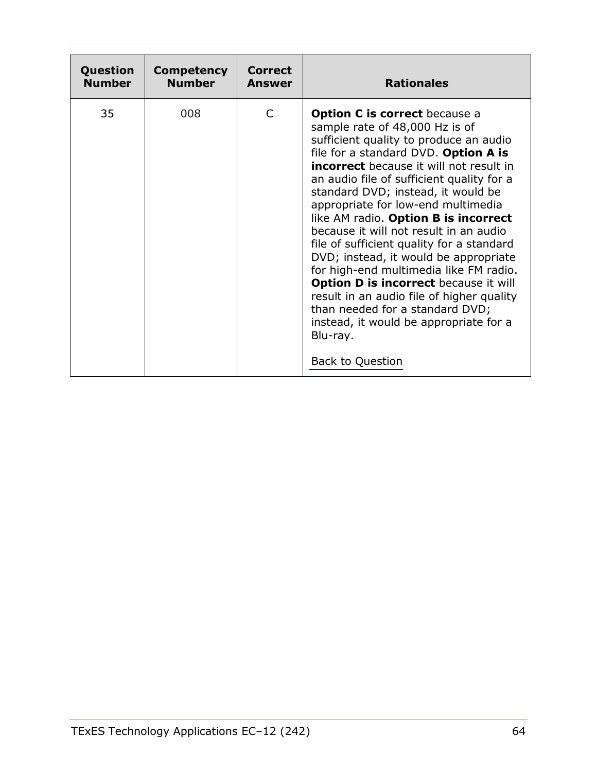| Question Number | Competency Number | Correct Answer | Rationales |
| --- | --- | --- | --- |
| 35 | 008 | C | **Option C is correct** because a sample rate of 48,000 Hz is of sufficient quality to produce an audio file for a standard DVD. **Option A is incorrect** because it will not result in an audio file of sufficient quality for a standard DVD; instead, it would be appropriate for low-end multimedia like AM radio. **Option B is incorrect** because it will not result in an audio file of sufficient quality for a standard DVD; instead, it would be appropriate for high-end multimedia like FM radio. **Option D is incorrect** because it will result in an audio file of higher quality than needed for a standard DVD; instead, it would be appropriate for a Blu-ray.<br><br>Back to Question |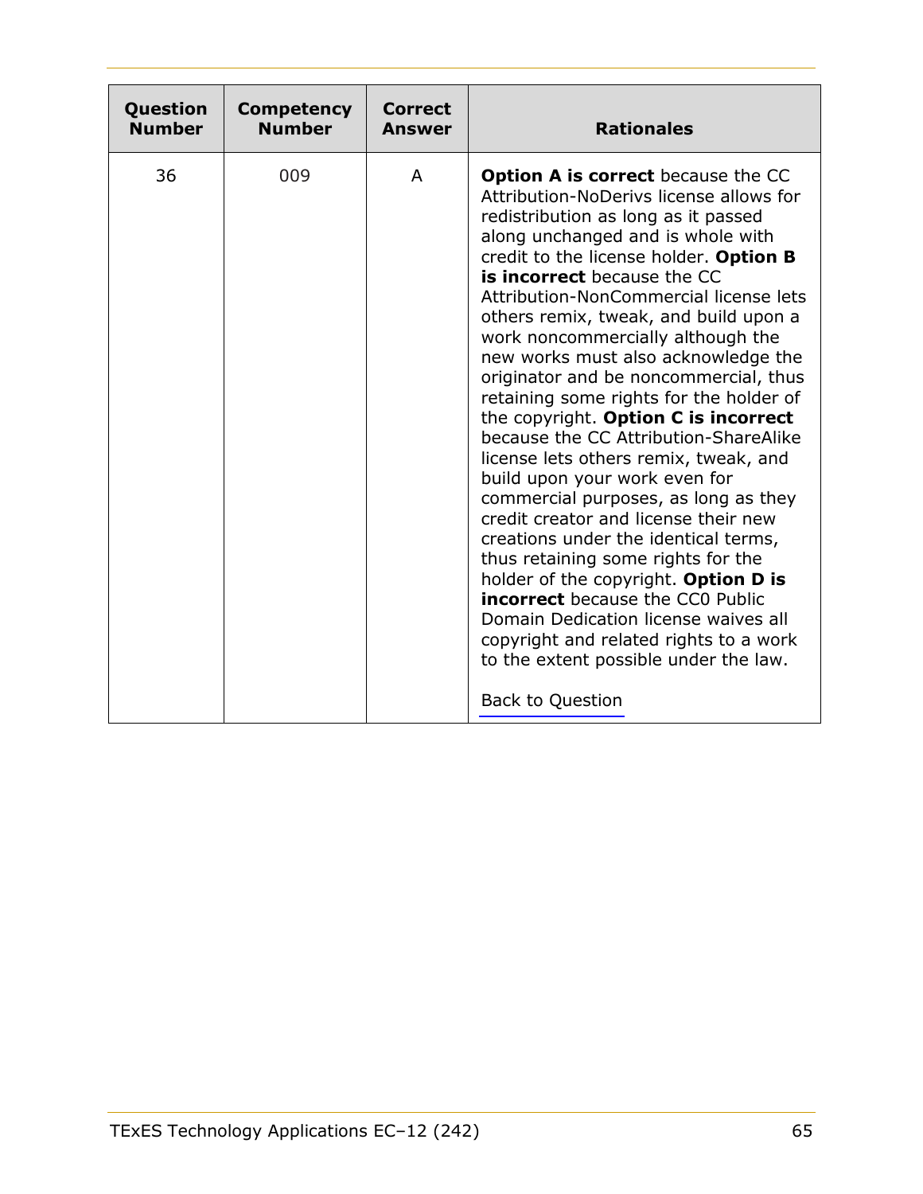| Question Number | Competency Number | Correct Answer | Rationales |
|---|---|---|---|
| 36 | 009 | A | **Option A is correct** because the CC Attribution-NoDerivs license allows for redistribution as long as it passed along unchanged and is whole with credit to the license holder. **Option B is incorrect** because the CC Attribution-NonCommercial license lets others remix, tweak, and build upon a work noncommercially although the new works must also acknowledge the originator and be noncommercial, thus retaining some rights for the holder of the copyright. **Option C is incorrect** because the CC Attribution-ShareAlike license lets others remix, tweak, and build upon your work even for commercial purposes, as long as they credit creator and license their new creations under the identical terms, thus retaining some rights for the holder of the copyright. **Option D is incorrect** because the CC0 Public Domain Dedication license waives all copyright and related rights to a work to the extent possible under the law. <br><br> Back to Question |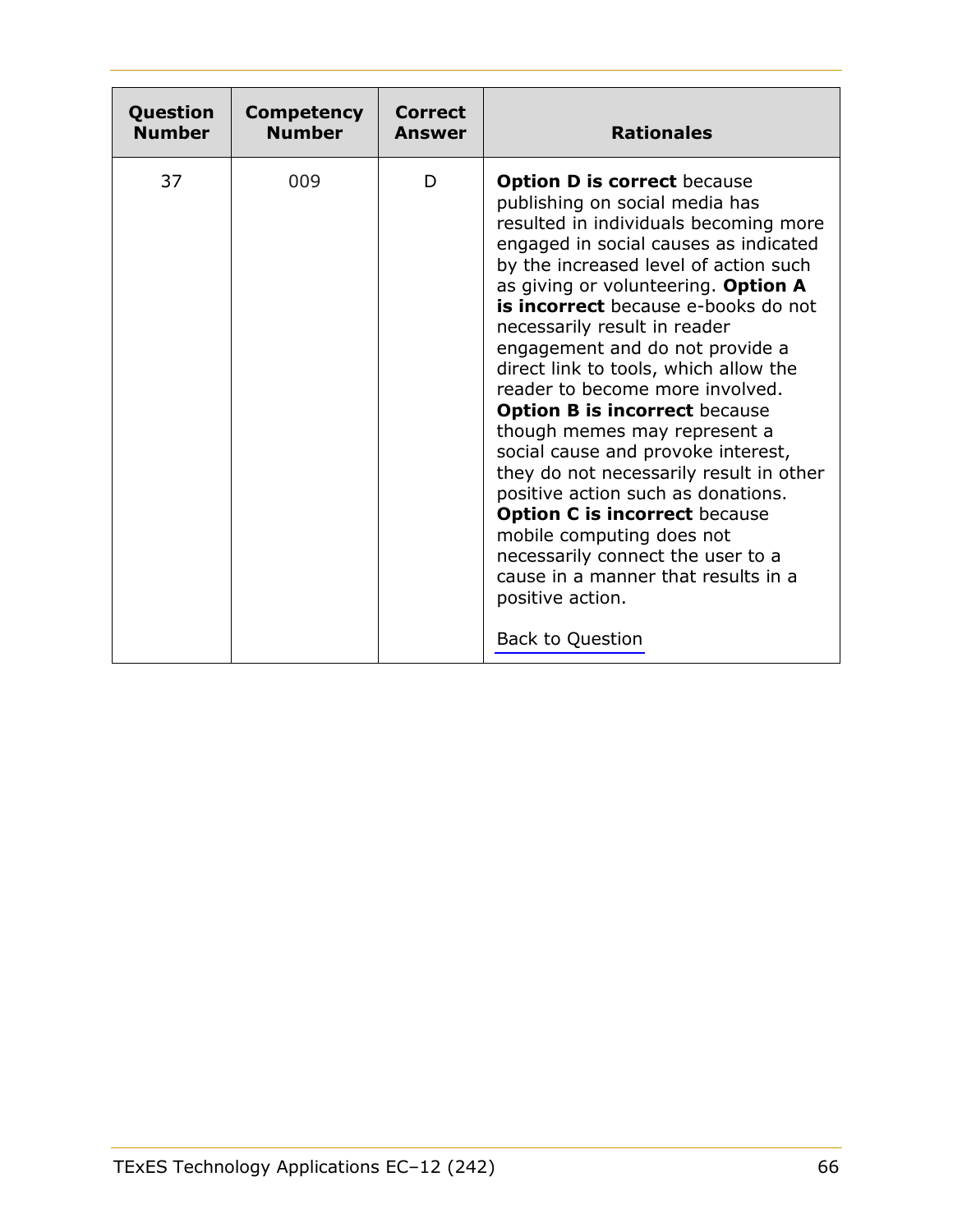| Question Number | Competency Number | Correct Answer | Rationales |
|---|---|---|---|
| 37 | 009 | D | **Option D is correct** because publishing on social media has resulted in individuals becoming more engaged in social causes as indicated by the increased level of action such as giving or volunteering. **Option A is incorrect** because e-books do not necessarily result in reader engagement and do not provide a direct link to tools, which allow the reader to become more involved. **Option B is incorrect** because though memes may represent a social cause and provoke interest, they do not necessarily result in other positive action such as donations. **Option C is incorrect** because mobile computing does not necessarily connect the user to a cause in a manner that results in a positive action.<br><br>Back to Question |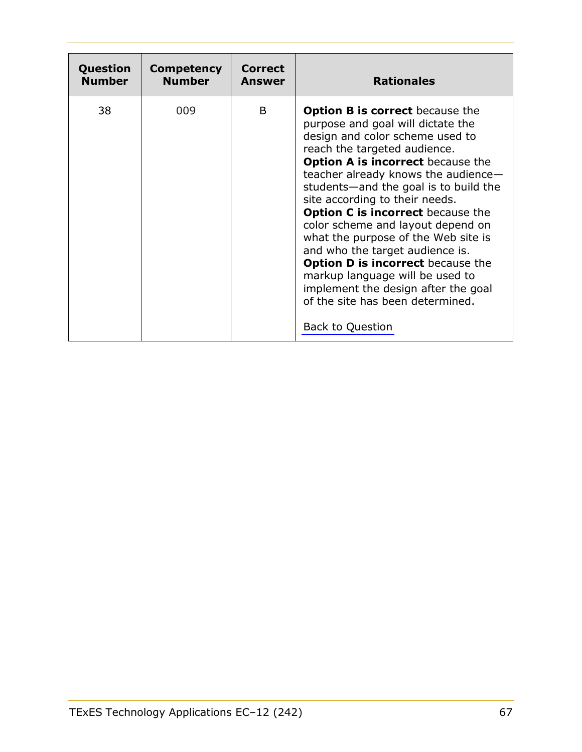| Question Number | Competency Number | Correct Answer | Rationales |
| --- | --- | --- | --- |
| 38 | 009 | B | **Option B is correct** because the purpose and goal will dictate the design and color scheme used to reach the targeted audience. **Option A is incorrect** because the teacher already knows the audience—students—and the goal is to build the site according to their needs. **Option C is incorrect** because the color scheme and layout depend on what the purpose of the Web site is and who the target audience is. **Option D is incorrect** because the markup language will be used to implement the design after the goal of the site has been determined.<br><br>Back to Question |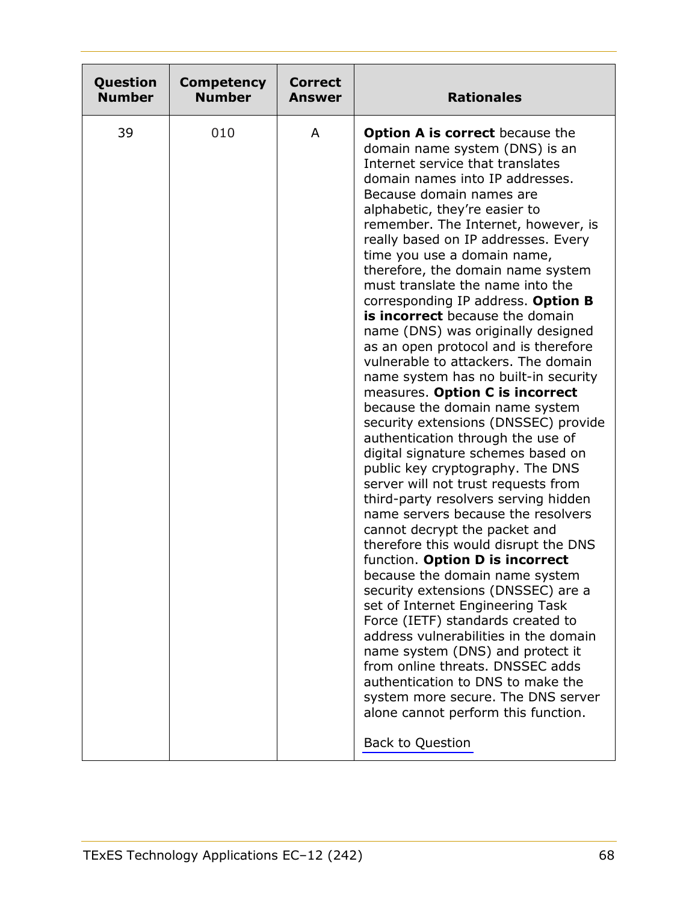| Question Number | Competency Number | Correct Answer | Rationales |
|---|---|---|---|
| 39 | 010 | A | **Option A is correct** because the domain name system (DNS) is an Internet service that translates domain names into IP addresses. Because domain names are alphabetic, they're easier to remember. The Internet, however, is really based on IP addresses. Every time you use a domain name, therefore, the domain name system must translate the name into the corresponding IP address. **Option B is incorrect** because the domain name (DNS) was originally designed as an open protocol and is therefore vulnerable to attackers. The domain name system has no built-in security measures. **Option C is incorrect** because the domain name system security extensions (DNSSEC) provide authentication through the use of digital signature schemes based on public key cryptography. The DNS server will not trust requests from third-party resolvers serving hidden name servers because the resolvers cannot decrypt the packet and therefore this would disrupt the DNS function. **Option D is incorrect** because the domain name system security extensions (DNSSEC) are a set of Internet Engineering Task Force (IETF) standards created to address vulnerabilities in the domain name system (DNS) and protect it from online threats. DNSSEC adds authentication to DNS to make the system more secure. The DNS server alone cannot perform this function. <br><br> Back to Question |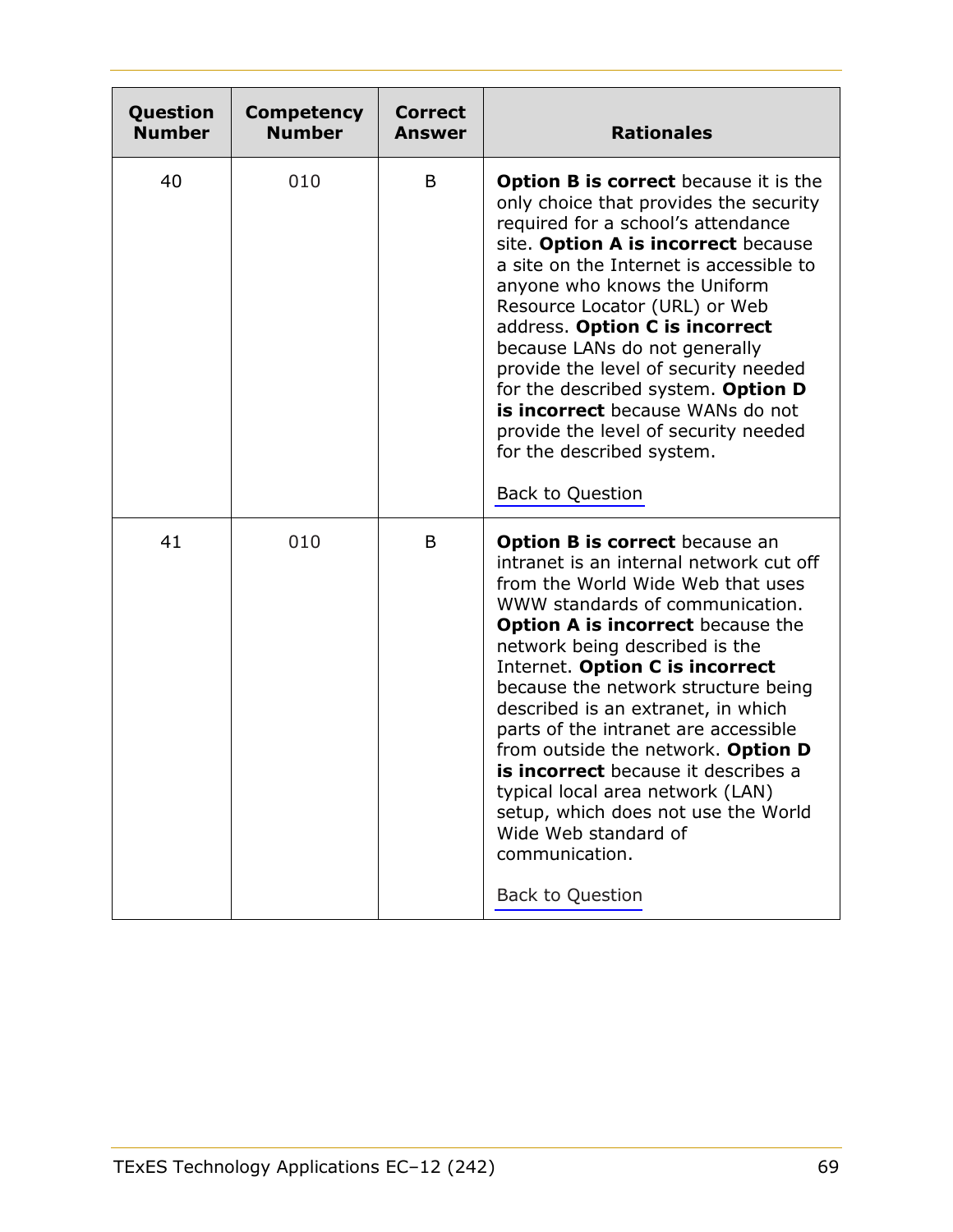| Question Number | Competency Number | Correct Answer | Rationales |
|---|---|---|---|
| 40 | 010 | B | **Option B is correct** because it is the only choice that provides the security required for a school's attendance site. **Option A is incorrect** because a site on the Internet is accessible to anyone who knows the Uniform Resource Locator (URL) or Web address. **Option C is incorrect** because LANs do not generally provide the level of security needed for the described system. **Option D is incorrect** because WANs do not provide the level of security needed for the described system.<br><br>Back to Question |
| 41 | 010 | B | **Option B is correct** because an intranet is an internal network cut off from the World Wide Web that uses WWW standards of communication. **Option A is incorrect** because the network being described is the Internet. **Option C is incorrect** because the network structure being described is an extranet, in which parts of the intranet are accessible from outside the network. **Option D is incorrect** because it describes a typical local area network (LAN) setup, which does not use the World Wide Web standard of communication.<br><br>Back to Question |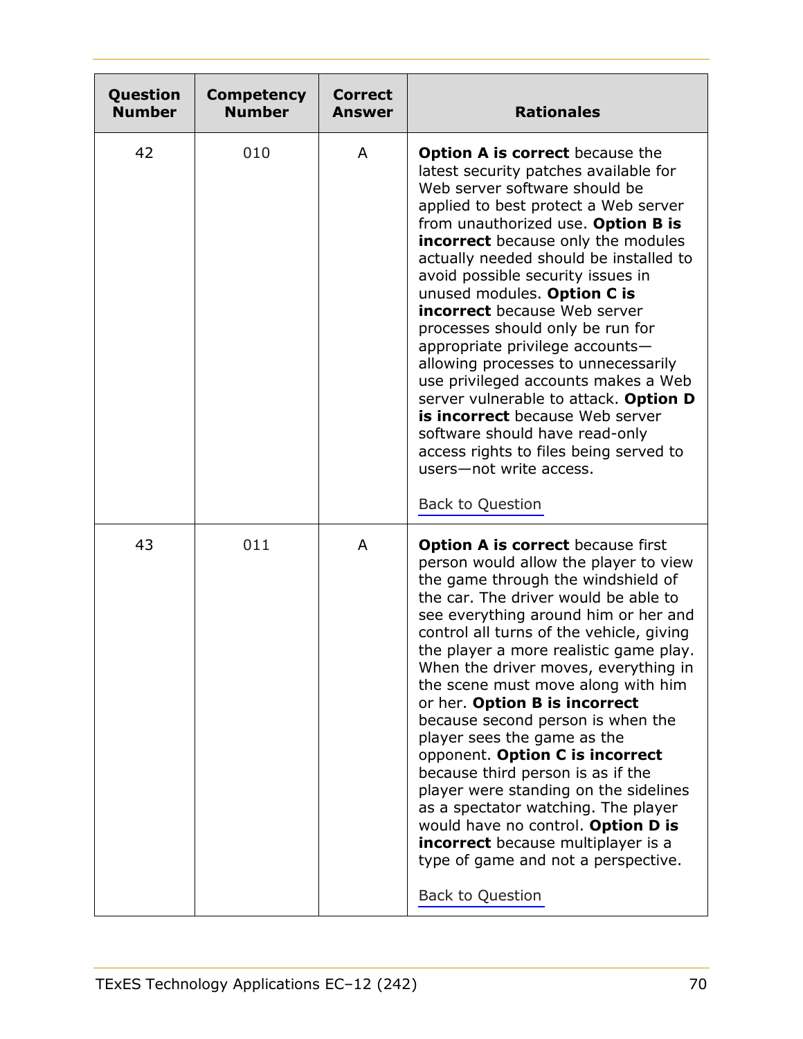| Question Number | Competency Number | Correct Answer | Rationales |
| --- | --- | --- | --- |
| 42 | 010 | A | **Option A is correct** because the latest security patches available for Web server software should be applied to best protect a Web server from unauthorized use. **Option B is incorrect** because only the modules actually needed should be installed to avoid possible security issues in unused modules. **Option C is incorrect** because Web server processes should only be run for appropriate privilege accounts—allowing processes to unnecessarily use privileged accounts makes a Web server vulnerable to attack. **Option D is incorrect** because Web server software should have read-only access rights to files being served to users—not write access. <br><br> Back to Question |
| 43 | 011 | A | **Option A is correct** because first person would allow the player to view the game through the windshield of the car. The driver would be able to see everything around him or her and control all turns of the vehicle, giving the player a more realistic game play. When the driver moves, everything in the scene must move along with him or her. **Option B is incorrect** because second person is when the player sees the game as the opponent. **Option C is incorrect** because third person is as if the player were standing on the sidelines as a spectator watching. The player would have no control. **Option D is incorrect** because multiplayer is a type of game and not a perspective. <br><br> Back to Question |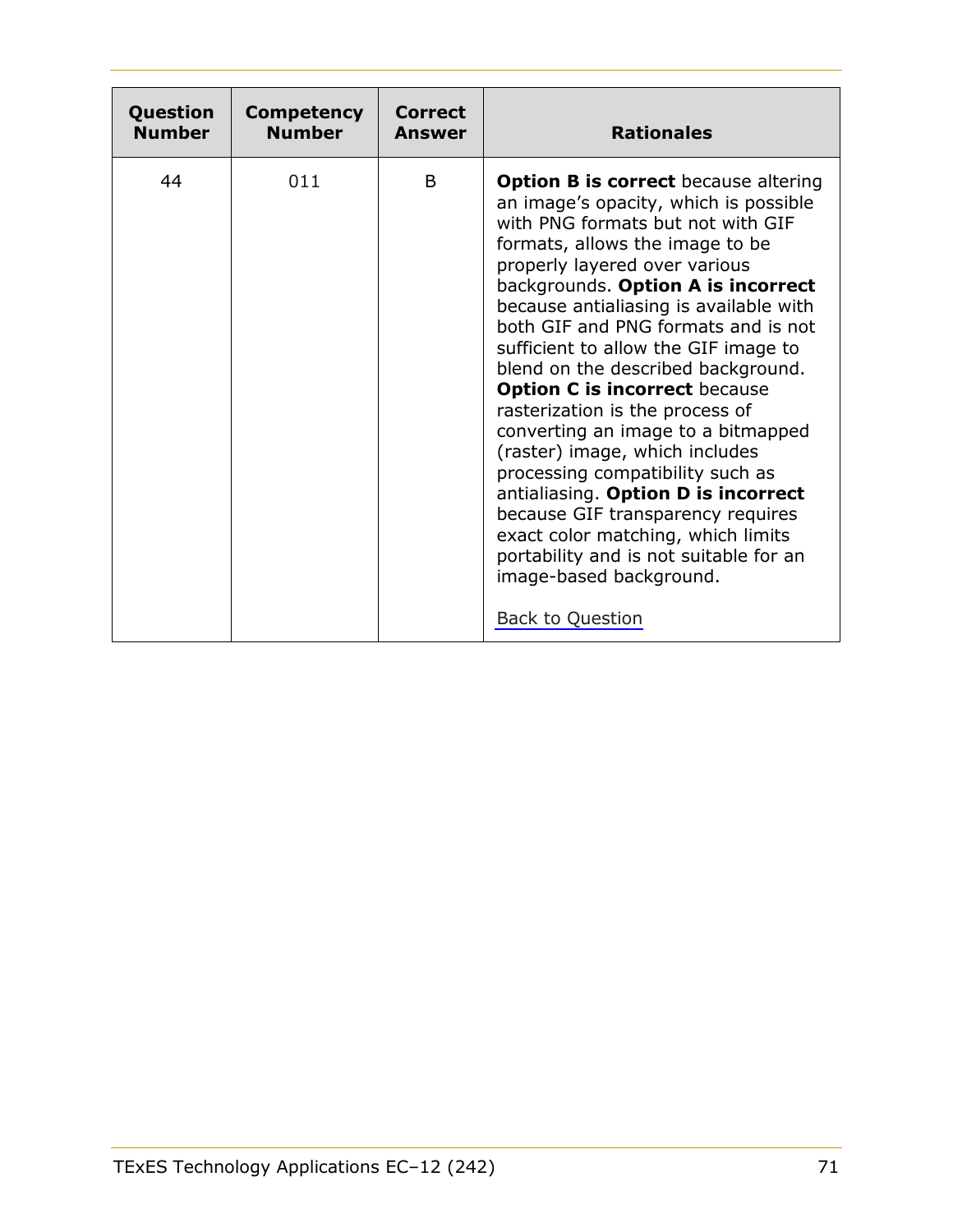| Question Number | Competency Number | Correct Answer | Rationales |
|---|---|---|---|
| 44 | 011 | B | **Option B is correct** because altering an image's opacity, which is possible with PNG formats but not with GIF formats, allows the image to be properly layered over various backgrounds. **Option A is incorrect** because antialiasing is available with both GIF and PNG formats and is not sufficient to allow the GIF image to blend on the described background. **Option C is incorrect** because rasterization is the process of converting an image to a bitmapped (raster) image, which includes processing compatibility such as antialiasing. **Option D is incorrect** because GIF transparency requires exact color matching, which limits portability and is not suitable for an image-based background.<br><br>Back to Question |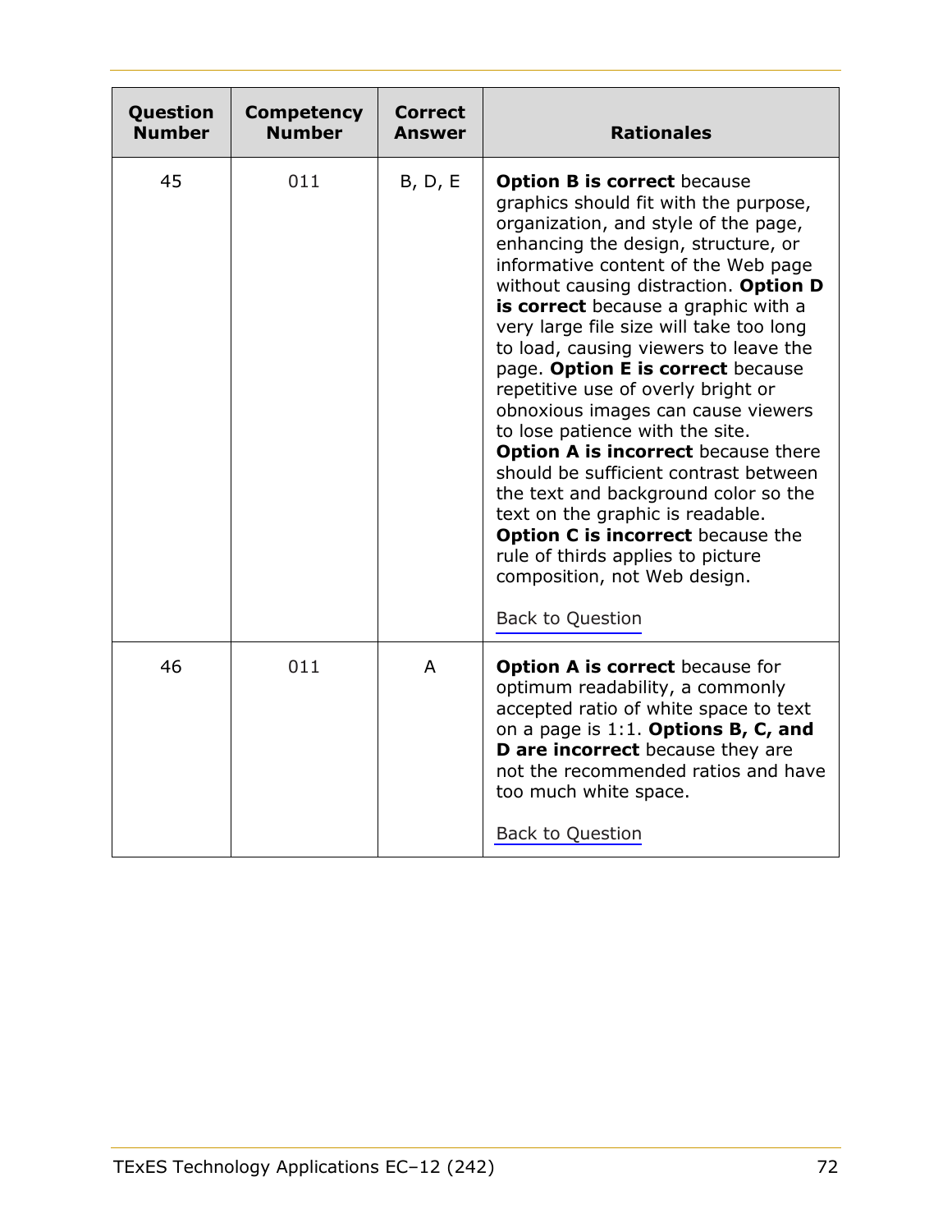| Question Number | Competency Number | Correct Answer | Rationales |
|---|---|---|---|
| 45 | 011 | B, D, E | **Option B is correct** because graphics should fit with the purpose, organization, and style of the page, enhancing the design, structure, or informative content of the Web page without causing distraction. **Option D is correct** because a graphic with a very large file size will take too long to load, causing viewers to leave the page. **Option E is correct** because repetitive use of overly bright or obnoxious images can cause viewers to lose patience with the site. **Option A is incorrect** because there should be sufficient contrast between the text and background color so the text on the graphic is readable. **Option C is incorrect** because the rule of thirds applies to picture composition, not Web design.<br><br>Back to Question |
| 46 | 011 | A | **Option A is correct** because for optimum readability, a commonly accepted ratio of white space to text on a page is 1:1. **Options B, C, and D are incorrect** because they are not the recommended ratios and have too much white space.<br><br>Back to Question |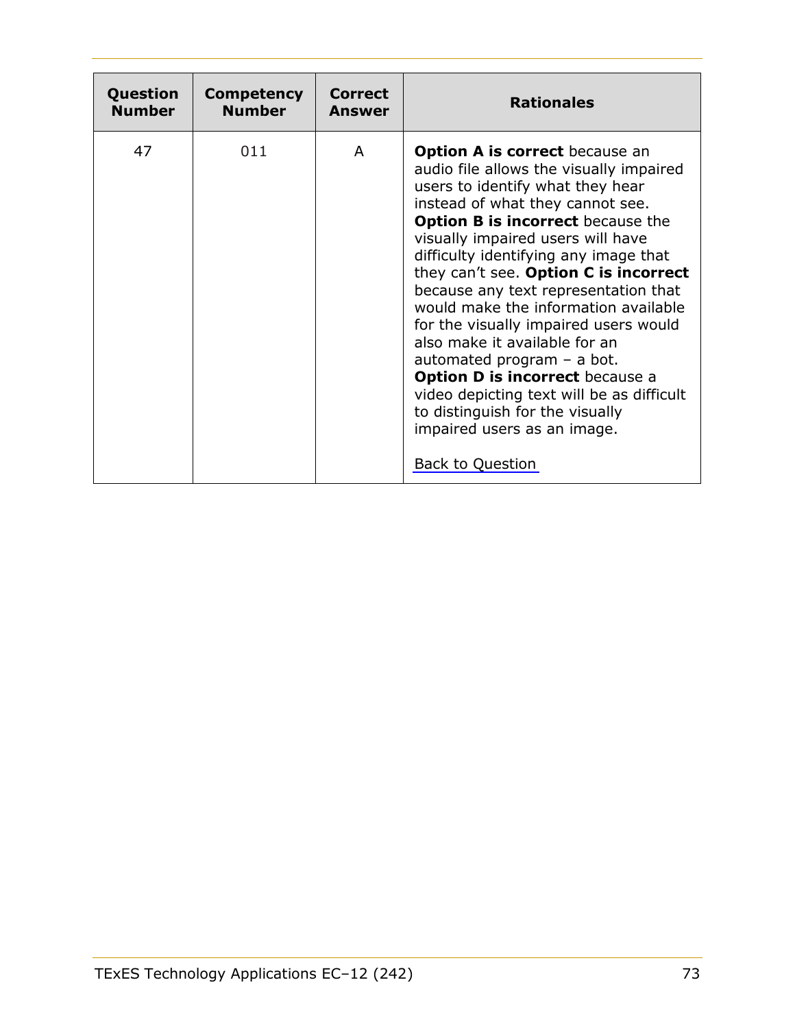| Question Number | Competency Number | Correct Answer | Rationales |
|---|---|---|---|
| 47 | 011 | A | **Option A is correct** because an audio file allows the visually impaired users to identify what they hear instead of what they cannot see. **Option B is incorrect** because the visually impaired users will have difficulty identifying any image that they can't see. **Option C is incorrect** because any text representation that would make the information available for the visually impaired users would also make it available for an automated program – a bot. **Option D is incorrect** because a video depicting text will be as difficult to distinguish for the visually impaired users as an image. <br><br> Back to Question |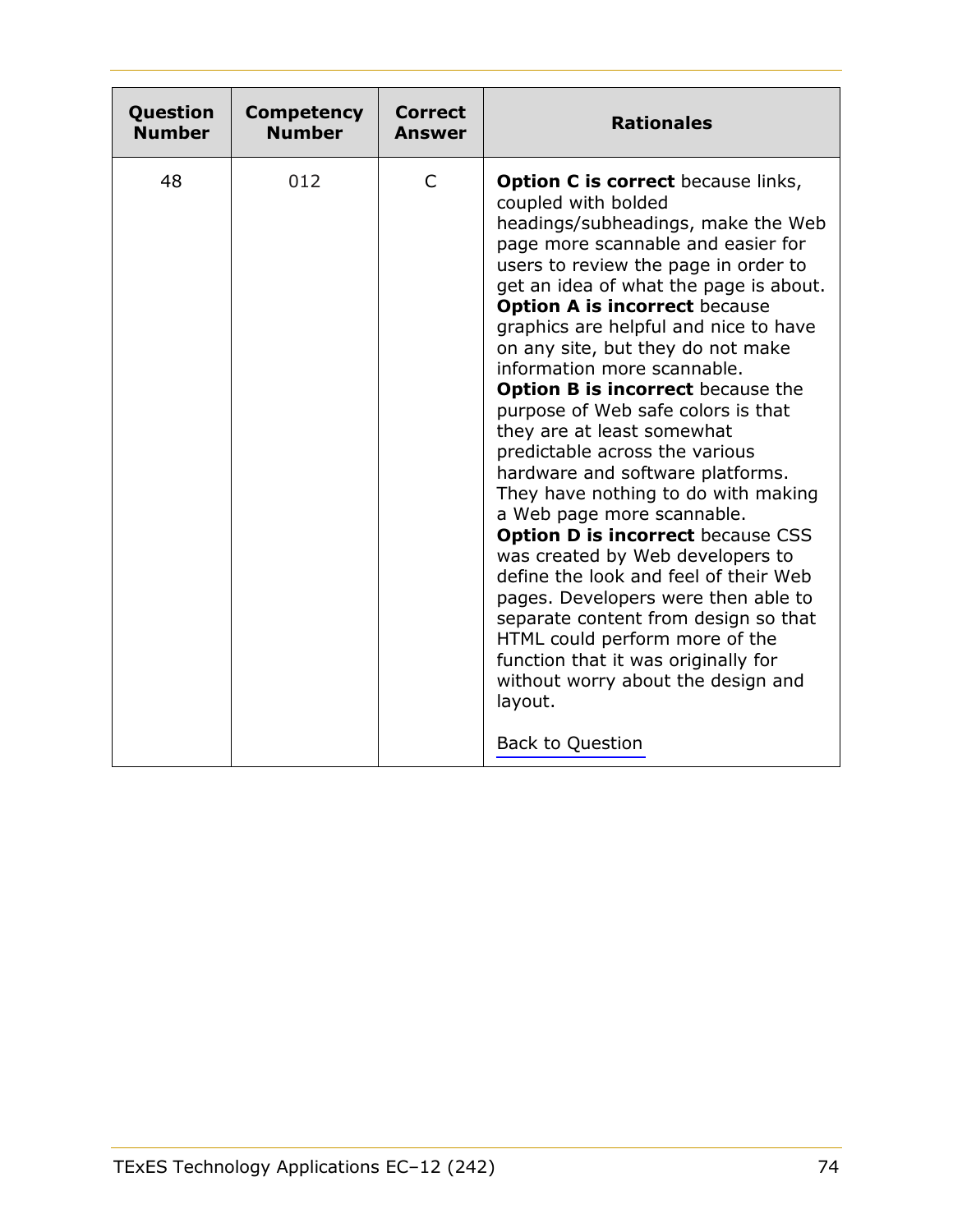| Question Number | Competency Number | Correct Answer | Rationales |
| --- | --- | --- | --- |
| 48 | 012 | C | **Option C is correct** because links, coupled with bolded headings/subheadings, make the Web page more scannable and easier for users to review the page in order to get an idea of what the page is about. **Option A is incorrect** because graphics are helpful and nice to have on any site, but they do not make information more scannable. **Option B is incorrect** because the purpose of Web safe colors is that they are at least somewhat predictable across the various hardware and software platforms. They have nothing to do with making a Web page more scannable. **Option D is incorrect** because CSS was created by Web developers to define the look and feel of their Web pages. Developers were then able to separate content from design so that HTML could perform more of the function that it was originally for without worry about the design and layout. Back to Question |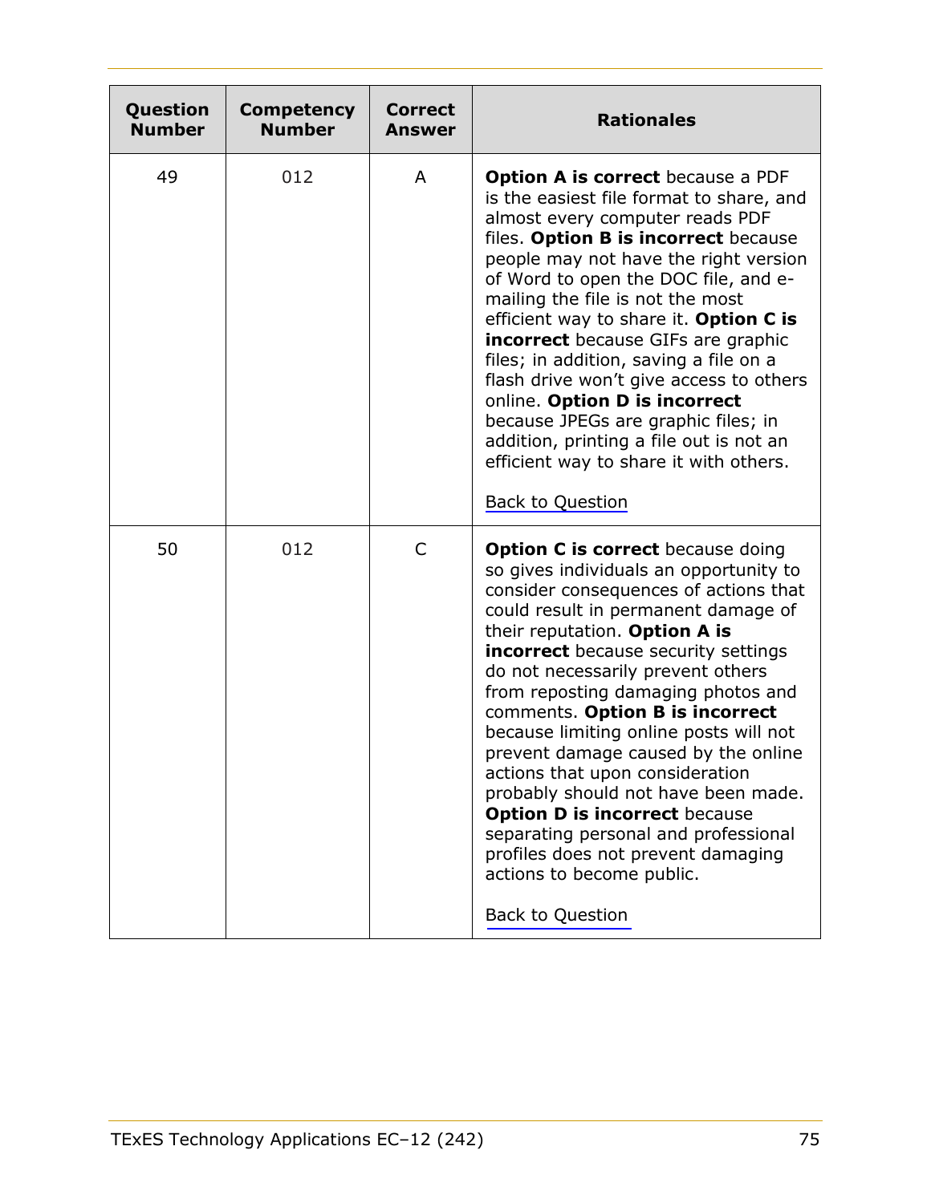| Question Number | Competency Number | Correct Answer | Rationales |
|---|---|---|---|
| 49 | 012 | A | **Option A is correct** because a PDF is the easiest file format to share, and almost every computer reads PDF files. **Option B is incorrect** because people may not have the right version of Word to open the DOC file, and e-mailing the file is not the most efficient way to share it. **Option C is incorrect** because GIFs are graphic files; in addition, saving a file on a flash drive won't give access to others online. **Option D is incorrect** because JPEGs are graphic files; in addition, printing a file out is not an efficient way to share it with others.<br><br>Back to Question |
| 50 | 012 | C | **Option C is correct** because doing so gives individuals an opportunity to consider consequences of actions that could result in permanent damage of their reputation. **Option A is incorrect** because security settings do not necessarily prevent others from reposting damaging photos and comments. **Option B is incorrect** because limiting online posts will not prevent damage caused by the online actions that upon consideration probably should not have been made. **Option D is incorrect** because separating personal and professional profiles does not prevent damaging actions to become public.<br><br>Back to Question |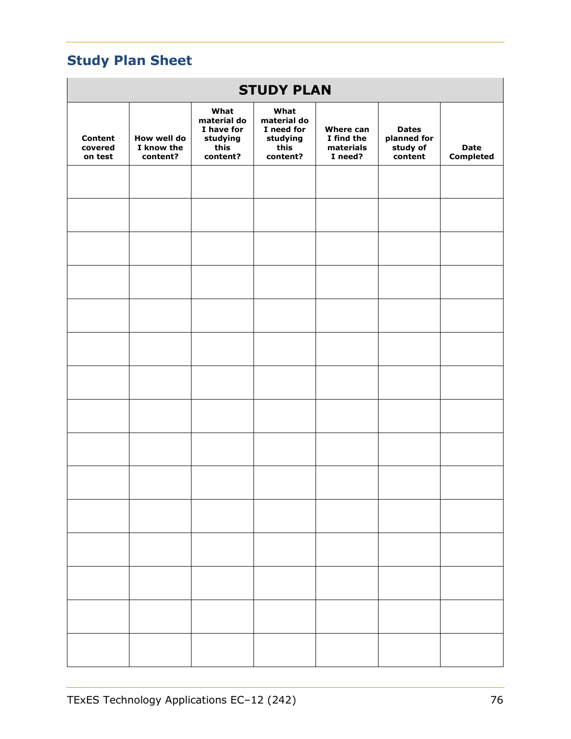## Study Plan Sheet

| STUDY PLAN | | | | | | |
|---|---|---|---|---|---|---|
| **Content covered on test** | **How well do I know the content?** | **What material do I have for studying this content?** | **What material do I need for studying this content?** | **Where can I find the materials I need?** | **Dates planned for study of content** | **Date Completed** |
| | | | | | | |
| | | | | | | |
| | | | | | | |
| | | | | | | |
| | | | | | | |
| | | | | | | |
| | | | | | | |
| | | | | | | |
| | | | | | | |
| | | | | | | |
| | | | | | | |
| | | | | | | |
| | | | | | | |
| | | | | | | |
| | | | | | | |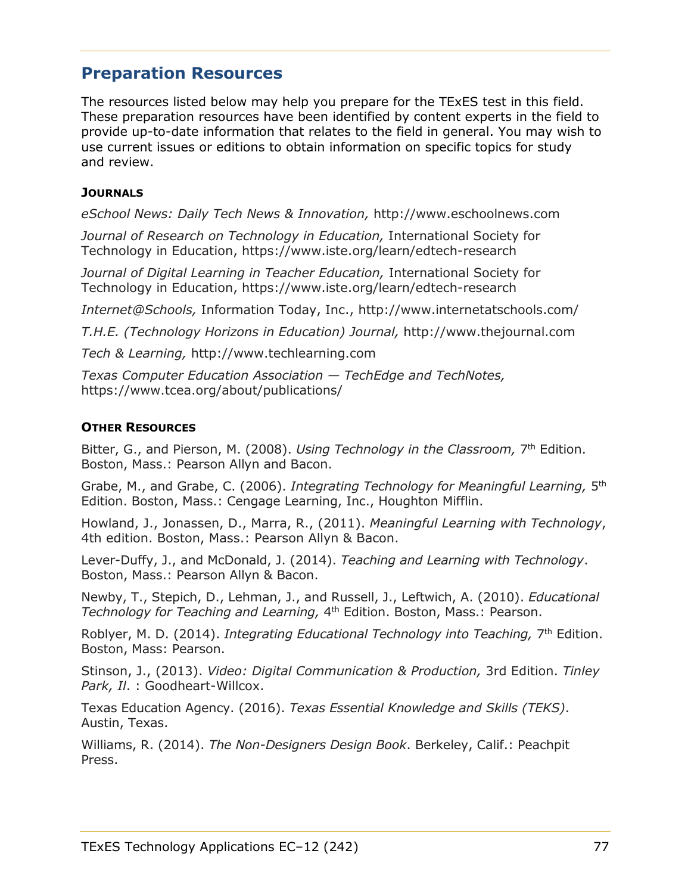## Preparation Resources

The resources listed below may help you prepare for the TExES test in this field. These preparation resources have been identified by content experts in the field to provide up-to-date information that relates to the field in general. You may wish to use current issues or editions to obtain information on specific topics for study and review.

### Journals

*eSchool News: Daily Tech News & Innovation,* http://www.eschoolnews.com

*Journal of Research on Technology in Education,* International Society for Technology in Education, https://www.iste.org/learn/edtech-research

*Journal of Digital Learning in Teacher Education,* International Society for Technology in Education, https://www.iste.org/learn/edtech-research

*Internet@Schools,* Information Today, Inc., http://www.internetatschools.com/

*T.H.E. (Technology Horizons in Education) Journal,* http://www.thejournal.com

*Tech & Learning,* http://www.techlearning.com

*Texas Computer Education Association — TechEdge and TechNotes,* https://www.tcea.org/about/publications/

### Other Resources

Bitter, G., and Pierson, M. (2008). *Using Technology in the Classroom,* 7th Edition. Boston, Mass.: Pearson Allyn and Bacon.

Grabe, M., and Grabe, C. (2006). *Integrating Technology for Meaningful Learning,* 5th Edition. Boston, Mass.: Cengage Learning, Inc., Houghton Mifflin.

Howland, J., Jonassen, D., Marra, R., (2011). *Meaningful Learning with Technology*, 4th edition. Boston, Mass.: Pearson Allyn & Bacon.

Lever-Duffy, J., and McDonald, J. (2014). *Teaching and Learning with Technology*. Boston, Mass.: Pearson Allyn & Bacon.

Newby, T., Stepich, D., Lehman, J., and Russell, J., Leftwich, A. (2010). *Educational Technology for Teaching and Learning,* 4th Edition. Boston, Mass.: Pearson.

Roblyer, M. D. (2014). *Integrating Educational Technology into Teaching,* 7th Edition. Boston, Mass: Pearson.

Stinson, J., (2013). *Video: Digital Communication & Production,* 3rd Edition. *Tinley Park, Il*. : Goodheart-Willcox.

Texas Education Agency. (2016). *Texas Essential Knowledge and Skills (TEKS)*. Austin, Texas.

Williams, R. (2014). *The Non-Designers Design Book*. Berkeley, Calif.: Peachpit Press.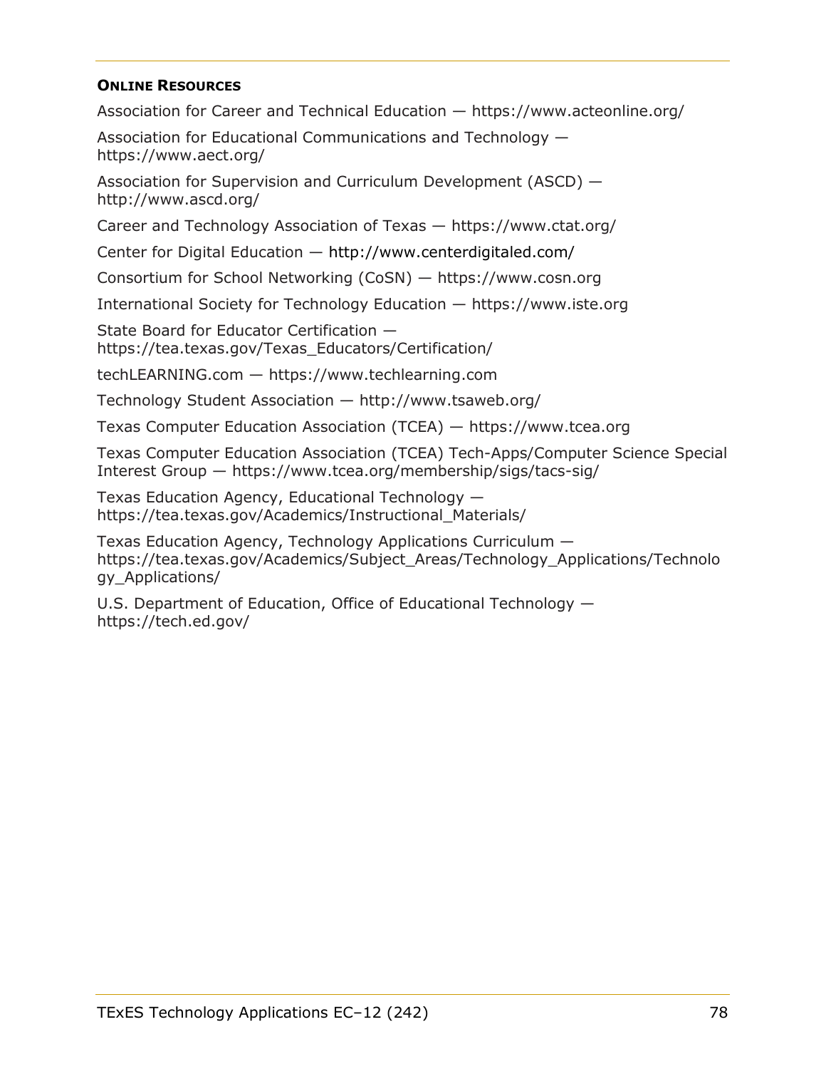**ONLINE RESOURCES**

Association for Career and Technical Education — https://www.acteonline.org/

Association for Educational Communications and Technology — https://www.aect.org/

Association for Supervision and Curriculum Development (ASCD) — http://www.ascd.org/

Career and Technology Association of Texas — https://www.ctat.org/

Center for Digital Education — http://www.centerdigitaled.com/

Consortium for School Networking (CoSN) — https://www.cosn.org

International Society for Technology Education — https://www.iste.org

State Board for Educator Certification — https://tea.texas.gov/Texas_Educators/Certification/

techLEARNING.com — https://www.techlearning.com

Technology Student Association — http://www.tsaweb.org/

Texas Computer Education Association (TCEA) — https://www.tcea.org

Texas Computer Education Association (TCEA) Tech-Apps/Computer Science Special Interest Group — https://www.tcea.org/membership/sigs/tacs-sig/

Texas Education Agency, Educational Technology — https://tea.texas.gov/Academics/Instructional_Materials/

Texas Education Agency, Technology Applications Curriculum — https://tea.texas.gov/Academics/Subject_Areas/Technology_Applications/Technology_Applications/

U.S. Department of Education, Office of Educational Technology — https://tech.ed.gov/